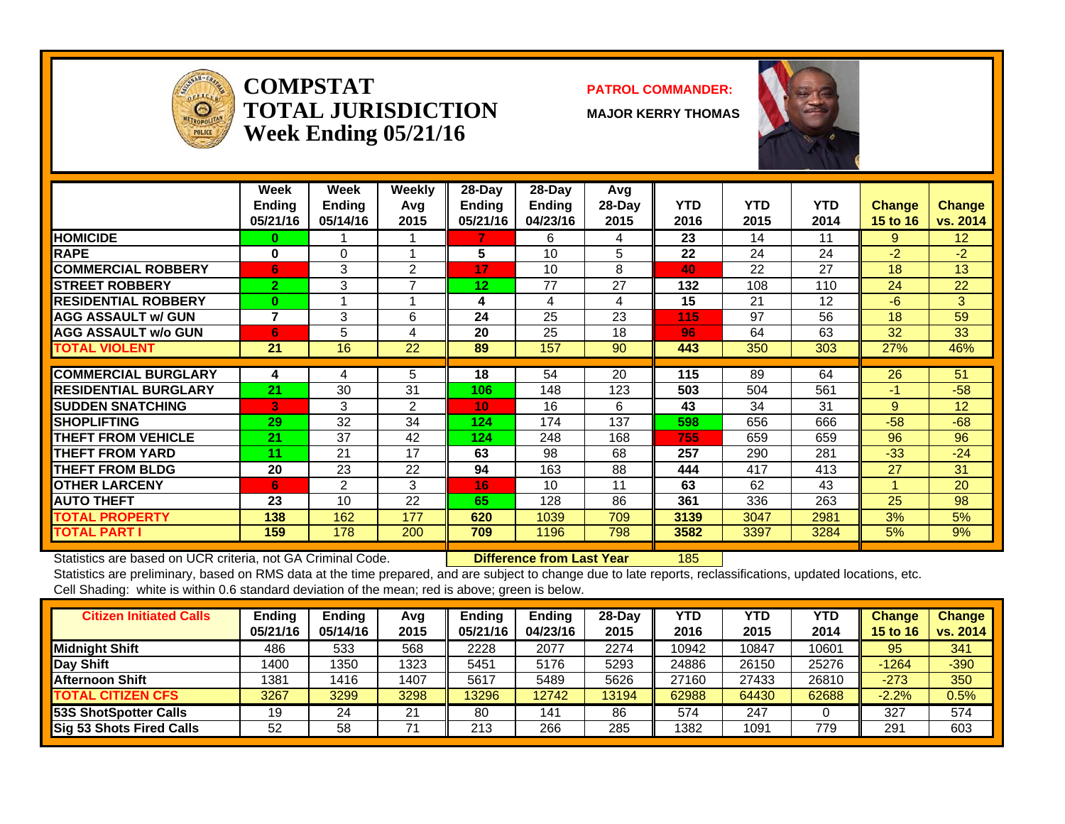# COMPSTAT TOTAL JURISDICTION Week Ending 05/21/16

**PATROL COMMANDER:**

**MAJOR KERRY THOMAS**

| | Week Ending 05/21/16 | Week Ending 05/14/16 | Weekly Avg 2015 | 28-Day Ending 05/21/16 | 28-Day Ending 04/23/16 | Avg 28-Day 2015 | YTD 2016 | YTD 2015 | YTD 2014 | Change 15 to 16 | Change vs. 2014 |
|---|---|---|---|---|---|---|---|---|---|---|---|
| HOMICIDE | 0 | 1 | 1 | 7 | 6 | 4 | 23 | 14 | 11 | 9 | 12 |
| RAPE | 0 | 0 | 1 | 5 | 10 | 5 | 22 | 24 | 24 | -2 | -2 |
| COMMERCIAL ROBBERY | 6 | 3 | 2 | 17 | 10 | 8 | 40 | 22 | 27 | 18 | 13 |
| STREET ROBBERY | 2 | 3 | 7 | 12 | 77 | 27 | 132 | 108 | 110 | 24 | 22 |
| RESIDENTIAL ROBBERY | 0 | 1 | 1 | 4 | 4 | 4 | 15 | 21 | 12 | -6 | 3 |
| AGG ASSAULT w/ GUN | 7 | 3 | 6 | 24 | 25 | 23 | 115 | 97 | 56 | 18 | 59 |
| AGG ASSAULT w/o GUN | 6 | 5 | 4 | 20 | 25 | 18 | 96 | 64 | 63 | 32 | 33 |
| TOTAL VIOLENT | 21 | 16 | 22 | 89 | 157 | 90 | 443 | 350 | 303 | 27% | 46% |
| COMMERCIAL BURGLARY | 4 | 4 | 5 | 18 | 54 | 20 | 115 | 89 | 64 | 26 | 51 |
| RESIDENTIAL BURGLARY | 21 | 30 | 31 | 106 | 148 | 123 | 503 | 504 | 561 | -1 | -58 |
| SUDDEN SNATCHING | 3 | 3 | 2 | 10 | 16 | 6 | 43 | 34 | 31 | 9 | 12 |
| SHOPLIFTING | 29 | 32 | 34 | 124 | 174 | 137 | 598 | 656 | 666 | -58 | -68 |
| THEFT FROM VEHICLE | 21 | 37 | 42 | 124 | 248 | 168 | 755 | 659 | 659 | 96 | 96 |
| THEFT FROM YARD | 11 | 21 | 17 | 63 | 98 | 68 | 257 | 290 | 281 | -33 | -24 |
| THEFT FROM BLDG | 20 | 23 | 22 | 94 | 163 | 88 | 444 | 417 | 413 | 27 | 31 |
| OTHER LARCENY | 6 | 2 | 3 | 16 | 10 | 11 | 63 | 62 | 43 | 1 | 20 |
| AUTO THEFT | 23 | 10 | 22 | 65 | 128 | 86 | 361 | 336 | 263 | 25 | 98 |
| TOTAL PROPERTY | 138 | 162 | 177 | 620 | 1039 | 709 | 3139 | 3047 | 2981 | 3% | 5% |
| TOTAL PART I | 159 | 178 | 200 | 709 | 1196 | 798 | 3582 | 3397 | 3284 | 5% | 9% |

Statistics are based on UCR criteria, not GA Criminal Code. **Difference from Last Year** 185

Statistics are preliminary, based on RMS data at the time prepared, and are subject to change due to late reports, reclassifications, updated locations, etc.

Cell Shading: white is within 0.6 standard deviation of the mean; red is above; green is below.

| Citizen Initiated Calls | Ending 05/21/16 | Ending 05/14/16 | Avg 2015 | Ending 05/21/16 | Ending 04/23/16 | 28-Day 2015 | YTD 2016 | YTD 2015 | YTD 2014 | Change 15 to 16 | Change vs. 2014 |
|---|---|---|---|---|---|---|---|---|---|---|---|
| Midnight Shift | 486 | 533 | 568 | 2228 | 2077 | 2274 | 10942 | 10847 | 10601 | 95 | 341 |
| Day Shift | 1400 | 1350 | 1323 | 5451 | 5176 | 5293 | 24886 | 26150 | 25276 | -1264 | -390 |
| Afternoon Shift | 1381 | 1416 | 1407 | 5617 | 5489 | 5626 | 27160 | 27433 | 26810 | -273 | 350 |
| TOTAL CITIZEN CFS | 3267 | 3299 | 3298 | 13296 | 12742 | 13194 | 62988 | 64430 | 62688 | -2.2% | 0.5% |
| 53S ShotSpotter Calls | 19 | 24 | 21 | 80 | 141 | 86 | 574 | 247 | 0 | 327 | 574 |
| Sig 53 Shots Fired Calls | 52 | 58 | 71 | 213 | 266 | 285 | 1382 | 1091 | 779 | 291 | 603 |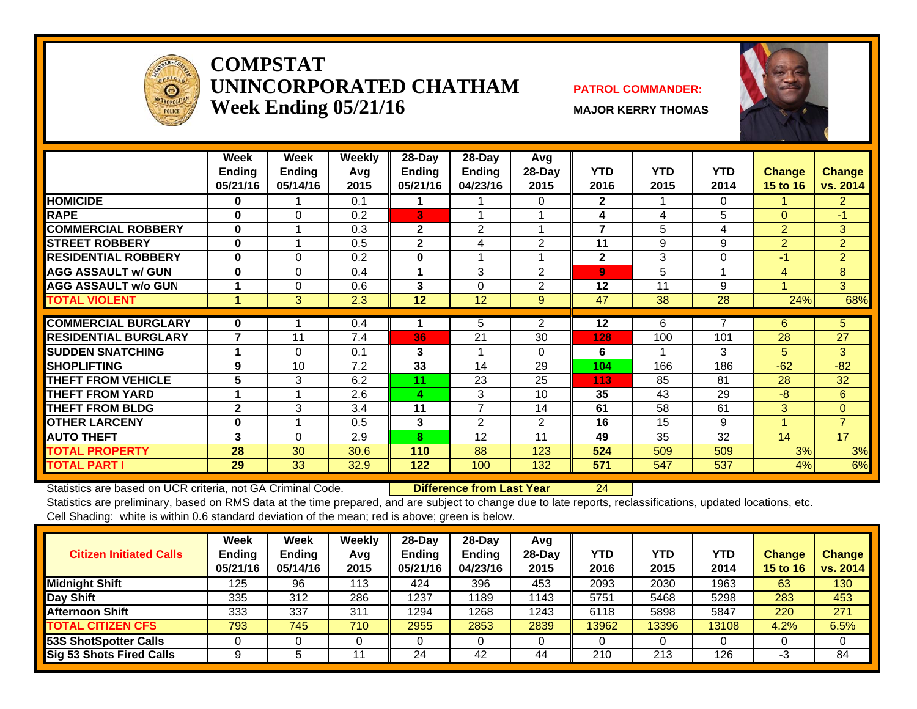# COMPSTAT
# UNINCORPORATED CHATHAM
## Week Ending 05/21/16

**PATROL COMMANDER:**

**MAJOR KERRY THOMAS**

| | Week Ending 05/21/16 | Week Ending 05/14/16 | Weekly Avg 2015 | 28-Day Ending 05/21/16 | 28-Day Ending 04/23/16 | Avg 28-Day 2015 | YTD 2016 | YTD 2015 | YTD 2014 | Change 15 to 16 | Change vs. 2014 |
|---|---|---|---|---|---|---|---|---|---|---|---|
| HOMICIDE | 0 | 1 | 0.1 | 1 | 1 | 0 | 2 | 1 | 0 | 1 | 2 |
| RAPE | 0 | 0 | 0.2 | 3 | 1 | 1 | 4 | 4 | 5 | 0 | -1 |
| COMMERCIAL ROBBERY | 0 | 1 | 0.3 | 2 | 2 | 1 | 7 | 5 | 4 | 2 | 3 |
| STREET ROBBERY | 0 | 1 | 0.5 | 2 | 4 | 2 | 11 | 9 | 9 | 2 | 2 |
| RESIDENTIAL ROBBERY | 0 | 0 | 0.2 | 0 | 1 | 1 | 2 | 3 | 0 | -1 | 2 |
| AGG ASSAULT w/ GUN | 0 | 0 | 0.4 | 1 | 3 | 2 | 9 | 5 | 1 | 4 | 8 |
| AGG ASSAULT w/o GUN | 1 | 0 | 0.6 | 3 | 0 | 2 | 12 | 11 | 9 | 1 | 3 |
| TOTAL VIOLENT | 1 | 3 | 2.3 | 12 | 12 | 9 | 47 | 38 | 28 | 24% | 68% |
| COMMERCIAL BURGLARY | 0 | 1 | 0.4 | 1 | 5 | 2 | 12 | 6 | 7 | 6 | 5 |
| RESIDENTIAL BURGLARY | 7 | 11 | 7.4 | 36 | 21 | 30 | 128 | 100 | 101 | 28 | 27 |
| SUDDEN SNATCHING | 1 | 0 | 0.1 | 3 | 1 | 0 | 6 | 1 | 3 | 5 | 3 |
| SHOPLIFTING | 9 | 10 | 7.2 | 33 | 14 | 29 | 104 | 166 | 186 | -62 | -82 |
| THEFT FROM VEHICLE | 5 | 3 | 6.2 | 11 | 23 | 25 | 113 | 85 | 81 | 28 | 32 |
| THEFT FROM YARD | 1 | 1 | 2.6 | 4 | 3 | 10 | 35 | 43 | 29 | -8 | 6 |
| THEFT FROM BLDG | 2 | 3 | 3.4 | 11 | 7 | 14 | 61 | 58 | 61 | 3 | 0 |
| OTHER LARCENY | 0 | 1 | 0.5 | 3 | 2 | 2 | 16 | 15 | 9 | 1 | 7 |
| AUTO THEFT | 3 | 0 | 2.9 | 8 | 12 | 11 | 49 | 35 | 32 | 14 | 17 |
| TOTAL PROPERTY | 28 | 30 | 30.6 | 110 | 88 | 123 | 524 | 509 | 509 | 3% | 3% |
| TOTAL PART I | 29 | 33 | 32.9 | 122 | 100 | 132 | 571 | 547 | 537 | 4% | 6% |

Statistics are based on UCR criteria, not GA Criminal Code. **Difference from Last Year** 24

Statistics are preliminary, based on RMS data at the time prepared, and are subject to change due to late reports, reclassifications, updated locations, etc.

Cell Shading: white is within 0.6 standard deviation of the mean; red is above; green is below.

| Citizen Initiated Calls | Week Ending 05/21/16 | Week Ending 05/14/16 | Weekly Avg 2015 | 28-Day Ending 05/21/16 | 28-Day Ending 04/23/16 | Avg 28-Day 2015 | YTD 2016 | YTD 2015 | YTD 2014 | Change 15 to 16 | Change vs. 2014 |
|---|---|---|---|---|---|---|---|---|---|---|---|
| Midnight Shift | 125 | 96 | 113 | 424 | 396 | 453 | 2093 | 2030 | 1963 | 63 | 130 |
| Day Shift | 335 | 312 | 286 | 1237 | 1189 | 1143 | 5751 | 5468 | 5298 | 283 | 453 |
| Afternoon Shift | 333 | 337 | 311 | 1294 | 1268 | 1243 | 6118 | 5898 | 5847 | 220 | 271 |
| TOTAL CITIZEN CFS | 793 | 745 | 710 | 2955 | 2853 | 2839 | 13962 | 13396 | 13108 | 4.2% | 6.5% |
| 53S ShotSpotter Calls | 0 | 0 | 0 | 0 | 0 | 0 | 0 | 0 | 0 | 0 | 0 |
| Sig 53 Shots Fired Calls | 9 | 5 | 11 | 24 | 42 | 44 | 210 | 213 | 126 | -3 | 84 |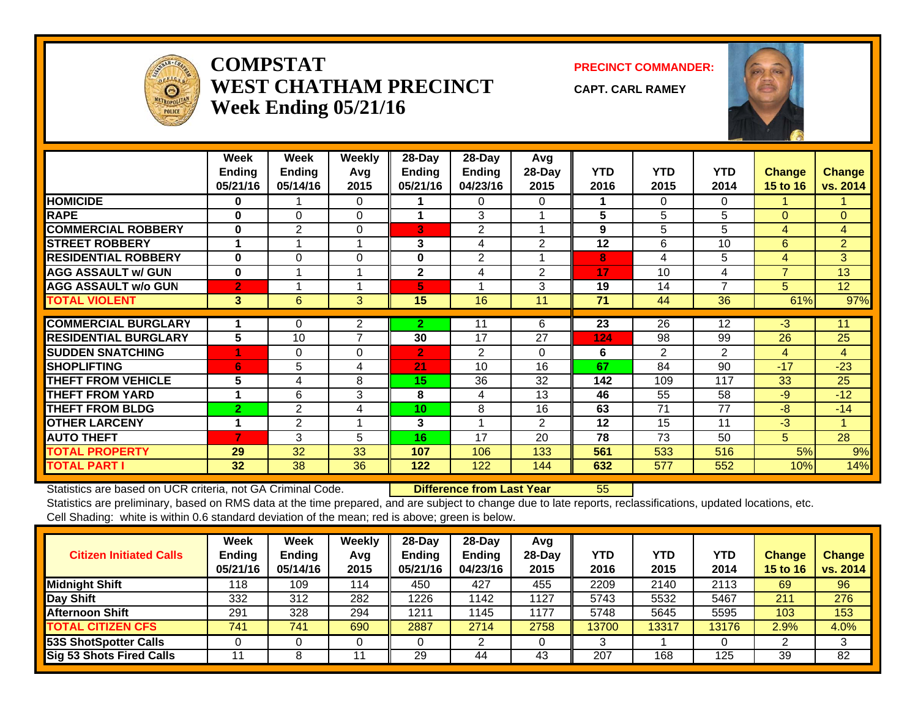# COMPSTAT
# WEST CHATHAM PRECINCT
## Week Ending 05/21/16

**PRECINCT COMMANDER:**

**CAPT. CARL RAMEY**

| | Week Ending 05/21/16 | Week Ending 05/14/16 | Weekly Avg 2015 | 28-Day Ending 05/21/16 | 28-Day Ending 04/23/16 | Avg 28-Day 2015 | YTD 2016 | YTD 2015 | YTD 2014 | Change 15 to 16 | Change vs. 2014 |
|---|---|---|---|---|---|---|---|---|---|---|---|
| **HOMICIDE** | 0 | 1 | 0 | 1 | 0 | 0 | 1 | 0 | 0 | 1 | 1 |
| **RAPE** | 0 | 0 | 0 | 1 | 3 | 1 | 5 | 5 | 5 | 0 | 0 |
| **COMMERCIAL ROBBERY** | 0 | 2 | 0 | 3 | 2 | 1 | 9 | 5 | 5 | 4 | 4 |
| **STREET ROBBERY** | 1 | 1 | 1 | 3 | 4 | 2 | 12 | 6 | 10 | 6 | 2 |
| **RESIDENTIAL ROBBERY** | 0 | 0 | 0 | 0 | 2 | 1 | 8 | 4 | 5 | 4 | 3 |
| **AGG ASSAULT w/ GUN** | 0 | 1 | 1 | 2 | 4 | 2 | 17 | 10 | 4 | 7 | 13 |
| **AGG ASSAULT w/o GUN** | 2 | 1 | 1 | 5 | 1 | 3 | 19 | 14 | 7 | 5 | 12 |
| **TOTAL VIOLENT** | 3 | 6 | 3 | 15 | 16 | 11 | 71 | 44 | 36 | 61% | 97% |
| **COMMERCIAL BURGLARY** | 1 | 0 | 2 | 2 | 11 | 6 | 23 | 26 | 12 | -3 | 11 |
| **RESIDENTIAL BURGLARY** | 5 | 10 | 7 | 30 | 17 | 27 | 124 | 98 | 99 | 26 | 25 |
| **SUDDEN SNATCHING** | 1 | 0 | 0 | 2 | 2 | 0 | 6 | 2 | 2 | 4 | 4 |
| **SHOPLIFTING** | 6 | 5 | 4 | 21 | 10 | 16 | 67 | 84 | 90 | -17 | -23 |
| **THEFT FROM VEHICLE** | 5 | 4 | 8 | 15 | 36 | 32 | 142 | 109 | 117 | 33 | 25 |
| **THEFT FROM YARD** | 1 | 6 | 3 | 8 | 4 | 13 | 46 | 55 | 58 | -9 | -12 |
| **THEFT FROM BLDG** | 2 | 2 | 4 | 10 | 8 | 16 | 63 | 71 | 77 | -8 | -14 |
| **OTHER LARCENY** | 1 | 2 | 1 | 3 | 1 | 2 | 12 | 15 | 11 | -3 | 1 |
| **AUTO THEFT** | 7 | 3 | 5 | 16 | 17 | 20 | 78 | 73 | 50 | 5 | 28 |
| **TOTAL PROPERTY** | 29 | 32 | 33 | 107 | 106 | 133 | 561 | 533 | 516 | 5% | 9% |
| **TOTAL PART I** | 32 | 38 | 36 | 122 | 122 | 144 | 632 | 577 | 552 | 10% | 14% |

Statistics are based on UCR criteria, not GA Criminal Code. **Difference from Last Year** 55

Statistics are preliminary, based on RMS data at the time prepared, and are subject to change due to late reports, reclassifications, updated locations, etc.

Cell Shading: white is within 0.6 standard deviation of the mean; red is above; green is below.

| Citizen Initiated Calls | Week Ending 05/21/16 | Week Ending 05/14/16 | Weekly Avg 2015 | 28-Day Ending 05/21/16 | 28-Day Ending 04/23/16 | Avg 28-Day 2015 | YTD 2016 | YTD 2015 | YTD 2014 | Change 15 to 16 | Change vs. 2014 |
|---|---|---|---|---|---|---|---|---|---|---|---|
| **Midnight Shift** | 118 | 109 | 114 | 450 | 427 | 455 | 2209 | 2140 | 2113 | 69 | 96 |
| **Day Shift** | 332 | 312 | 282 | 1226 | 1142 | 1127 | 5743 | 5532 | 5467 | 211 | 276 |
| **Afternoon Shift** | 291 | 328 | 294 | 1211 | 1145 | 1177 | 5748 | 5645 | 5595 | 103 | 153 |
| **TOTAL CITIZEN CFS** | 741 | 741 | 690 | 2887 | 2714 | 2758 | 13700 | 13317 | 13176 | 2.9% | 4.0% |
| **53S ShotSpotter Calls** | 0 | 0 | 0 | 0 | 2 | 0 | 3 | 1 | 0 | 2 | 3 |
| **Sig 53 Shots Fired Calls** | 11 | 8 | 11 | 29 | 44 | 43 | 207 | 168 | 125 | 39 | 82 |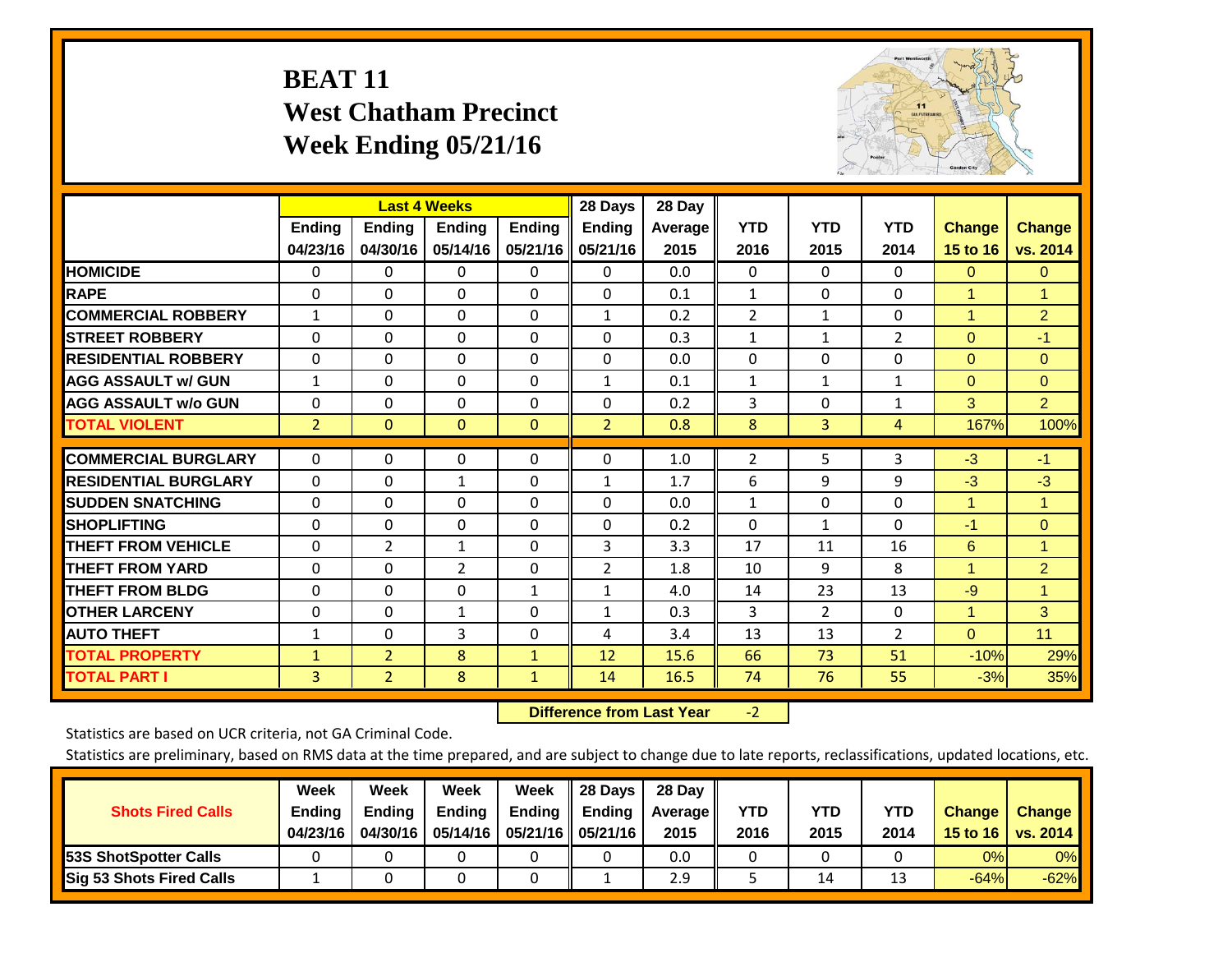# BEAT 11
## West Chatham Precinct
## Week Ending 05/21/16

| | Last 4 Weeks | | | | 28 Days | 28 Day | YTD | YTD | YTD | Change | Change |
|---|---|---|---|---|---|---|---|---|---|---|---|
| | Ending 04/23/16 | Ending 04/30/16 | Ending 05/14/16 | Ending 05/21/16 | Ending 05/21/16 | Average 2015 | 2016 | 2015 | 2014 | 15 to 16 | vs. 2014 |
| **HOMICIDE** | 0 | 0 | 0 | 0 | 0 | 0.0 | 0 | 0 | 0 | 0 | 0 |
| **RAPE** | 0 | 0 | 0 | 0 | 0 | 0.1 | 1 | 0 | 0 | 1 | 1 |
| **COMMERCIAL ROBBERY** | 1 | 0 | 0 | 0 | 1 | 0.2 | 2 | 1 | 0 | 1 | 2 |
| **STREET ROBBERY** | 0 | 0 | 0 | 0 | 0 | 0.3 | 1 | 1 | 2 | 0 | -1 |
| **RESIDENTIAL ROBBERY** | 0 | 0 | 0 | 0 | 0 | 0.0 | 0 | 0 | 0 | 0 | 0 |
| **AGG ASSAULT w/ GUN** | 1 | 0 | 0 | 0 | 1 | 0.1 | 1 | 1 | 1 | 0 | 0 |
| **AGG ASSAULT w/o GUN** | 0 | 0 | 0 | 0 | 0 | 0.2 | 3 | 0 | 1 | 3 | 2 |
| **TOTAL VIOLENT** | 2 | 0 | 0 | 0 | 2 | 0.8 | 8 | 3 | 4 | 167% | 100% |
| **COMMERCIAL BURGLARY** | 0 | 0 | 0 | 0 | 0 | 1.0 | 2 | 5 | 3 | -3 | -1 |
| **RESIDENTIAL BURGLARY** | 0 | 0 | 1 | 0 | 1 | 1.7 | 6 | 9 | 9 | -3 | -3 |
| **SUDDEN SNATCHING** | 0 | 0 | 0 | 0 | 0 | 0.0 | 1 | 0 | 0 | 1 | 1 |
| **SHOPLIFTING** | 0 | 0 | 0 | 0 | 0 | 0.2 | 0 | 1 | 0 | -1 | 0 |
| **THEFT FROM VEHICLE** | 0 | 2 | 1 | 0 | 3 | 3.3 | 17 | 11 | 16 | 6 | 1 |
| **THEFT FROM YARD** | 0 | 0 | 2 | 0 | 2 | 1.8 | 10 | 9 | 8 | 1 | 2 |
| **THEFT FROM BLDG** | 0 | 0 | 0 | 1 | 1 | 4.0 | 14 | 23 | 13 | -9 | 1 |
| **OTHER LARCENY** | 0 | 0 | 1 | 0 | 1 | 0.3 | 3 | 2 | 0 | 1 | 3 |
| **AUTO THEFT** | 1 | 0 | 3 | 0 | 4 | 3.4 | 13 | 13 | 2 | 0 | 11 |
| **TOTAL PROPERTY** | 1 | 2 | 8 | 1 | 12 | 15.6 | 66 | 73 | 51 | -10% | 29% |
| **TOTAL PART I** | 3 | 2 | 8 | 1 | 14 | 16.5 | 74 | 76 | 55 | -3% | 35% |

**Difference from Last Year** -2

Statistics are based on UCR criteria, not GA Criminal Code.

Statistics are preliminary, based on RMS data at the time prepared, and are subject to change due to late reports, reclassifications, updated locations, etc.

| Shots Fired Calls | Week Ending 04/23/16 | Week Ending 04/30/16 | Week Ending 05/14/16 | Week Ending 05/21/16 | 28 Days Ending 05/21/16 | 28 Day Average 2015 | YTD 2016 | YTD 2015 | YTD 2014 | Change 15 to 16 | Change vs. 2014 |
|---|---|---|---|---|---|---|---|---|---|---|---|
| **53S ShotSpotter Calls** | 0 | 0 | 0 | 0 | 0 | 0.0 | 0 | 0 | 0 | 0% | 0% |
| **Sig 53 Shots Fired Calls** | 1 | 0 | 0 | 0 | 1 | 2.9 | 5 | 14 | 13 | -64% | -62% |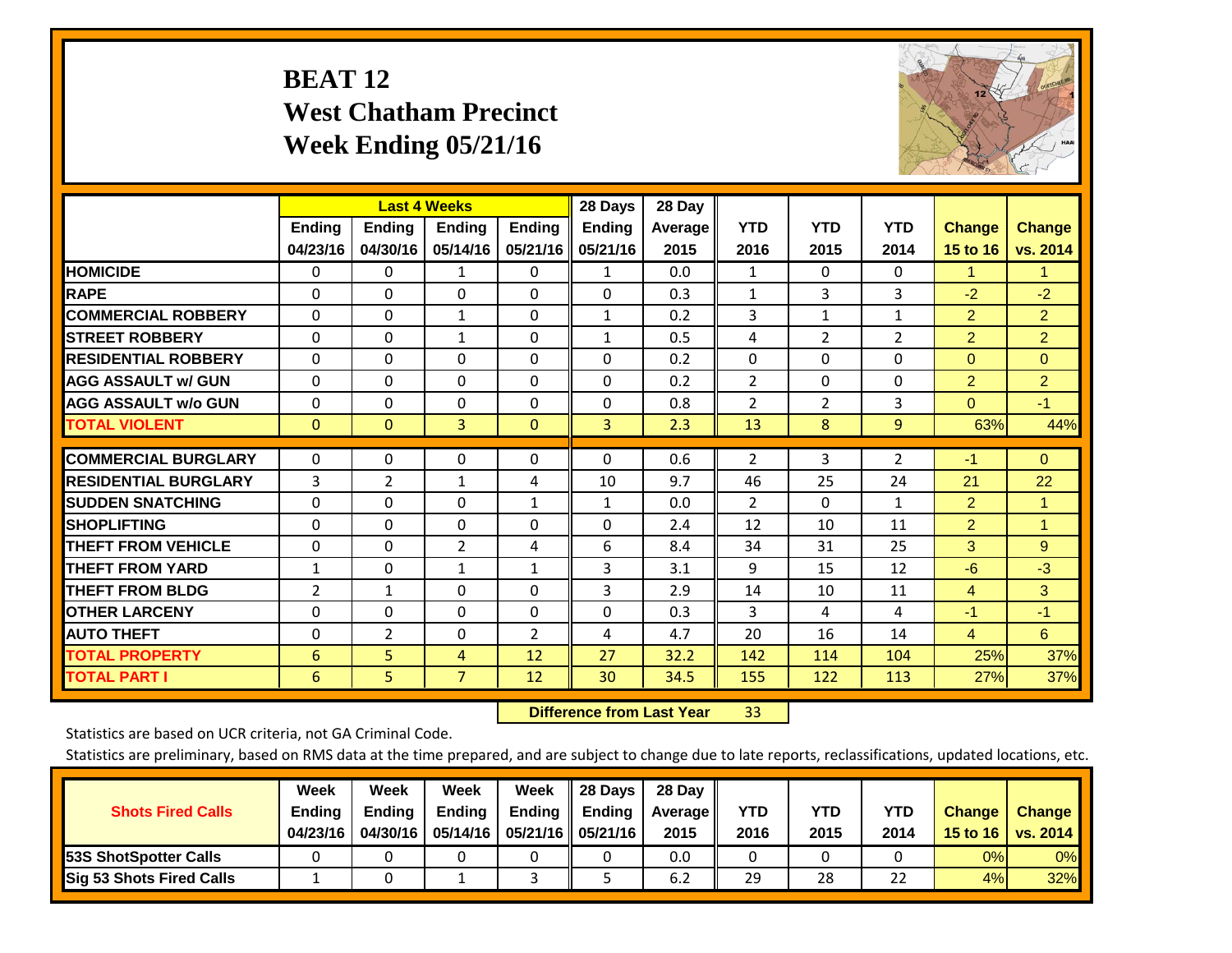# BEAT 12
## West Chatham Precinct
## Week Ending 05/21/16

| | Last 4 Weeks | | | | 28 Days | 28 Day | YTD | YTD | YTD | Change | Change |
|---|---|---|---|---|---|---|---|---|---|---|---|
| | Ending 04/23/16 | Ending 04/30/16 | Ending 05/14/16 | Ending 05/21/16 | Ending 05/21/16 | Average 2015 | 2016 | 2015 | 2014 | 15 to 16 | vs. 2014 |
| HOMICIDE | 0 | 0 | 1 | 0 | 1 | 0.0 | 1 | 0 | 0 | 1 | 1 |
| RAPE | 0 | 0 | 0 | 0 | 0 | 0.3 | 1 | 3 | 3 | -2 | -2 |
| COMMERCIAL ROBBERY | 0 | 0 | 1 | 0 | 1 | 0.2 | 3 | 1 | 1 | 2 | 2 |
| STREET ROBBERY | 0 | 0 | 1 | 0 | 1 | 0.5 | 4 | 2 | 2 | 2 | 2 |
| RESIDENTIAL ROBBERY | 0 | 0 | 0 | 0 | 0 | 0.2 | 0 | 0 | 0 | 0 | 0 |
| AGG ASSAULT w/ GUN | 0 | 0 | 0 | 0 | 0 | 0.2 | 2 | 0 | 0 | 2 | 2 |
| AGG ASSAULT w/o GUN | 0 | 0 | 0 | 0 | 0 | 0.8 | 2 | 2 | 3 | 0 | -1 |
| TOTAL VIOLENT | 0 | 0 | 3 | 0 | 3 | 2.3 | 13 | 8 | 9 | 63% | 44% |
| COMMERCIAL BURGLARY | 0 | 0 | 0 | 0 | 0 | 0.6 | 2 | 3 | 2 | -1 | 0 |
| RESIDENTIAL BURGLARY | 3 | 2 | 1 | 4 | 10 | 9.7 | 46 | 25 | 24 | 21 | 22 |
| SUDDEN SNATCHING | 0 | 0 | 0 | 1 | 1 | 0.0 | 2 | 0 | 1 | 2 | 1 |
| SHOPLIFTING | 0 | 0 | 0 | 0 | 0 | 2.4 | 12 | 10 | 11 | 2 | 1 |
| THEFT FROM VEHICLE | 0 | 0 | 2 | 4 | 6 | 8.4 | 34 | 31 | 25 | 3 | 9 |
| THEFT FROM YARD | 1 | 0 | 1 | 1 | 3 | 3.1 | 9 | 15 | 12 | -6 | -3 |
| THEFT FROM BLDG | 2 | 1 | 0 | 0 | 3 | 2.9 | 14 | 10 | 11 | 4 | 3 |
| OTHER LARCENY | 0 | 0 | 0 | 0 | 0 | 0.3 | 3 | 4 | 4 | -1 | -1 |
| AUTO THEFT | 0 | 2 | 0 | 2 | 4 | 4.7 | 20 | 16 | 14 | 4 | 6 |
| TOTAL PROPERTY | 6 | 5 | 4 | 12 | 27 | 32.2 | 142 | 114 | 104 | 25% | 37% |
| TOTAL PART I | 6 | 5 | 7 | 12 | 30 | 34.5 | 155 | 122 | 113 | 27% | 37% |

**Difference from Last Year** 33

Statistics are based on UCR criteria, not GA Criminal Code.

Statistics are preliminary, based on RMS data at the time prepared, and are subject to change due to late reports, reclassifications, updated locations, etc.

| Shots Fired Calls | Week Ending 04/23/16 | Week Ending 04/30/16 | Week Ending 05/14/16 | Week Ending 05/21/16 | 28 Days Ending 05/21/16 | 28 Day Average 2015 | YTD 2016 | YTD 2015 | YTD 2014 | Change 15 to 16 | Change vs. 2014 |
|---|---|---|---|---|---|---|---|---|---|---|---|
| 53S ShotSpotter Calls | 0 | 0 | 0 | 0 | 0 | 0.0 | 0 | 0 | 0 | 0% | 0% |
| Sig 53 Shots Fired Calls | 1 | 0 | 1 | 3 | 5 | 6.2 | 29 | 28 | 22 | 4% | 32% |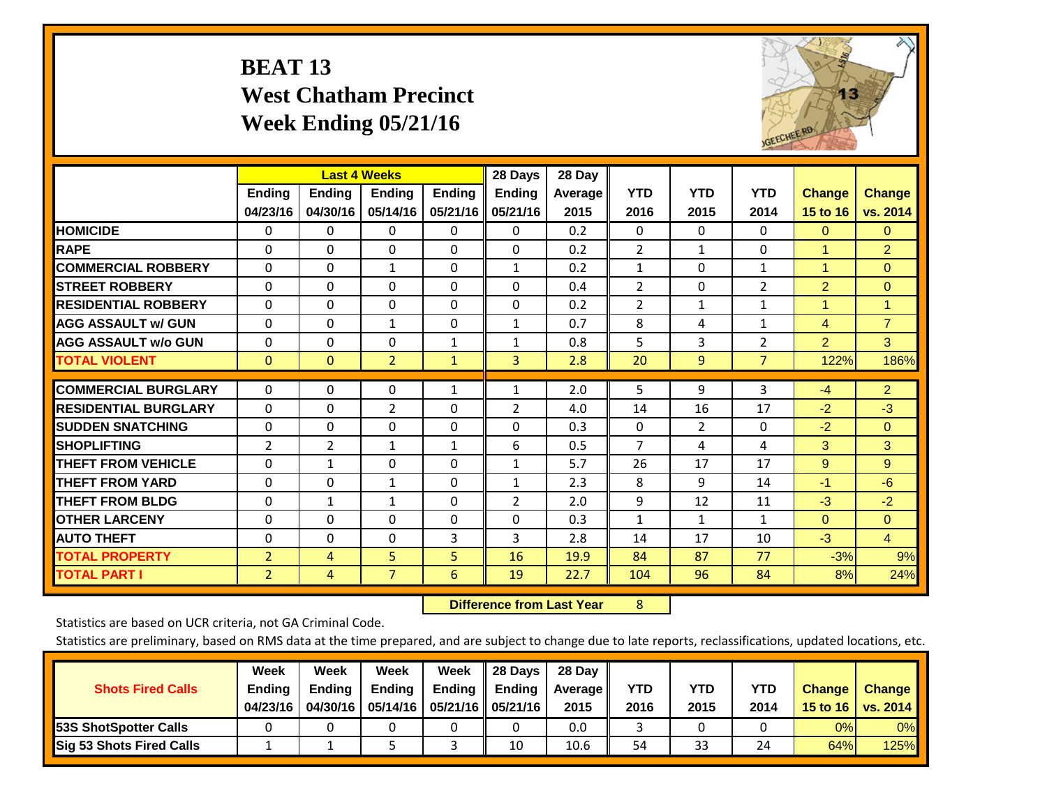# BEAT 13
## West Chatham Precinct
## Week Ending 05/21/16

| | Last 4 Weeks | | | | 28 Days | 28 Day | | | | | |
|---|---|---|---|---|---|---|---|---|---|---|---|
| | Ending 04/23/16 | Ending 04/30/16 | Ending 05/14/16 | Ending 05/21/16 | Ending 05/21/16 | Average 2015 | YTD 2016 | YTD 2015 | YTD 2014 | Change 15 to 16 | Change vs. 2014 |
| HOMICIDE | 0 | 0 | 0 | 0 | 0 | 0.2 | 0 | 0 | 0 | 0 | 0 |
| RAPE | 0 | 0 | 0 | 0 | 0 | 0.2 | 2 | 1 | 0 | 1 | 2 |
| COMMERCIAL ROBBERY | 0 | 0 | 1 | 0 | 1 | 0.2 | 1 | 0 | 1 | 1 | 0 |
| STREET ROBBERY | 0 | 0 | 0 | 0 | 0 | 0.4 | 2 | 0 | 2 | 2 | 0 |
| RESIDENTIAL ROBBERY | 0 | 0 | 0 | 0 | 0 | 0.2 | 2 | 1 | 1 | 1 | 1 |
| AGG ASSAULT w/ GUN | 0 | 0 | 1 | 0 | 1 | 0.7 | 8 | 4 | 1 | 4 | 7 |
| AGG ASSAULT w/o GUN | 0 | 0 | 0 | 1 | 1 | 0.8 | 5 | 3 | 2 | 2 | 3 |
| TOTAL VIOLENT | 0 | 0 | 2 | 1 | 3 | 2.8 | 20 | 9 | 7 | 122% | 186% |
| COMMERCIAL BURGLARY | 0 | 0 | 0 | 1 | 1 | 2.0 | 5 | 9 | 3 | -4 | 2 |
| RESIDENTIAL BURGLARY | 0 | 0 | 2 | 0 | 2 | 4.0 | 14 | 16 | 17 | -2 | -3 |
| SUDDEN SNATCHING | 0 | 0 | 0 | 0 | 0 | 0.3 | 0 | 2 | 0 | -2 | 0 |
| SHOPLIFTING | 2 | 2 | 1 | 1 | 6 | 0.5 | 7 | 4 | 4 | 3 | 3 |
| THEFT FROM VEHICLE | 0 | 1 | 0 | 0 | 1 | 5.7 | 26 | 17 | 17 | 9 | 9 |
| THEFT FROM YARD | 0 | 0 | 1 | 0 | 1 | 2.3 | 8 | 9 | 14 | -1 | -6 |
| THEFT FROM BLDG | 0 | 1 | 1 | 0 | 2 | 2.0 | 9 | 12 | 11 | -3 | -2 |
| OTHER LARCENY | 0 | 0 | 0 | 0 | 0 | 0.3 | 1 | 1 | 1 | 0 | 0 |
| AUTO THEFT | 0 | 0 | 0 | 3 | 3 | 2.8 | 14 | 17 | 10 | -3 | 4 |
| TOTAL PROPERTY | 2 | 4 | 5 | 5 | 16 | 19.9 | 84 | 87 | 77 | -3% | 9% |
| TOTAL PART I | 2 | 4 | 7 | 6 | 19 | 22.7 | 104 | 96 | 84 | 8% | 24% |

**Difference from Last Year** 8

Statistics are based on UCR criteria, not GA Criminal Code.

Statistics are preliminary, based on RMS data at the time prepared, and are subject to change due to late reports, reclassifications, updated locations, etc.

| Shots Fired Calls | Week Ending 04/23/16 | Week Ending 04/30/16 | Week Ending 05/14/16 | Week Ending 05/21/16 | 28 Days Ending 05/21/16 | 28 Day Average 2015 | YTD 2016 | YTD 2015 | YTD 2014 | Change 15 to 16 | Change vs. 2014 |
|---|---|---|---|---|---|---|---|---|---|---|---|
| 53S ShotSpotter Calls | 0 | 0 | 0 | 0 | 0 | 0.0 | 3 | 0 | 0 | 0% | 0% |
| Sig 53 Shots Fired Calls | 1 | 1 | 5 | 3 | 10 | 10.6 | 54 | 33 | 24 | 64% | 125% |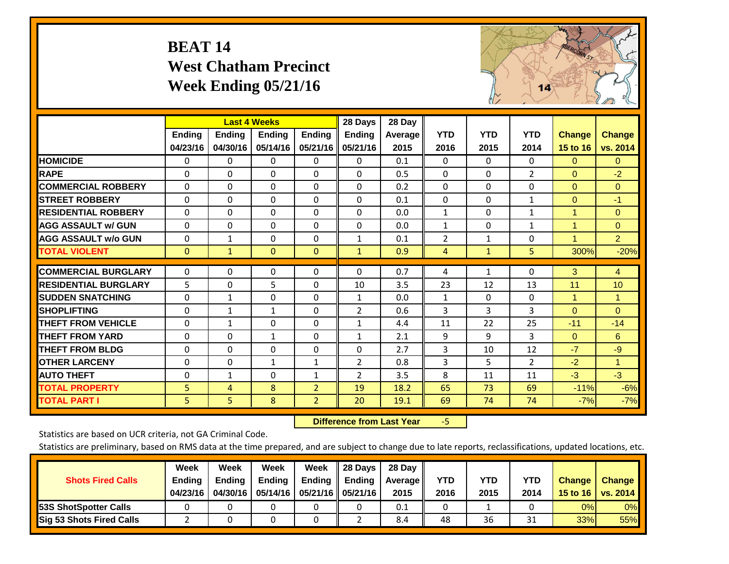# BEAT 14
# West Chatham Precinct
# Week Ending 05/21/16

| | Last 4 Weeks | | | | 28 Days | 28 Day | | | | | |
|---|---|---|---|---|---|---|---|---|---|---|---|
| | Ending 04/23/16 | Ending 04/30/16 | Ending 05/14/16 | Ending 05/21/16 | Ending 05/21/16 | Average 2015 | YTD 2016 | YTD 2015 | YTD 2014 | Change 15 to 16 | Change vs. 2014 |
| HOMICIDE | 0 | 0 | 0 | 0 | 0 | 0.1 | 0 | 0 | 0 | 0 | 0 |
| RAPE | 0 | 0 | 0 | 0 | 0 | 0.5 | 0 | 0 | 2 | 0 | -2 |
| COMMERCIAL ROBBERY | 0 | 0 | 0 | 0 | 0 | 0.2 | 0 | 0 | 0 | 0 | 0 |
| STREET ROBBERY | 0 | 0 | 0 | 0 | 0 | 0.1 | 0 | 0 | 1 | 0 | -1 |
| RESIDENTIAL ROBBERY | 0 | 0 | 0 | 0 | 0 | 0.0 | 1 | 0 | 1 | 1 | 0 |
| AGG ASSAULT w/ GUN | 0 | 0 | 0 | 0 | 0 | 0.0 | 1 | 0 | 1 | 1 | 0 |
| AGG ASSAULT w/o GUN | 0 | 1 | 0 | 0 | 1 | 0.1 | 2 | 1 | 0 | 1 | 2 |
| TOTAL VIOLENT | 0 | 1 | 0 | 0 | 1 | 0.9 | 4 | 1 | 5 | 300% | -20% |
| COMMERCIAL BURGLARY | 0 | 0 | 0 | 0 | 0 | 0.7 | 4 | 1 | 0 | 3 | 4 |
| RESIDENTIAL BURGLARY | 5 | 0 | 5 | 0 | 10 | 3.5 | 23 | 12 | 13 | 11 | 10 |
| SUDDEN SNATCHING | 0 | 1 | 0 | 0 | 1 | 0.0 | 1 | 0 | 0 | 1 | 1 |
| SHOPLIFTING | 0 | 1 | 1 | 0 | 2 | 0.6 | 3 | 3 | 3 | 0 | 0 |
| THEFT FROM VEHICLE | 0 | 1 | 0 | 0 | 1 | 4.4 | 11 | 22 | 25 | -11 | -14 |
| THEFT FROM YARD | 0 | 0 | 1 | 0 | 1 | 2.1 | 9 | 9 | 3 | 0 | 6 |
| THEFT FROM BLDG | 0 | 0 | 0 | 0 | 0 | 2.7 | 3 | 10 | 12 | -7 | -9 |
| OTHER LARCENY | 0 | 0 | 1 | 1 | 2 | 0.8 | 3 | 5 | 2 | -2 | 1 |
| AUTO THEFT | 0 | 1 | 0 | 1 | 2 | 3.5 | 8 | 11 | 11 | -3 | -3 |
| TOTAL PROPERTY | 5 | 4 | 8 | 2 | 19 | 18.2 | 65 | 73 | 69 | -11% | -6% |
| TOTAL PART I | 5 | 5 | 8 | 2 | 20 | 19.1 | 69 | 74 | 74 | -7% | -7% |

**Difference from Last Year** -5

Statistics are based on UCR criteria, not GA Criminal Code.

Statistics are preliminary, based on RMS data at the time prepared, and are subject to change due to late reports, reclassifications, updated locations, etc.

| Shots Fired Calls | Week Ending 04/23/16 | Week Ending 04/30/16 | Week Ending 05/14/16 | Week Ending 05/21/16 | 28 Days Ending 05/21/16 | 28 Day Average 2015 | YTD 2016 | YTD 2015 | YTD 2014 | Change 15 to 16 | Change vs. 2014 |
|---|---|---|---|---|---|---|---|---|---|---|---|
| 53S ShotSpotter Calls | 0 | 0 | 0 | 0 | 0 | 0.1 | 0 | 1 | 0 | 0% | 0% |
| Sig 53 Shots Fired Calls | 2 | 0 | 0 | 0 | 2 | 8.4 | 48 | 36 | 31 | 33% | 55% |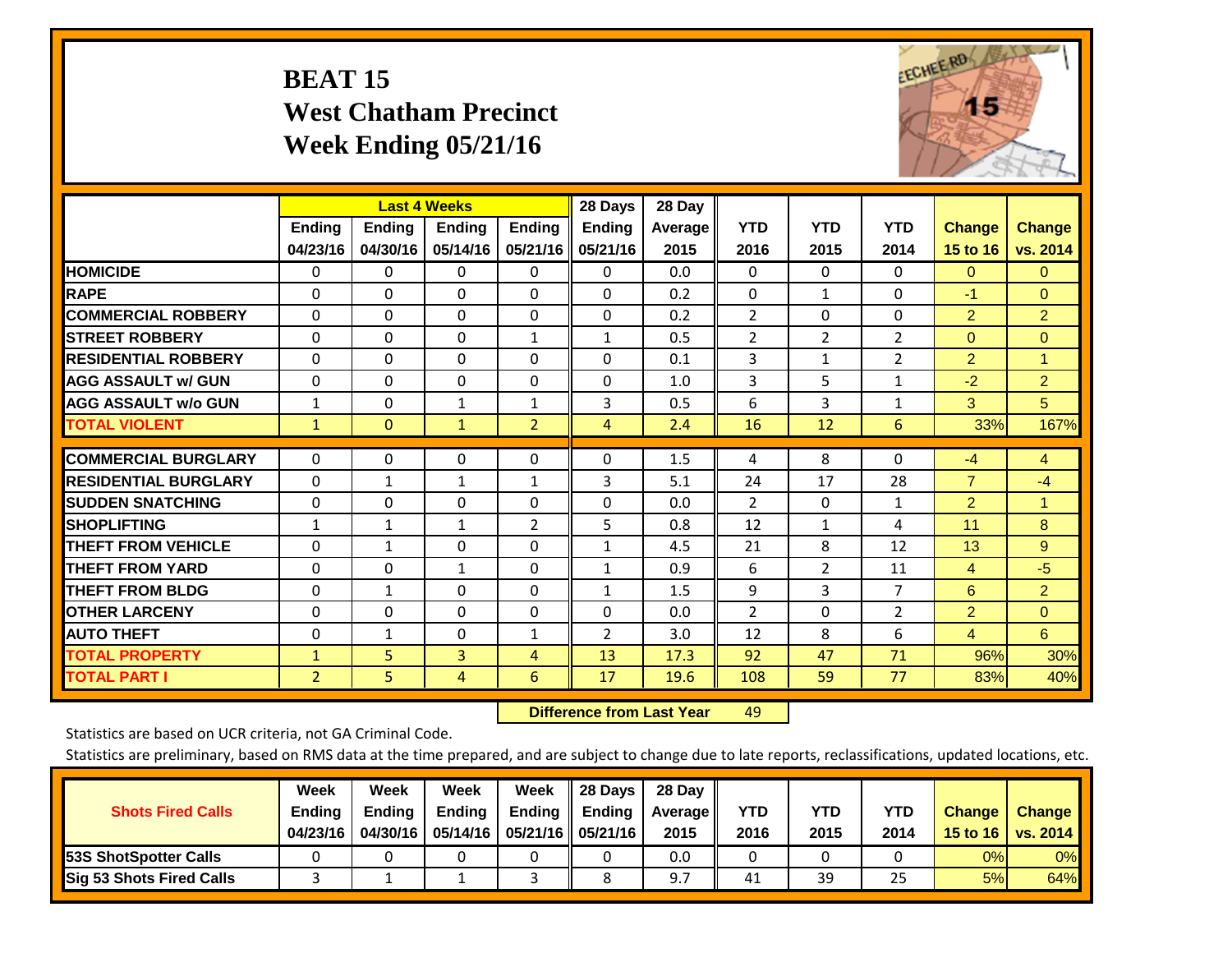# BEAT 15
## West Chatham Precinct
## Week Ending 05/21/16

| | Last 4 Weeks | | | | 28 Days | 28 Day | | | | | |
|---|---|---|---|---|---|---|---|---|---|---|---|
| | Ending 04/23/16 | Ending 04/30/16 | Ending 05/14/16 | Ending 05/21/16 | Ending 05/21/16 | Average 2015 | YTD 2016 | YTD 2015 | YTD 2014 | Change 15 to 16 | Change vs. 2014 |
| HOMICIDE | 0 | 0 | 0 | 0 | 0 | 0.0 | 0 | 0 | 0 | 0 | 0 |
| RAPE | 0 | 0 | 0 | 0 | 0 | 0.2 | 0 | 1 | 0 | -1 | 0 |
| COMMERCIAL ROBBERY | 0 | 0 | 0 | 0 | 0 | 0.2 | 2 | 0 | 0 | 2 | 2 |
| STREET ROBBERY | 0 | 0 | 0 | 1 | 1 | 0.5 | 2 | 2 | 2 | 0 | 0 |
| RESIDENTIAL ROBBERY | 0 | 0 | 0 | 0 | 0 | 0.1 | 3 | 1 | 2 | 2 | 1 |
| AGG ASSAULT w/ GUN | 0 | 0 | 0 | 0 | 0 | 1.0 | 3 | 5 | 1 | -2 | 2 |
| AGG ASSAULT w/o GUN | 1 | 0 | 1 | 1 | 3 | 0.5 | 6 | 3 | 1 | 3 | 5 |
| TOTAL VIOLENT | 1 | 0 | 1 | 2 | 4 | 2.4 | 16 | 12 | 6 | 33% | 167% |
| COMMERCIAL BURGLARY | 0 | 0 | 0 | 0 | 0 | 1.5 | 4 | 8 | 0 | -4 | 4 |
| RESIDENTIAL BURGLARY | 0 | 1 | 1 | 1 | 3 | 5.1 | 24 | 17 | 28 | 7 | -4 |
| SUDDEN SNATCHING | 0 | 0 | 0 | 0 | 0 | 0.0 | 2 | 0 | 1 | 2 | 1 |
| SHOPLIFTING | 1 | 1 | 1 | 2 | 5 | 0.8 | 12 | 1 | 4 | 11 | 8 |
| THEFT FROM VEHICLE | 0 | 1 | 0 | 0 | 1 | 4.5 | 21 | 8 | 12 | 13 | 9 |
| THEFT FROM YARD | 0 | 0 | 1 | 0 | 1 | 0.9 | 6 | 2 | 11 | 4 | -5 |
| THEFT FROM BLDG | 0 | 1 | 0 | 0 | 1 | 1.5 | 9 | 3 | 7 | 6 | 2 |
| OTHER LARCENY | 0 | 0 | 0 | 0 | 0 | 0.0 | 2 | 0 | 2 | 2 | 0 |
| AUTO THEFT | 0 | 1 | 0 | 1 | 2 | 3.0 | 12 | 8 | 6 | 4 | 6 |
| TOTAL PROPERTY | 1 | 5 | 3 | 4 | 13 | 17.3 | 92 | 47 | 71 | 96% | 30% |
| TOTAL PART I | 2 | 5 | 4 | 6 | 17 | 19.6 | 108 | 59 | 77 | 83% | 40% |

**Difference from Last Year** 49

Statistics are based on UCR criteria, not GA Criminal Code.

Statistics are preliminary, based on RMS data at the time prepared, and are subject to change due to late reports, reclassifications, updated locations, etc.

| Shots Fired Calls | Week Ending 04/23/16 | Week Ending 04/30/16 | Week Ending 05/14/16 | Week Ending 05/21/16 | 28 Days Ending 05/21/16 | 28 Day Average 2015 | YTD 2016 | YTD 2015 | YTD 2014 | Change 15 to 16 | Change vs. 2014 |
|---|---|---|---|---|---|---|---|---|---|---|---|
| 53S ShotSpotter Calls | 0 | 0 | 0 | 0 | 0 | 0.0 | 0 | 0 | 0 | 0% | 0% |
| Sig 53 Shots Fired Calls | 3 | 1 | 1 | 3 | 8 | 9.7 | 41 | 39 | 25 | 5% | 64% |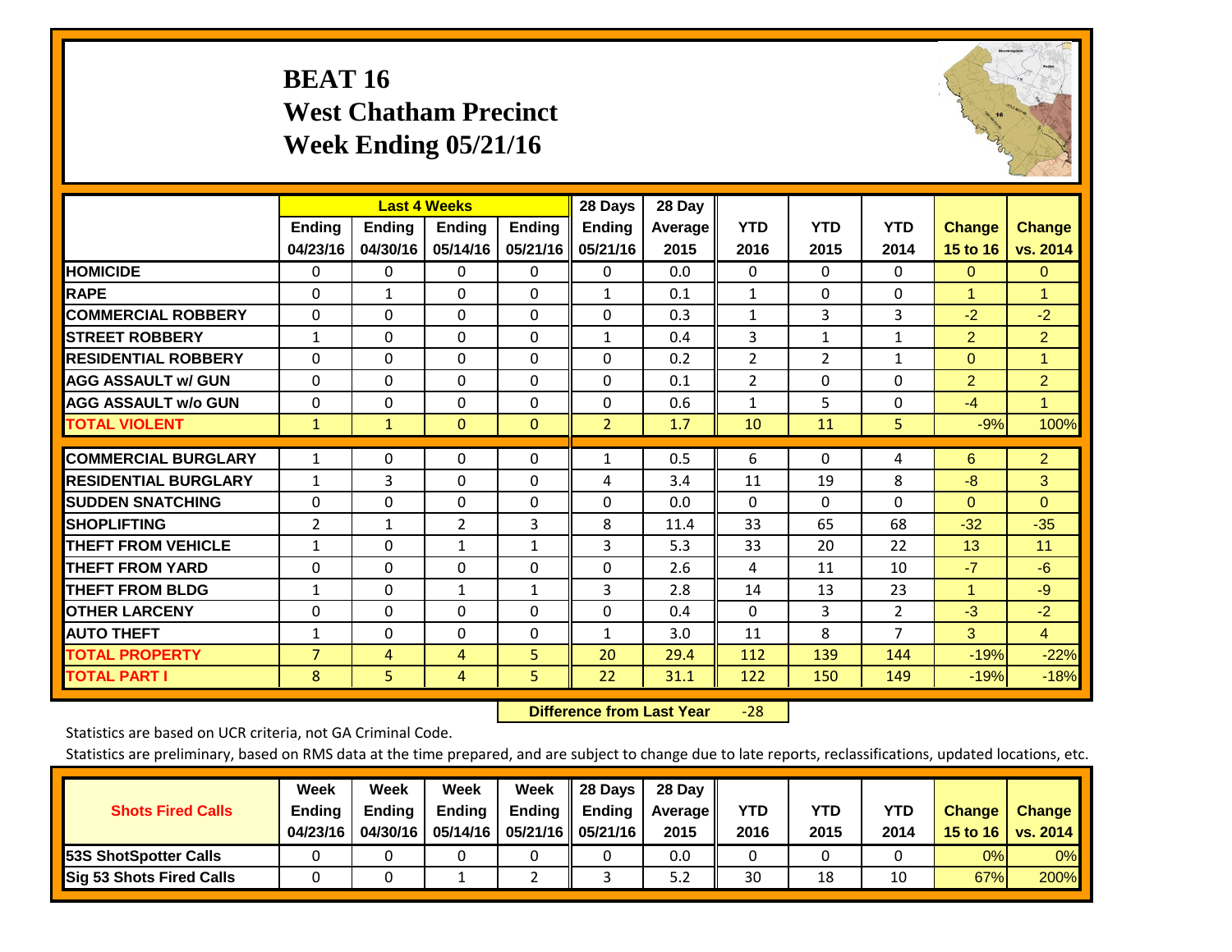# BEAT 16
## West Chatham Precinct
## Week Ending 05/21/16

| | Last 4 Weeks | | | | 28 Days | 28 Day | | | | | |
|---|---|---|---|---|---|---|---|---|---|---|---|
| | Ending 04/23/16 | Ending 04/30/16 | Ending 05/14/16 | Ending 05/21/16 | Ending 05/21/16 | Average 2015 | YTD 2016 | YTD 2015 | YTD 2014 | Change 15 to 16 | Change vs. 2014 |
| HOMICIDE | 0 | 0 | 0 | 0 | 0 | 0.0 | 0 | 0 | 0 | 0 | 0 |
| RAPE | 0 | 1 | 0 | 0 | 1 | 0.1 | 1 | 0 | 0 | 1 | 1 |
| COMMERCIAL ROBBERY | 0 | 0 | 0 | 0 | 0 | 0.3 | 1 | 3 | 3 | -2 | -2 |
| STREET ROBBERY | 1 | 0 | 0 | 0 | 1 | 0.4 | 3 | 1 | 1 | 2 | 2 |
| RESIDENTIAL ROBBERY | 0 | 0 | 0 | 0 | 0 | 0.2 | 2 | 2 | 1 | 0 | 1 |
| AGG ASSAULT w/ GUN | 0 | 0 | 0 | 0 | 0 | 0.1 | 2 | 0 | 0 | 2 | 2 |
| AGG ASSAULT w/o GUN | 0 | 0 | 0 | 0 | 0 | 0.6 | 1 | 5 | 0 | -4 | 1 |
| TOTAL VIOLENT | 1 | 1 | 0 | 0 | 2 | 1.7 | 10 | 11 | 5 | -9% | 100% |
| COMMERCIAL BURGLARY | 1 | 0 | 0 | 0 | 1 | 0.5 | 6 | 0 | 4 | 6 | 2 |
| RESIDENTIAL BURGLARY | 1 | 3 | 0 | 0 | 4 | 3.4 | 11 | 19 | 8 | -8 | 3 |
| SUDDEN SNATCHING | 0 | 0 | 0 | 0 | 0 | 0.0 | 0 | 0 | 0 | 0 | 0 |
| SHOPLIFTING | 2 | 1 | 2 | 3 | 8 | 11.4 | 33 | 65 | 68 | -32 | -35 |
| THEFT FROM VEHICLE | 1 | 0 | 1 | 1 | 3 | 5.3 | 33 | 20 | 22 | 13 | 11 |
| THEFT FROM YARD | 0 | 0 | 0 | 0 | 0 | 2.6 | 4 | 11 | 10 | -7 | -6 |
| THEFT FROM BLDG | 1 | 0 | 1 | 1 | 3 | 2.8 | 14 | 13 | 23 | 1 | -9 |
| OTHER LARCENY | 0 | 0 | 0 | 0 | 0 | 0.4 | 0 | 3 | 2 | -3 | -2 |
| AUTO THEFT | 1 | 0 | 0 | 0 | 1 | 3.0 | 11 | 8 | 7 | 3 | 4 |
| TOTAL PROPERTY | 7 | 4 | 4 | 5 | 20 | 29.4 | 112 | 139 | 144 | -19% | -22% |
| TOTAL PART I | 8 | 5 | 4 | 5 | 22 | 31.1 | 122 | 150 | 149 | -19% | -18% |

**Difference from Last Year** -28

Statistics are based on UCR criteria, not GA Criminal Code.

Statistics are preliminary, based on RMS data at the time prepared, and are subject to change due to late reports, reclassifications, updated locations, etc.

| Shots Fired Calls | Week Ending 04/23/16 | Week Ending 04/30/16 | Week Ending 05/14/16 | Week Ending 05/21/16 | 28 Days Ending 05/21/16 | 28 Day Average 2015 | YTD 2016 | YTD 2015 | YTD 2014 | Change 15 to 16 | Change vs. 2014 |
|---|---|---|---|---|---|---|---|---|---|---|---|
| 53S ShotSpotter Calls | 0 | 0 | 0 | 0 | 0 | 0.0 | 0 | 0 | 0 | 0% | 0% |
| Sig 53 Shots Fired Calls | 0 | 0 | 1 | 2 | 3 | 5.2 | 30 | 18 | 10 | 67% | 200% |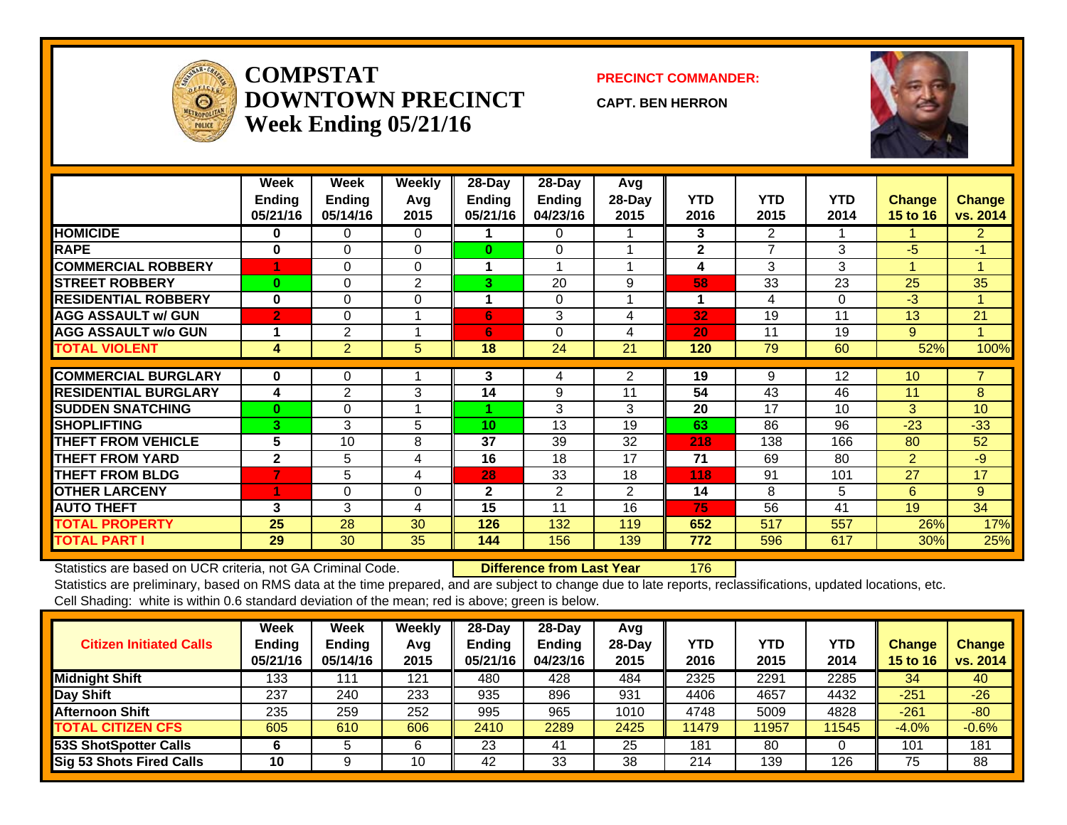# COMPSTAT DOWNTOWN PRECINCT
## Week Ending 05/21/16

**PRECINCT COMMANDER:**

**CAPT. BEN HERRON**

| | Week Ending 05/21/16 | Week Ending 05/14/16 | Weekly Avg 2015 | 28-Day Ending 05/21/16 | 28-Day Ending 04/23/16 | Avg 28-Day 2015 | YTD 2016 | YTD 2015 | YTD 2014 | Change 15 to 16 | Change vs. 2014 |
|---|---|---|---|---|---|---|---|---|---|---|---|
| HOMICIDE | 0 | 0 | 0 | 1 | 0 | 1 | 3 | 2 | 1 | 1 | 2 |
| RAPE | 0 | 0 | 0 | 0 | 0 | 1 | 2 | 7 | 3 | -5 | -1 |
| COMMERCIAL ROBBERY | 1 | 0 | 0 | 1 | 1 | 1 | 4 | 3 | 3 | 1 | 1 |
| STREET ROBBERY | 0 | 0 | 2 | 3 | 20 | 9 | 58 | 33 | 23 | 25 | 35 |
| RESIDENTIAL ROBBERY | 0 | 0 | 0 | 1 | 0 | 1 | 1 | 4 | 0 | -3 | 1 |
| AGG ASSAULT w/ GUN | 2 | 0 | 1 | 6 | 3 | 4 | 32 | 19 | 11 | 13 | 21 |
| AGG ASSAULT w/o GUN | 1 | 2 | 1 | 6 | 0 | 4 | 20 | 11 | 19 | 9 | 1 |
| TOTAL VIOLENT | 4 | 2 | 5 | 18 | 24 | 21 | 120 | 79 | 60 | 52% | 100% |
| COMMERCIAL BURGLARY | 0 | 0 | 1 | 3 | 4 | 2 | 19 | 9 | 12 | 10 | 7 |
| RESIDENTIAL BURGLARY | 4 | 2 | 3 | 14 | 9 | 11 | 54 | 43 | 46 | 11 | 8 |
| SUDDEN SNATCHING | 0 | 0 | 1 | 1 | 3 | 3 | 20 | 17 | 10 | 3 | 10 |
| SHOPLIFTING | 3 | 3 | 5 | 10 | 13 | 19 | 63 | 86 | 96 | -23 | -33 |
| THEFT FROM VEHICLE | 5 | 10 | 8 | 37 | 39 | 32 | 218 | 138 | 166 | 80 | 52 |
| THEFT FROM YARD | 2 | 5 | 4 | 16 | 18 | 17 | 71 | 69 | 80 | 2 | -9 |
| THEFT FROM BLDG | 7 | 5 | 4 | 28 | 33 | 18 | 118 | 91 | 101 | 27 | 17 |
| OTHER LARCENY | 1 | 0 | 0 | 2 | 2 | 2 | 14 | 8 | 5 | 6 | 9 |
| AUTO THEFT | 3 | 3 | 4 | 15 | 11 | 16 | 75 | 56 | 41 | 19 | 34 |
| TOTAL PROPERTY | 25 | 28 | 30 | 126 | 132 | 119 | 652 | 517 | 557 | 26% | 17% |
| TOTAL PART I | 29 | 30 | 35 | 144 | 156 | 139 | 772 | 596 | 617 | 30% | 25% |

Statistics are based on UCR criteria, not GA Criminal Code. **Difference from Last Year** 176

Statistics are preliminary, based on RMS data at the time prepared, and are subject to change due to late reports, reclassifications, updated locations, etc.

Cell Shading: white is within 0.6 standard deviation of the mean; red is above; green is below.

| Citizen Initiated Calls | Week Ending 05/21/16 | Week Ending 05/14/16 | Weekly Avg 2015 | 28-Day Ending 05/21/16 | 28-Day Ending 04/23/16 | Avg 28-Day 2015 | YTD 2016 | YTD 2015 | YTD 2014 | Change 15 to 16 | Change vs. 2014 |
|---|---|---|---|---|---|---|---|---|---|---|---|
| Midnight Shift | 133 | 111 | 121 | 480 | 428 | 484 | 2325 | 2291 | 2285 | 34 | 40 |
| Day Shift | 237 | 240 | 233 | 935 | 896 | 931 | 4406 | 4657 | 4432 | -251 | -26 |
| Afternoon Shift | 235 | 259 | 252 | 995 | 965 | 1010 | 4748 | 5009 | 4828 | -261 | -80 |
| TOTAL CITIZEN CFS | 605 | 610 | 606 | 2410 | 2289 | 2425 | 11479 | 11957 | 11545 | -4.0% | -0.6% |
| 53S ShotSpotter Calls | 6 | 5 | 6 | 23 | 41 | 25 | 181 | 80 | 0 | 101 | 181 |
| Sig 53 Shots Fired Calls | 10 | 9 | 10 | 42 | 33 | 38 | 214 | 139 | 126 | 75 | 88 |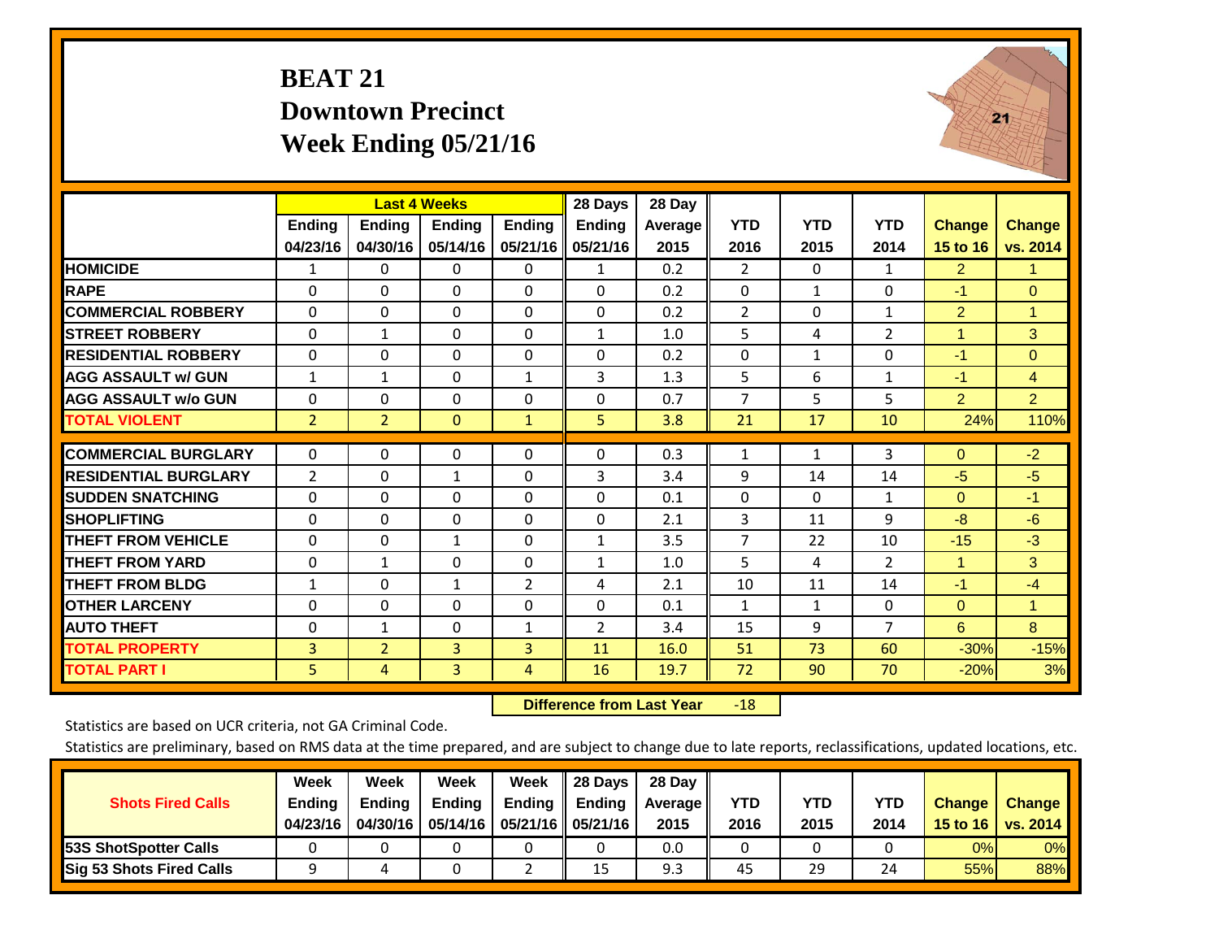# BEAT 21
## Downtown Precinct
## Week Ending 05/21/16

| | Last 4 Weeks | | | | 28 Days | 28 Day | | | | | |
|---|---|---|---|---|---|---|---|---|---|---|---|
| | Ending 04/23/16 | Ending 04/30/16 | Ending 05/14/16 | Ending 05/21/16 | Ending 05/21/16 | Average 2015 | YTD 2016 | YTD 2015 | YTD 2014 | Change 15 to 16 | Change vs. 2014 |
| HOMICIDE | 1 | 0 | 0 | 0 | 1 | 0.2 | 2 | 0 | 1 | 2 | 1 |
| RAPE | 0 | 0 | 0 | 0 | 0 | 0.2 | 0 | 1 | 0 | -1 | 0 |
| COMMERCIAL ROBBERY | 0 | 0 | 0 | 0 | 0 | 0.2 | 2 | 0 | 1 | 2 | 1 |
| STREET ROBBERY | 0 | 1 | 0 | 0 | 1 | 1.0 | 5 | 4 | 2 | 1 | 3 |
| RESIDENTIAL ROBBERY | 0 | 0 | 0 | 0 | 0 | 0.2 | 0 | 1 | 0 | -1 | 0 |
| AGG ASSAULT w/ GUN | 1 | 1 | 0 | 1 | 3 | 1.3 | 5 | 6 | 1 | -1 | 4 |
| AGG ASSAULT w/o GUN | 0 | 0 | 0 | 0 | 0 | 0.7 | 7 | 5 | 5 | 2 | 2 |
| TOTAL VIOLENT | 2 | 2 | 0 | 1 | 5 | 3.8 | 21 | 17 | 10 | 24% | 110% |
| COMMERCIAL BURGLARY | 0 | 0 | 0 | 0 | 0 | 0.3 | 1 | 1 | 3 | 0 | -2 |
| RESIDENTIAL BURGLARY | 2 | 0 | 1 | 0 | 3 | 3.4 | 9 | 14 | 14 | -5 | -5 |
| SUDDEN SNATCHING | 0 | 0 | 0 | 0 | 0 | 0.1 | 0 | 0 | 1 | 0 | -1 |
| SHOPLIFTING | 0 | 0 | 0 | 0 | 0 | 2.1 | 3 | 11 | 9 | -8 | -6 |
| THEFT FROM VEHICLE | 0 | 0 | 1 | 0 | 1 | 3.5 | 7 | 22 | 10 | -15 | -3 |
| THEFT FROM YARD | 0 | 1 | 0 | 0 | 1 | 1.0 | 5 | 4 | 2 | 1 | 3 |
| THEFT FROM BLDG | 1 | 0 | 1 | 2 | 4 | 2.1 | 10 | 11 | 14 | -1 | -4 |
| OTHER LARCENY | 0 | 0 | 0 | 0 | 0 | 0.1 | 1 | 1 | 0 | 0 | 1 |
| AUTO THEFT | 0 | 1 | 0 | 1 | 2 | 3.4 | 15 | 9 | 7 | 6 | 8 |
| TOTAL PROPERTY | 3 | 2 | 3 | 3 | 11 | 16.0 | 51 | 73 | 60 | -30% | -15% |
| TOTAL PART I | 5 | 4 | 3 | 4 | 16 | 19.7 | 72 | 90 | 70 | -20% | 3% |

**Difference from Last Year** -18

Statistics are based on UCR criteria, not GA Criminal Code.

Statistics are preliminary, based on RMS data at the time prepared, and are subject to change due to late reports, reclassifications, updated locations, etc.

| Shots Fired Calls | Week Ending 04/23/16 | Week Ending 04/30/16 | Week Ending 05/14/16 | Week Ending 05/21/16 | 28 Days Ending 05/21/16 | 28 Day Average 2015 | YTD 2016 | YTD 2015 | YTD 2014 | Change 15 to 16 | Change vs. 2014 |
|---|---|---|---|---|---|---|---|---|---|---|---|
| 53S ShotSpotter Calls | 0 | 0 | 0 | 0 | 0 | 0.0 | 0 | 0 | 0 | 0% | 0% |
| Sig 53 Shots Fired Calls | 9 | 4 | 0 | 2 | 15 | 9.3 | 45 | 29 | 24 | 55% | 88% |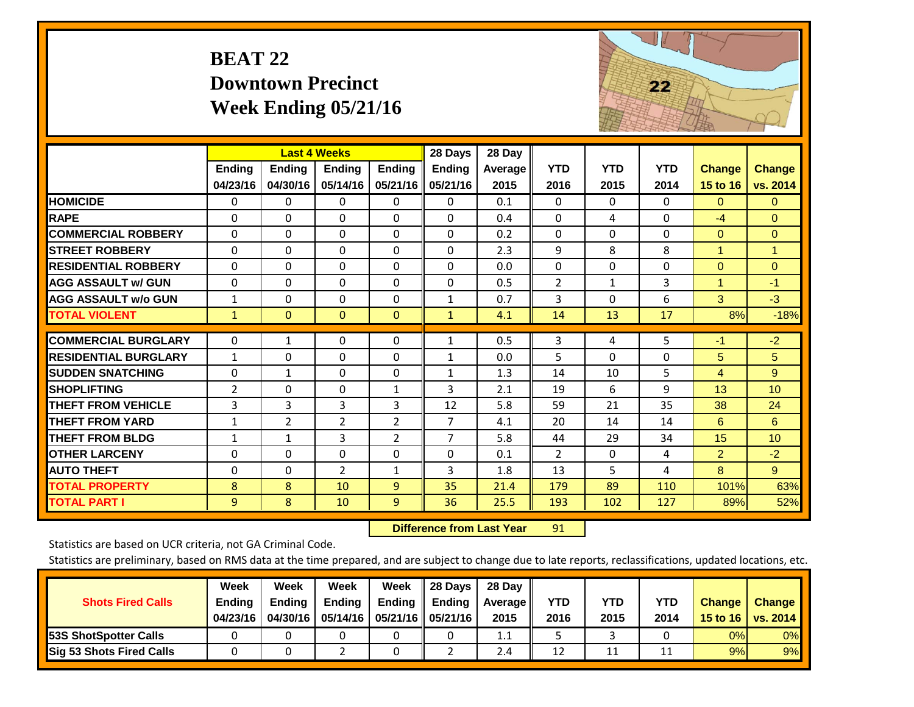# BEAT 22
## Downtown Precinct
## Week Ending 05/21/16

| | Last 4 Weeks | | | | 28 Days | 28 Day | | | | | |
|---|---|---|---|---|---|---|---|---|---|---|---|
| | Ending 04/23/16 | Ending 04/30/16 | Ending 05/14/16 | Ending 05/21/16 | Ending 05/21/16 | Average 2015 | YTD 2016 | YTD 2015 | YTD 2014 | Change 15 to 16 | Change vs. 2014 |
| HOMICIDE | 0 | 0 | 0 | 0 | 0 | 0.1 | 0 | 0 | 0 | 0 | 0 |
| RAPE | 0 | 0 | 0 | 0 | 0 | 0.4 | 0 | 4 | 0 | -4 | 0 |
| COMMERCIAL ROBBERY | 0 | 0 | 0 | 0 | 0 | 0.2 | 0 | 0 | 0 | 0 | 0 |
| STREET ROBBERY | 0 | 0 | 0 | 0 | 0 | 2.3 | 9 | 8 | 8 | 1 | 1 |
| RESIDENTIAL ROBBERY | 0 | 0 | 0 | 0 | 0 | 0.0 | 0 | 0 | 0 | 0 | 0 |
| AGG ASSAULT w/ GUN | 0 | 0 | 0 | 0 | 0 | 0.5 | 2 | 1 | 3 | 1 | -1 |
| AGG ASSAULT w/o GUN | 1 | 0 | 0 | 0 | 1 | 0.7 | 3 | 0 | 6 | 3 | -3 |
| TOTAL VIOLENT | 1 | 0 | 0 | 0 | 1 | 4.1 | 14 | 13 | 17 | 8% | -18% |
| COMMERCIAL BURGLARY | 0 | 1 | 0 | 0 | 1 | 0.5 | 3 | 4 | 5 | -1 | -2 |
| RESIDENTIAL BURGLARY | 1 | 0 | 0 | 0 | 1 | 0.0 | 5 | 0 | 0 | 5 | 5 |
| SUDDEN SNATCHING | 0 | 1 | 0 | 0 | 1 | 1.3 | 14 | 10 | 5 | 4 | 9 |
| SHOPLIFTING | 2 | 0 | 0 | 1 | 3 | 2.1 | 19 | 6 | 9 | 13 | 10 |
| THEFT FROM VEHICLE | 3 | 3 | 3 | 3 | 12 | 5.8 | 59 | 21 | 35 | 38 | 24 |
| THEFT FROM YARD | 1 | 2 | 2 | 2 | 7 | 4.1 | 20 | 14 | 14 | 6 | 6 |
| THEFT FROM BLDG | 1 | 1 | 3 | 2 | 7 | 5.8 | 44 | 29 | 34 | 15 | 10 |
| OTHER LARCENY | 0 | 0 | 0 | 0 | 0 | 0.1 | 2 | 0 | 4 | 2 | -2 |
| AUTO THEFT | 0 | 0 | 2 | 1 | 3 | 1.8 | 13 | 5 | 4 | 8 | 9 |
| TOTAL PROPERTY | 8 | 8 | 10 | 9 | 35 | 21.4 | 179 | 89 | 110 | 101% | 63% |
| TOTAL PART I | 9 | 8 | 10 | 9 | 36 | 25.5 | 193 | 102 | 127 | 89% | 52% |

**Difference from Last Year** 91

Statistics are based on UCR criteria, not GA Criminal Code.

Statistics are preliminary, based on RMS data at the time prepared, and are subject to change due to late reports, reclassifications, updated locations, etc.

| Shots Fired Calls | Week Ending 04/23/16 | Week Ending 04/30/16 | Week Ending 05/14/16 | Week Ending 05/21/16 | 28 Days Ending 05/21/16 | 28 Day Average 2015 | YTD 2016 | YTD 2015 | YTD 2014 | Change 15 to 16 | Change vs. 2014 |
|---|---|---|---|---|---|---|---|---|---|---|---|
| 53S ShotSpotter Calls | 0 | 0 | 0 | 0 | 0 | 1.1 | 5 | 3 | 0 | 0% | 0% |
| Sig 53 Shots Fired Calls | 0 | 0 | 2 | 0 | 2 | 2.4 | 12 | 11 | 11 | 9% | 9% |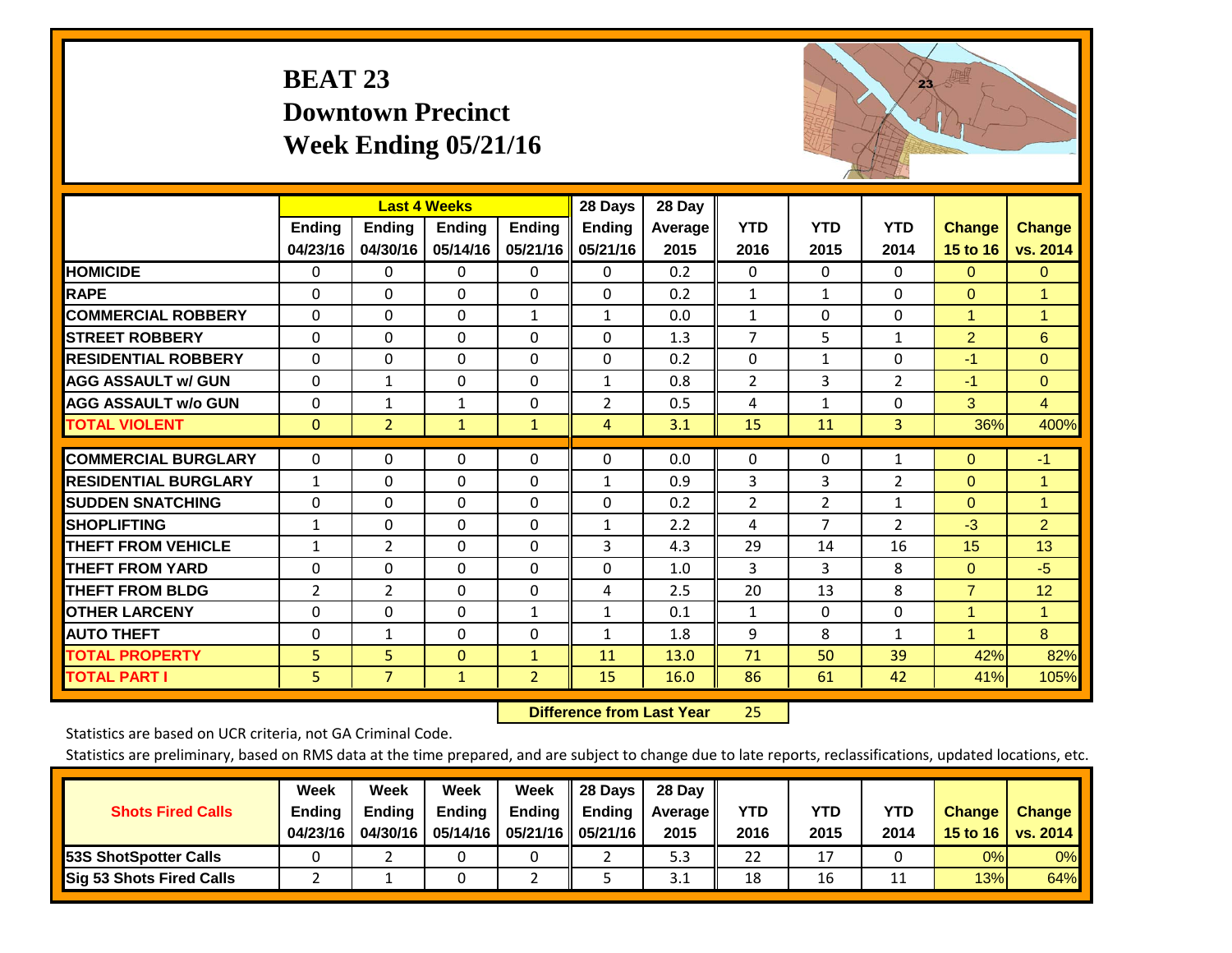# BEAT 23
## Downtown Precinct
## Week Ending 05/21/16

| | Last 4 Weeks | | | | 28 Days | 28 Day | | | | | |
|---|---|---|---|---|---|---|---|---|---|---|---|
| | Ending 04/23/16 | Ending 04/30/16 | Ending 05/14/16 | Ending 05/21/16 | Ending 05/21/16 | Average 2015 | YTD 2016 | YTD 2015 | YTD 2014 | Change 15 to 16 | Change vs. 2014 |
| HOMICIDE | 0 | 0 | 0 | 0 | 0 | 0.2 | 0 | 0 | 0 | 0 | 0 |
| RAPE | 0 | 0 | 0 | 0 | 0 | 0.2 | 1 | 1 | 0 | 0 | 1 |
| COMMERCIAL ROBBERY | 0 | 0 | 0 | 1 | 1 | 0.0 | 1 | 0 | 0 | 1 | 1 |
| STREET ROBBERY | 0 | 0 | 0 | 0 | 0 | 1.3 | 7 | 5 | 1 | 2 | 6 |
| RESIDENTIAL ROBBERY | 0 | 0 | 0 | 0 | 0 | 0.2 | 0 | 1 | 0 | -1 | 0 |
| AGG ASSAULT w/ GUN | 0 | 1 | 0 | 0 | 1 | 0.8 | 2 | 3 | 2 | -1 | 0 |
| AGG ASSAULT w/o GUN | 0 | 1 | 1 | 0 | 2 | 0.5 | 4 | 1 | 0 | 3 | 4 |
| TOTAL VIOLENT | 0 | 2 | 1 | 1 | 4 | 3.1 | 15 | 11 | 3 | 36% | 400% |
| COMMERCIAL BURGLARY | 0 | 0 | 0 | 0 | 0 | 0.0 | 0 | 0 | 1 | 0 | -1 |
| RESIDENTIAL BURGLARY | 1 | 0 | 0 | 0 | 1 | 0.9 | 3 | 3 | 2 | 0 | 1 |
| SUDDEN SNATCHING | 0 | 0 | 0 | 0 | 0 | 0.2 | 2 | 2 | 1 | 0 | 1 |
| SHOPLIFTING | 1 | 0 | 0 | 0 | 1 | 2.2 | 4 | 7 | 2 | -3 | 2 |
| THEFT FROM VEHICLE | 1 | 2 | 0 | 0 | 3 | 4.3 | 29 | 14 | 16 | 15 | 13 |
| THEFT FROM YARD | 0 | 0 | 0 | 0 | 0 | 1.0 | 3 | 3 | 8 | 0 | -5 |
| THEFT FROM BLDG | 2 | 2 | 0 | 0 | 4 | 2.5 | 20 | 13 | 8 | 7 | 12 |
| OTHER LARCENY | 0 | 0 | 0 | 1 | 1 | 0.1 | 1 | 0 | 0 | 1 | 1 |
| AUTO THEFT | 0 | 1 | 0 | 0 | 1 | 1.8 | 9 | 8 | 1 | 1 | 8 |
| TOTAL PROPERTY | 5 | 5 | 0 | 1 | 11 | 13.0 | 71 | 50 | 39 | 42% | 82% |
| TOTAL PART I | 5 | 7 | 1 | 2 | 15 | 16.0 | 86 | 61 | 42 | 41% | 105% |

**Difference from Last Year** 25

Statistics are based on UCR criteria, not GA Criminal Code.

Statistics are preliminary, based on RMS data at the time prepared, and are subject to change due to late reports, reclassifications, updated locations, etc.

| Shots Fired Calls | Week Ending 04/23/16 | Week Ending 04/30/16 | Week Ending 05/14/16 | Week Ending 05/21/16 | 28 Days Ending 05/21/16 | 28 Day Average 2015 | YTD 2016 | YTD 2015 | YTD 2014 | Change 15 to 16 | Change vs. 2014 |
|---|---|---|---|---|---|---|---|---|---|---|---|
| 53S ShotSpotter Calls | 0 | 2 | 0 | 0 | 2 | 5.3 | 22 | 17 | 0 | 0% | 0% |
| Sig 53 Shots Fired Calls | 2 | 1 | 0 | 2 | 5 | 3.1 | 18 | 16 | 11 | 13% | 64% |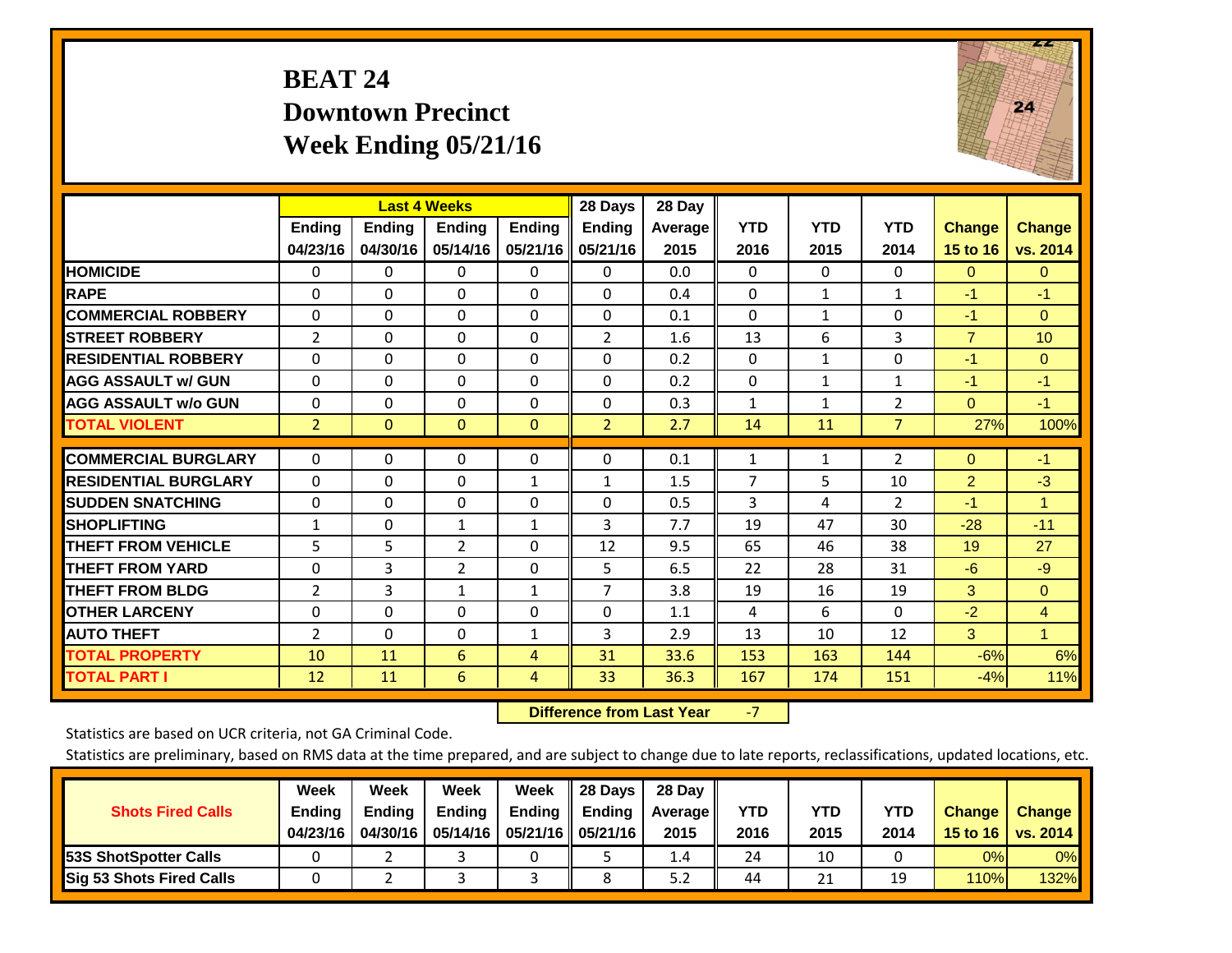# BEAT 24
## Downtown Precinct
## Week Ending 05/21/16

| | Last 4 Weeks | | | | 28 Days | 28 Day | | | | | |
|---|---|---|---|---|---|---|---|---|---|---|---|
| | Ending 04/23/16 | Ending 04/30/16 | Ending 05/14/16 | Ending 05/21/16 | Ending 05/21/16 | Average 2015 | YTD 2016 | YTD 2015 | YTD 2014 | Change 15 to 16 | Change vs. 2014 |
| HOMICIDE | 0 | 0 | 0 | 0 | 0 | 0.0 | 0 | 0 | 0 | 0 | 0 |
| RAPE | 0 | 0 | 0 | 0 | 0 | 0.4 | 0 | 1 | 1 | -1 | -1 |
| COMMERCIAL ROBBERY | 0 | 0 | 0 | 0 | 0 | 0.1 | 0 | 1 | 0 | -1 | 0 |
| STREET ROBBERY | 2 | 0 | 0 | 0 | 2 | 1.6 | 13 | 6 | 3 | 7 | 10 |
| RESIDENTIAL ROBBERY | 0 | 0 | 0 | 0 | 0 | 0.2 | 0 | 1 | 0 | -1 | 0 |
| AGG ASSAULT w/ GUN | 0 | 0 | 0 | 0 | 0 | 0.2 | 0 | 1 | 1 | -1 | -1 |
| AGG ASSAULT w/o GUN | 0 | 0 | 0 | 0 | 0 | 0.3 | 1 | 1 | 2 | 0 | -1 |
| TOTAL VIOLENT | 2 | 0 | 0 | 0 | 2 | 2.7 | 14 | 11 | 7 | 27% | 100% |
| COMMERCIAL BURGLARY | 0 | 0 | 0 | 0 | 0 | 0.1 | 1 | 1 | 2 | 0 | -1 |
| RESIDENTIAL BURGLARY | 0 | 0 | 0 | 1 | 1 | 1.5 | 7 | 5 | 10 | 2 | -3 |
| SUDDEN SNATCHING | 0 | 0 | 0 | 0 | 0 | 0.5 | 3 | 4 | 2 | -1 | 1 |
| SHOPLIFTING | 1 | 0 | 1 | 1 | 3 | 7.7 | 19 | 47 | 30 | -28 | -11 |
| THEFT FROM VEHICLE | 5 | 5 | 2 | 0 | 12 | 9.5 | 65 | 46 | 38 | 19 | 27 |
| THEFT FROM YARD | 0 | 3 | 2 | 0 | 5 | 6.5 | 22 | 28 | 31 | -6 | -9 |
| THEFT FROM BLDG | 2 | 3 | 1 | 1 | 7 | 3.8 | 19 | 16 | 19 | 3 | 0 |
| OTHER LARCENY | 0 | 0 | 0 | 0 | 0 | 1.1 | 4 | 6 | 0 | -2 | 4 |
| AUTO THEFT | 2 | 0 | 0 | 1 | 3 | 2.9 | 13 | 10 | 12 | 3 | 1 |
| TOTAL PROPERTY | 10 | 11 | 6 | 4 | 31 | 33.6 | 153 | 163 | 144 | -6% | 6% |
| TOTAL PART I | 12 | 11 | 6 | 4 | 33 | 36.3 | 167 | 174 | 151 | -4% | 11% |

**Difference from Last Year** -7

Statistics are based on UCR criteria, not GA Criminal Code.

Statistics are preliminary, based on RMS data at the time prepared, and are subject to change due to late reports, reclassifications, updated locations, etc.

| Shots Fired Calls | Week Ending 04/23/16 | Week Ending 04/30/16 | Week Ending 05/14/16 | Week Ending 05/21/16 | 28 Days Ending 05/21/16 | 28 Day Average 2015 | YTD 2016 | YTD 2015 | YTD 2014 | Change 15 to 16 | Change vs. 2014 |
|---|---|---|---|---|---|---|---|---|---|---|---|
| 53S ShotSpotter Calls | 0 | 2 | 3 | 0 | 5 | 1.4 | 24 | 10 | 0 | 0% | 0% |
| Sig 53 Shots Fired Calls | 0 | 2 | 3 | 3 | 8 | 5.2 | 44 | 21 | 19 | 110% | 132% |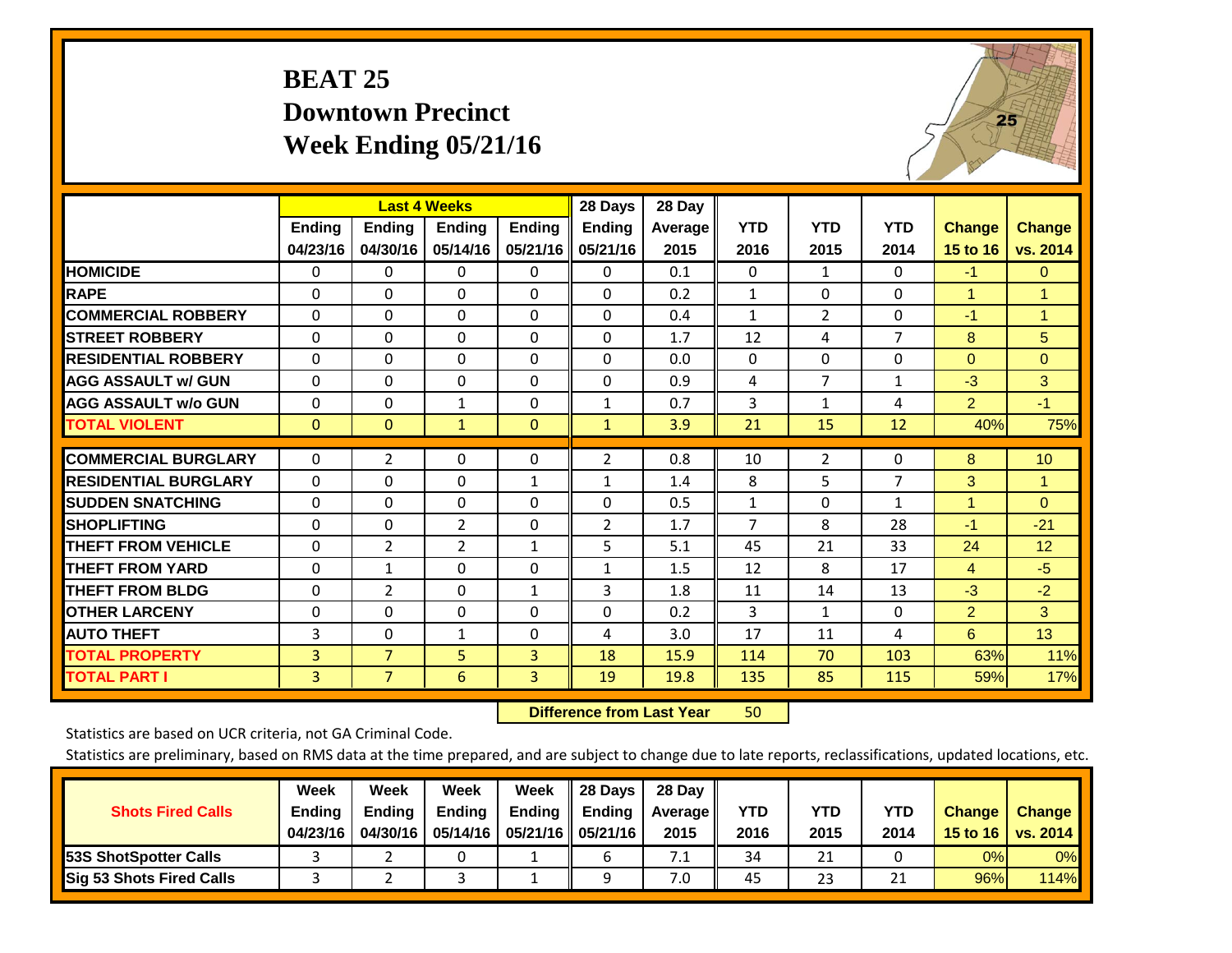# BEAT 25
## Downtown Precinct
## Week Ending 05/21/16

| | Last 4 Weeks | | | | 28 Days | 28 Day | | | | | |
|---|---|---|---|---|---|---|---|---|---|---|---|
| | Ending 04/23/16 | Ending 04/30/16 | Ending 05/14/16 | Ending 05/21/16 | Ending 05/21/16 | Average 2015 | YTD 2016 | YTD 2015 | YTD 2014 | Change 15 to 16 | Change vs. 2014 |
| HOMICIDE | 0 | 0 | 0 | 0 | 0 | 0.1 | 0 | 1 | 0 | -1 | 0 |
| RAPE | 0 | 0 | 0 | 0 | 0 | 0.2 | 1 | 0 | 0 | 1 | 1 |
| COMMERCIAL ROBBERY | 0 | 0 | 0 | 0 | 0 | 0.4 | 1 | 2 | 0 | -1 | 1 |
| STREET ROBBERY | 0 | 0 | 0 | 0 | 0 | 1.7 | 12 | 4 | 7 | 8 | 5 |
| RESIDENTIAL ROBBERY | 0 | 0 | 0 | 0 | 0 | 0.0 | 0 | 0 | 0 | 0 | 0 |
| AGG ASSAULT w/ GUN | 0 | 0 | 0 | 0 | 0 | 0.9 | 4 | 7 | 1 | -3 | 3 |
| AGG ASSAULT w/o GUN | 0 | 0 | 1 | 0 | 1 | 0.7 | 3 | 1 | 4 | 2 | -1 |
| TOTAL VIOLENT | 0 | 0 | 1 | 0 | 1 | 3.9 | 21 | 15 | 12 | 40% | 75% |
| COMMERCIAL BURGLARY | 0 | 2 | 0 | 0 | 2 | 0.8 | 10 | 2 | 0 | 8 | 10 |
| RESIDENTIAL BURGLARY | 0 | 0 | 0 | 1 | 1 | 1.4 | 8 | 5 | 7 | 3 | 1 |
| SUDDEN SNATCHING | 0 | 0 | 0 | 0 | 0 | 0.5 | 1 | 0 | 1 | 1 | 0 |
| SHOPLIFTING | 0 | 0 | 2 | 0 | 2 | 1.7 | 7 | 8 | 28 | -1 | -21 |
| THEFT FROM VEHICLE | 0 | 2 | 2 | 1 | 5 | 5.1 | 45 | 21 | 33 | 24 | 12 |
| THEFT FROM YARD | 0 | 1 | 0 | 0 | 1 | 1.5 | 12 | 8 | 17 | 4 | -5 |
| THEFT FROM BLDG | 0 | 2 | 0 | 1 | 3 | 1.8 | 11 | 14 | 13 | -3 | -2 |
| OTHER LARCENY | 0 | 0 | 0 | 0 | 0 | 0.2 | 3 | 1 | 0 | 2 | 3 |
| AUTO THEFT | 3 | 0 | 1 | 0 | 4 | 3.0 | 17 | 11 | 4 | 6 | 13 |
| TOTAL PROPERTY | 3 | 7 | 5 | 3 | 18 | 15.9 | 114 | 70 | 103 | 63% | 11% |
| TOTAL PART I | 3 | 7 | 6 | 3 | 19 | 19.8 | 135 | 85 | 115 | 59% | 17% |

**Difference from Last Year** 50

Statistics are based on UCR criteria, not GA Criminal Code.

Statistics are preliminary, based on RMS data at the time prepared, and are subject to change due to late reports, reclassifications, updated locations, etc.

| Shots Fired Calls | Week Ending 04/23/16 | Week Ending 04/30/16 | Week Ending 05/14/16 | Week Ending 05/21/16 | 28 Days Ending 05/21/16 | 28 Day Average 2015 | YTD 2016 | YTD 2015 | YTD 2014 | Change 15 to 16 | Change vs. 2014 |
|---|---|---|---|---|---|---|---|---|---|---|---|
| 53S ShotSpotter Calls | 3 | 2 | 0 | 1 | 6 | 7.1 | 34 | 21 | 0 | 0% | 0% |
| Sig 53 Shots Fired Calls | 3 | 2 | 3 | 1 | 9 | 7.0 | 45 | 23 | 21 | 96% | 114% |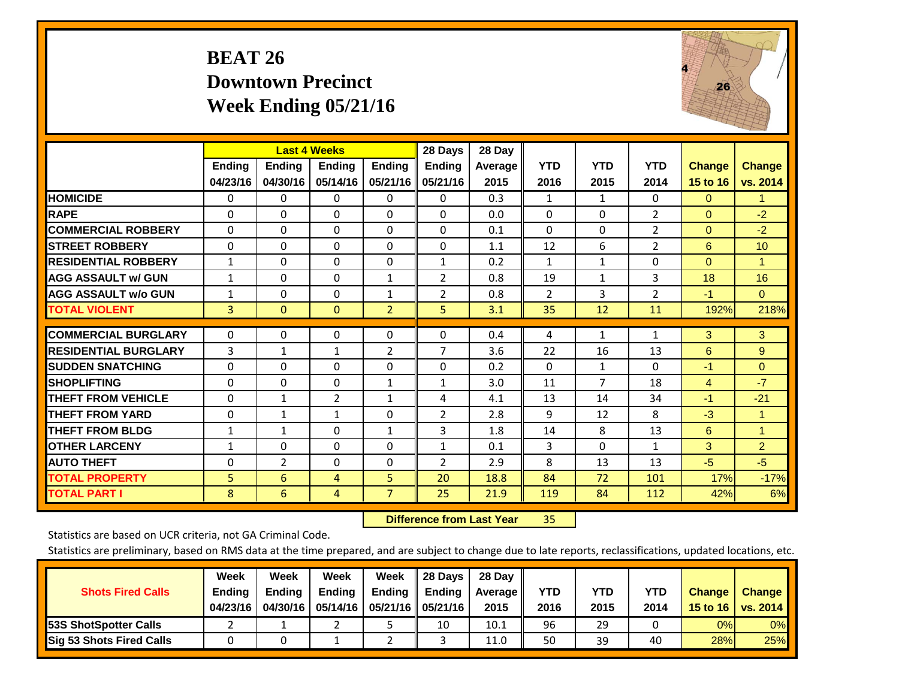# BEAT 26
## Downtown Precinct
## Week Ending 05/21/16

| | Last 4 Weeks | | | | 28 Days | 28 Day | | | | | |
|---|---|---|---|---|---|---|---|---|---|---|---|
| | Ending 04/23/16 | Ending 04/30/16 | Ending 05/14/16 | Ending 05/21/16 | Ending 05/21/16 | Average 2015 | YTD 2016 | YTD 2015 | YTD 2014 | Change 15 to 16 | Change vs. 2014 |
| HOMICIDE | 0 | 0 | 0 | 0 | 0 | 0.3 | 1 | 1 | 0 | 0 | 1 |
| RAPE | 0 | 0 | 0 | 0 | 0 | 0.0 | 0 | 0 | 2 | 0 | -2 |
| COMMERCIAL ROBBERY | 0 | 0 | 0 | 0 | 0 | 0.1 | 0 | 0 | 2 | 0 | -2 |
| STREET ROBBERY | 0 | 0 | 0 | 0 | 0 | 1.1 | 12 | 6 | 2 | 6 | 10 |
| RESIDENTIAL ROBBERY | 1 | 0 | 0 | 0 | 1 | 0.2 | 1 | 1 | 0 | 0 | 1 |
| AGG ASSAULT w/ GUN | 1 | 0 | 0 | 1 | 2 | 0.8 | 19 | 1 | 3 | 18 | 16 |
| AGG ASSAULT w/o GUN | 1 | 0 | 0 | 1 | 2 | 0.8 | 2 | 3 | 2 | -1 | 0 |
| TOTAL VIOLENT | 3 | 0 | 0 | 2 | 5 | 3.1 | 35 | 12 | 11 | 192% | 218% |
| COMMERCIAL BURGLARY | 0 | 0 | 0 | 0 | 0 | 0.4 | 4 | 1 | 1 | 3 | 3 |
| RESIDENTIAL BURGLARY | 3 | 1 | 1 | 2 | 7 | 3.6 | 22 | 16 | 13 | 6 | 9 |
| SUDDEN SNATCHING | 0 | 0 | 0 | 0 | 0 | 0.2 | 0 | 1 | 0 | -1 | 0 |
| SHOPLIFTING | 0 | 0 | 0 | 1 | 1 | 3.0 | 11 | 7 | 18 | 4 | -7 |
| THEFT FROM VEHICLE | 0 | 1 | 2 | 1 | 4 | 4.1 | 13 | 14 | 34 | -1 | -21 |
| THEFT FROM YARD | 0 | 1 | 1 | 0 | 2 | 2.8 | 9 | 12 | 8 | -3 | 1 |
| THEFT FROM BLDG | 1 | 1 | 0 | 1 | 3 | 1.8 | 14 | 8 | 13 | 6 | 1 |
| OTHER LARCENY | 1 | 0 | 0 | 0 | 1 | 0.1 | 3 | 0 | 1 | 3 | 2 |
| AUTO THEFT | 0 | 2 | 0 | 0 | 2 | 2.9 | 8 | 13 | 13 | -5 | -5 |
| TOTAL PROPERTY | 5 | 6 | 4 | 5 | 20 | 18.8 | 84 | 72 | 101 | 17% | -17% |
| TOTAL PART I | 8 | 6 | 4 | 7 | 25 | 21.9 | 119 | 84 | 112 | 42% | 6% |

**Difference from Last Year** 35

Statistics are based on UCR criteria, not GA Criminal Code.

Statistics are preliminary, based on RMS data at the time prepared, and are subject to change due to late reports, reclassifications, updated locations, etc.

| Shots Fired Calls | Week Ending 04/23/16 | Week Ending 04/30/16 | Week Ending 05/14/16 | Week Ending 05/21/16 | 28 Days Ending 05/21/16 | 28 Day Average 2015 | YTD 2016 | YTD 2015 | YTD 2014 | Change 15 to 16 | Change vs. 2014 |
|---|---|---|---|---|---|---|---|---|---|---|---|
| 53S ShotSpotter Calls | 2 | 1 | 2 | 5 | 10 | 10.1 | 96 | 29 | 0 | 0% | 0% |
| Sig 53 Shots Fired Calls | 0 | 0 | 1 | 2 | 3 | 11.0 | 50 | 39 | 40 | 28% | 25% |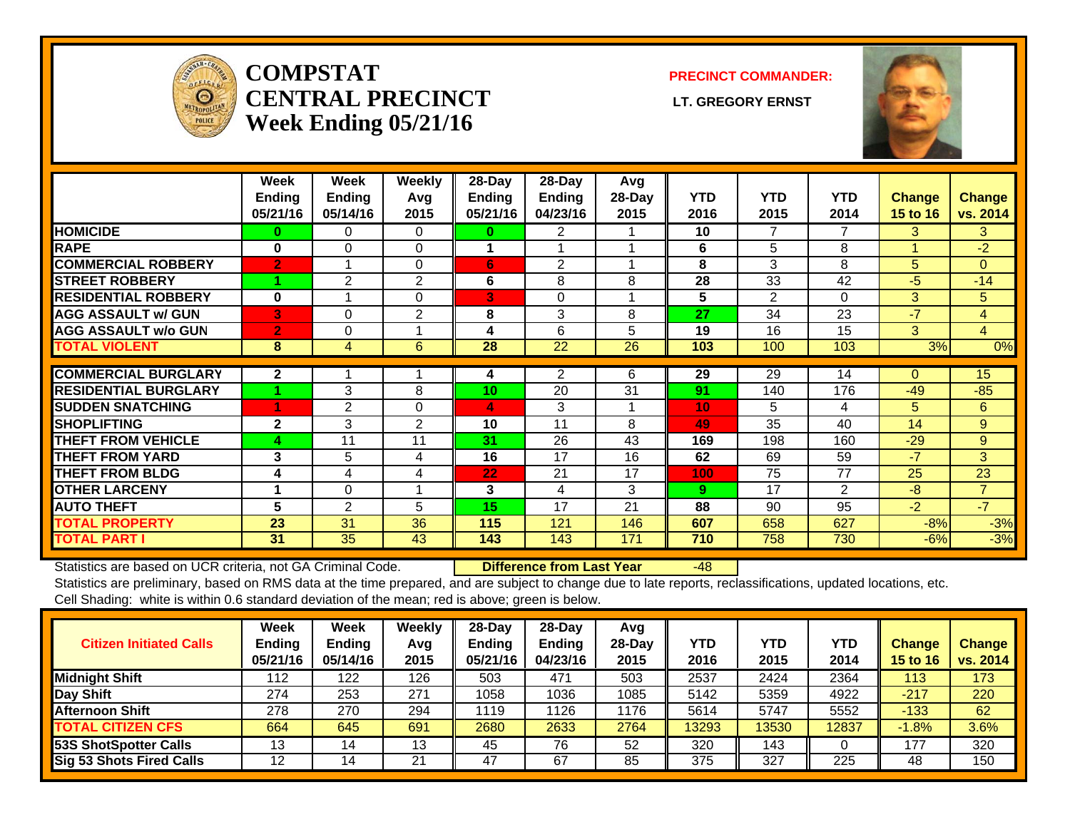# COMPSTAT CENTRAL PRECINCT Week Ending 05/21/16

**PRECINCT COMMANDER:**

**LT. GREGORY ERNST**

| | Week Ending 05/21/16 | Week Ending 05/14/16 | Weekly Avg 2015 | 28-Day Ending 05/21/16 | 28-Day Ending 04/23/16 | Avg 28-Day 2015 | YTD 2016 | YTD 2015 | YTD 2014 | Change 15 to 16 | Change vs. 2014 |
|---|---|---|---|---|---|---|---|---|---|---|---|
| HOMICIDE | 0 | 0 | 0 | 0 | 2 | 1 | 10 | 7 | 7 | 3 | 3 |
| RAPE | 0 | 0 | 0 | 1 | 1 | 1 | 6 | 5 | 8 | 1 | -2 |
| COMMERCIAL ROBBERY | 2 | 1 | 0 | 6 | 2 | 1 | 8 | 3 | 8 | 5 | 0 |
| STREET ROBBERY | 1 | 2 | 2 | 6 | 8 | 8 | 28 | 33 | 42 | -5 | -14 |
| RESIDENTIAL ROBBERY | 0 | 1 | 0 | 3 | 0 | 1 | 5 | 2 | 0 | 3 | 5 |
| AGG ASSAULT w/ GUN | 3 | 0 | 2 | 8 | 3 | 8 | 27 | 34 | 23 | -7 | 4 |
| AGG ASSAULT w/o GUN | 2 | 0 | 1 | 4 | 6 | 5 | 19 | 16 | 15 | 3 | 4 |
| TOTAL VIOLENT | 8 | 4 | 6 | 28 | 22 | 26 | 103 | 100 | 103 | 3% | 0% |
| COMMERCIAL BURGLARY | 2 | 1 | 1 | 4 | 2 | 6 | 29 | 29 | 14 | 0 | 15 |
| RESIDENTIAL BURGLARY | 1 | 3 | 8 | 10 | 20 | 31 | 91 | 140 | 176 | -49 | -85 |
| SUDDEN SNATCHING | 1 | 2 | 0 | 4 | 3 | 1 | 10 | 5 | 4 | 5 | 6 |
| SHOPLIFTING | 2 | 3 | 2 | 10 | 11 | 8 | 49 | 35 | 40 | 14 | 9 |
| THEFT FROM VEHICLE | 4 | 11 | 11 | 31 | 26 | 43 | 169 | 198 | 160 | -29 | 9 |
| THEFT FROM YARD | 3 | 5 | 4 | 16 | 17 | 16 | 62 | 69 | 59 | -7 | 3 |
| THEFT FROM BLDG | 4 | 4 | 4 | 22 | 21 | 17 | 100 | 75 | 77 | 25 | 23 |
| OTHER LARCENY | 1 | 0 | 1 | 3 | 4 | 3 | 9 | 17 | 2 | -8 | 7 |
| AUTO THEFT | 5 | 2 | 5 | 15 | 17 | 21 | 88 | 90 | 95 | -2 | -7 |
| TOTAL PROPERTY | 23 | 31 | 36 | 115 | 121 | 146 | 607 | 658 | 627 | -8% | -3% |
| TOTAL PART I | 31 | 35 | 43 | 143 | 143 | 171 | 710 | 758 | 730 | -6% | -3% |

Statistics are based on UCR criteria, not GA Criminal Code. **Difference from Last Year** -48

Statistics are preliminary, based on RMS data at the time prepared, and are subject to change due to late reports, reclassifications, updated locations, etc.

Cell Shading: white is within 0.6 standard deviation of the mean; red is above; green is below.

| Citizen Initiated Calls | Week Ending 05/21/16 | Week Ending 05/14/16 | Weekly Avg 2015 | 28-Day Ending 05/21/16 | 28-Day Ending 04/23/16 | Avg 28-Day 2015 | YTD 2016 | YTD 2015 | YTD 2014 | Change 15 to 16 | Change vs. 2014 |
|---|---|---|---|---|---|---|---|---|---|---|---|
| Midnight Shift | 112 | 122 | 126 | 503 | 471 | 503 | 2537 | 2424 | 2364 | 113 | 173 |
| Day Shift | 274 | 253 | 271 | 1058 | 1036 | 1085 | 5142 | 5359 | 4922 | -217 | 220 |
| Afternoon Shift | 278 | 270 | 294 | 1119 | 1126 | 1176 | 5614 | 5747 | 5552 | -133 | 62 |
| TOTAL CITIZEN CFS | 664 | 645 | 691 | 2680 | 2633 | 2764 | 13293 | 13530 | 12837 | -1.8% | 3.6% |
| 53S ShotSpotter Calls | 13 | 14 | 13 | 45 | 76 | 52 | 320 | 143 | 0 | 177 | 320 |
| Sig 53 Shots Fired Calls | 12 | 14 | 21 | 47 | 67 | 85 | 375 | 327 | 225 | 48 | 150 |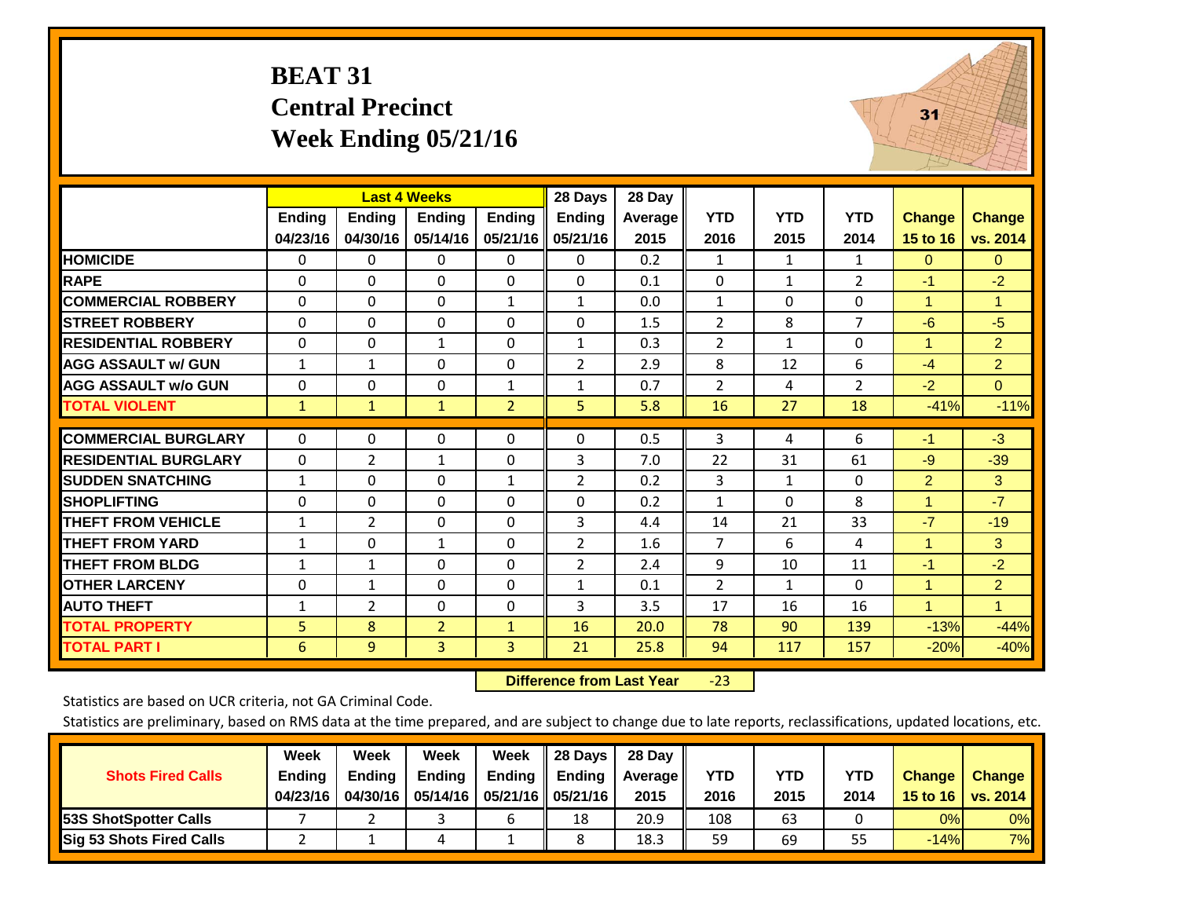# BEAT 31
## Central Precinct
## Week Ending 05/21/16

| | Last 4 Weeks | | | | 28 Days | 28 Day | | | | | |
|---|---|---|---|---|---|---|---|---|---|---|---|
| | Ending 04/23/16 | Ending 04/30/16 | Ending 05/14/16 | Ending 05/21/16 | Ending 05/21/16 | Average 2015 | YTD 2016 | YTD 2015 | YTD 2014 | Change 15 to 16 | Change vs. 2014 |
| **HOMICIDE** | 0 | 0 | 0 | 0 | 0 | 0.2 | 1 | 1 | 1 | 0 | 0 |
| **RAPE** | 0 | 0 | 0 | 0 | 0 | 0.1 | 0 | 1 | 2 | -1 | -2 |
| **COMMERCIAL ROBBERY** | 0 | 0 | 0 | 1 | 1 | 0.0 | 1 | 0 | 0 | 1 | 1 |
| **STREET ROBBERY** | 0 | 0 | 0 | 0 | 0 | 1.5 | 2 | 8 | 7 | -6 | -5 |
| **RESIDENTIAL ROBBERY** | 0 | 0 | 1 | 0 | 1 | 0.3 | 2 | 1 | 0 | 1 | 2 |
| **AGG ASSAULT w/ GUN** | 1 | 1 | 0 | 0 | 2 | 2.9 | 8 | 12 | 6 | -4 | 2 |
| **AGG ASSAULT w/o GUN** | 0 | 0 | 0 | 1 | 1 | 0.7 | 2 | 4 | 2 | -2 | 0 |
| **TOTAL VIOLENT** | 1 | 1 | 1 | 2 | 5 | 5.8 | 16 | 27 | 18 | -41% | -11% |
| **COMMERCIAL BURGLARY** | 0 | 0 | 0 | 0 | 0 | 0.5 | 3 | 4 | 6 | -1 | -3 |
| **RESIDENTIAL BURGLARY** | 0 | 2 | 1 | 0 | 3 | 7.0 | 22 | 31 | 61 | -9 | -39 |
| **SUDDEN SNATCHING** | 1 | 0 | 0 | 1 | 2 | 0.2 | 3 | 1 | 0 | 2 | 3 |
| **SHOPLIFTING** | 0 | 0 | 0 | 0 | 0 | 0.2 | 1 | 0 | 8 | 1 | -7 |
| **THEFT FROM VEHICLE** | 1 | 2 | 0 | 0 | 3 | 4.4 | 14 | 21 | 33 | -7 | -19 |
| **THEFT FROM YARD** | 1 | 0 | 1 | 0 | 2 | 1.6 | 7 | 6 | 4 | 1 | 3 |
| **THEFT FROM BLDG** | 1 | 1 | 0 | 0 | 2 | 2.4 | 9 | 10 | 11 | -1 | -2 |
| **OTHER LARCENY** | 0 | 1 | 0 | 0 | 1 | 0.1 | 2 | 1 | 0 | 1 | 2 |
| **AUTO THEFT** | 1 | 2 | 0 | 0 | 3 | 3.5 | 17 | 16 | 16 | 1 | 1 |
| **TOTAL PROPERTY** | 5 | 8 | 2 | 1 | 16 | 20.0 | 78 | 90 | 139 | -13% | -44% |
| **TOTAL PART I** | 6 | 9 | 3 | 3 | 21 | 25.8 | 94 | 117 | 157 | -20% | -40% |

**Difference from Last Year** -23

Statistics are based on UCR criteria, not GA Criminal Code.

Statistics are preliminary, based on RMS data at the time prepared, and are subject to change due to late reports, reclassifications, updated locations, etc.

| Shots Fired Calls | Week Ending 04/23/16 | Week Ending 04/30/16 | Week Ending 05/14/16 | Week Ending 05/21/16 | 28 Days Ending 05/21/16 | 28 Day Average 2015 | YTD 2016 | YTD 2015 | YTD 2014 | Change 15 to 16 | Change vs. 2014 |
|---|---|---|---|---|---|---|---|---|---|---|---|
| **53S ShotSpotter Calls** | 7 | 2 | 3 | 6 | 18 | 20.9 | 108 | 63 | 0 | 0% | 0% |
| **Sig 53 Shots Fired Calls** | 2 | 1 | 4 | 1 | 8 | 18.3 | 59 | 69 | 55 | -14% | 7% |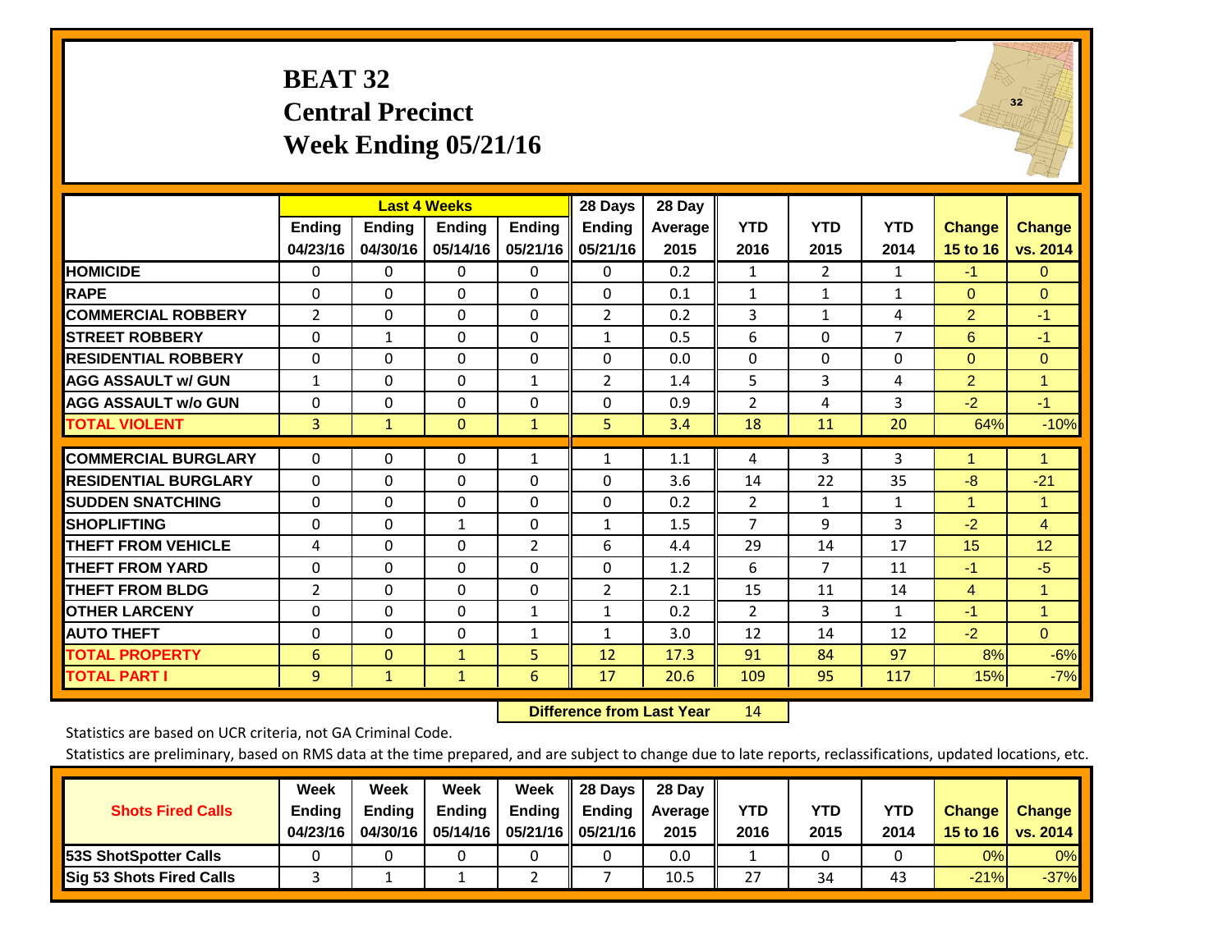# BEAT 32
# Central Precinct
# Week Ending 05/21/16

| | Last 4 Weeks | | | | 28 Days | 28 Day | | | | | |
|---|---|---|---|---|---|---|---|---|---|---|---|
| | Ending 04/23/16 | Ending 04/30/16 | Ending 05/14/16 | Ending 05/21/16 | Ending 05/21/16 | Average 2015 | YTD 2016 | YTD 2015 | YTD 2014 | Change 15 to 16 | Change vs. 2014 |
| HOMICIDE | 0 | 0 | 0 | 0 | 0 | 0.2 | 1 | 2 | 1 | -1 | 0 |
| RAPE | 0 | 0 | 0 | 0 | 0 | 0.1 | 1 | 1 | 1 | 0 | 0 |
| COMMERCIAL ROBBERY | 2 | 0 | 0 | 0 | 2 | 0.2 | 3 | 1 | 4 | 2 | -1 |
| STREET ROBBERY | 0 | 1 | 0 | 0 | 1 | 0.5 | 6 | 0 | 7 | 6 | -1 |
| RESIDENTIAL ROBBERY | 0 | 0 | 0 | 0 | 0 | 0.0 | 0 | 0 | 0 | 0 | 0 |
| AGG ASSAULT w/ GUN | 1 | 0 | 0 | 1 | 2 | 1.4 | 5 | 3 | 4 | 2 | 1 |
| AGG ASSAULT w/o GUN | 0 | 0 | 0 | 0 | 0 | 0.9 | 2 | 4 | 3 | -2 | -1 |
| TOTAL VIOLENT | 3 | 1 | 0 | 1 | 5 | 3.4 | 18 | 11 | 20 | 64% | -10% |
| COMMERCIAL BURGLARY | 0 | 0 | 0 | 1 | 1 | 1.1 | 4 | 3 | 3 | 1 | 1 |
| RESIDENTIAL BURGLARY | 0 | 0 | 0 | 0 | 0 | 3.6 | 14 | 22 | 35 | -8 | -21 |
| SUDDEN SNATCHING | 0 | 0 | 0 | 0 | 0 | 0.2 | 2 | 1 | 1 | 1 | 1 |
| SHOPLIFTING | 0 | 0 | 1 | 0 | 1 | 1.5 | 7 | 9 | 3 | -2 | 4 |
| THEFT FROM VEHICLE | 4 | 0 | 0 | 2 | 6 | 4.4 | 29 | 14 | 17 | 15 | 12 |
| THEFT FROM YARD | 0 | 0 | 0 | 0 | 0 | 1.2 | 6 | 7 | 11 | -1 | -5 |
| THEFT FROM BLDG | 2 | 0 | 0 | 0 | 2 | 2.1 | 15 | 11 | 14 | 4 | 1 |
| OTHER LARCENY | 0 | 0 | 0 | 1 | 1 | 0.2 | 2 | 3 | 1 | -1 | 1 |
| AUTO THEFT | 0 | 0 | 0 | 1 | 1 | 3.0 | 12 | 14 | 12 | -2 | 0 |
| TOTAL PROPERTY | 6 | 0 | 1 | 5 | 12 | 17.3 | 91 | 84 | 97 | 8% | -6% |
| TOTAL PART I | 9 | 1 | 1 | 6 | 17 | 20.6 | 109 | 95 | 117 | 15% | -7% |

**Difference from Last Year** 14

Statistics are based on UCR criteria, not GA Criminal Code.

Statistics are preliminary, based on RMS data at the time prepared, and are subject to change due to late reports, reclassifications, updated locations, etc.

| Shots Fired Calls | Week Ending 04/23/16 | Week Ending 04/30/16 | Week Ending 05/14/16 | Week Ending 05/21/16 | 28 Days Ending 05/21/16 | 28 Day Average 2015 | YTD 2016 | YTD 2015 | YTD 2014 | Change 15 to 16 | Change vs. 2014 |
|---|---|---|---|---|---|---|---|---|---|---|---|
| 53S ShotSpotter Calls | 0 | 0 | 0 | 0 | 0 | 0.0 | 1 | 0 | 0 | 0% | 0% |
| Sig 53 Shots Fired Calls | 3 | 1 | 1 | 2 | 7 | 10.5 | 27 | 34 | 43 | -21% | -37% |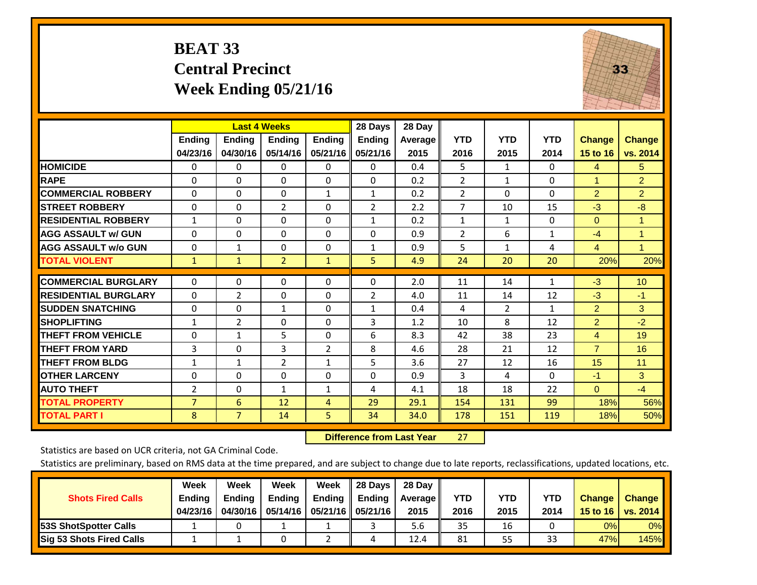# BEAT 33
## Central Precinct
## Week Ending 05/21/16

| | Last 4 Weeks | | | | 28 Days | 28 Day | | | | | |
|---|---|---|---|---|---|---|---|---|---|---|---|
| | Ending 04/23/16 | Ending 04/30/16 | Ending 05/14/16 | Ending 05/21/16 | Ending 05/21/16 | Average 2015 | YTD 2016 | YTD 2015 | YTD 2014 | Change 15 to 16 | Change vs. 2014 |
| HOMICIDE | 0 | 0 | 0 | 0 | 0 | 0.4 | 5 | 1 | 0 | 4 | 5 |
| RAPE | 0 | 0 | 0 | 0 | 0 | 0.2 | 2 | 1 | 0 | 1 | 2 |
| COMMERCIAL ROBBERY | 0 | 0 | 0 | 1 | 1 | 0.2 | 2 | 0 | 0 | 2 | 2 |
| STREET ROBBERY | 0 | 0 | 2 | 0 | 2 | 2.2 | 7 | 10 | 15 | -3 | -8 |
| RESIDENTIAL ROBBERY | 1 | 0 | 0 | 0 | 1 | 0.2 | 1 | 1 | 0 | 0 | 1 |
| AGG ASSAULT w/ GUN | 0 | 0 | 0 | 0 | 0 | 0.9 | 2 | 6 | 1 | -4 | 1 |
| AGG ASSAULT w/o GUN | 0 | 1 | 0 | 0 | 1 | 0.9 | 5 | 1 | 4 | 4 | 1 |
| TOTAL VIOLENT | 1 | 1 | 2 | 1 | 5 | 4.9 | 24 | 20 | 20 | 20% | 20% |
| COMMERCIAL BURGLARY | 0 | 0 | 0 | 0 | 0 | 2.0 | 11 | 14 | 1 | -3 | 10 |
| RESIDENTIAL BURGLARY | 0 | 2 | 0 | 0 | 2 | 4.0 | 11 | 14 | 12 | -3 | -1 |
| SUDDEN SNATCHING | 0 | 0 | 1 | 0 | 1 | 0.4 | 4 | 2 | 1 | 2 | 3 |
| SHOPLIFTING | 1 | 2 | 0 | 0 | 3 | 1.2 | 10 | 8 | 12 | 2 | -2 |
| THEFT FROM VEHICLE | 0 | 1 | 5 | 0 | 6 | 8.3 | 42 | 38 | 23 | 4 | 19 |
| THEFT FROM YARD | 3 | 0 | 3 | 2 | 8 | 4.6 | 28 | 21 | 12 | 7 | 16 |
| THEFT FROM BLDG | 1 | 1 | 2 | 1 | 5 | 3.6 | 27 | 12 | 16 | 15 | 11 |
| OTHER LARCENY | 0 | 0 | 0 | 0 | 0 | 0.9 | 3 | 4 | 0 | -1 | 3 |
| AUTO THEFT | 2 | 0 | 1 | 1 | 4 | 4.1 | 18 | 18 | 22 | 0 | -4 |
| TOTAL PROPERTY | 7 | 6 | 12 | 4 | 29 | 29.1 | 154 | 131 | 99 | 18% | 56% |
| TOTAL PART I | 8 | 7 | 14 | 5 | 34 | 34.0 | 178 | 151 | 119 | 18% | 50% |

**Difference from Last Year** 27

Statistics are based on UCR criteria, not GA Criminal Code.

Statistics are preliminary, based on RMS data at the time prepared, and are subject to change due to late reports, reclassifications, updated locations, etc.

| Shots Fired Calls | Week Ending 04/23/16 | Week Ending 04/30/16 | Week Ending 05/14/16 | Week Ending 05/21/16 | 28 Days Ending 05/21/16 | 28 Day Average 2015 | YTD 2016 | YTD 2015 | YTD 2014 | Change 15 to 16 | Change vs. 2014 |
|---|---|---|---|---|---|---|---|---|---|---|---|
| 53S ShotSpotter Calls | 1 | 0 | 1 | 1 | 3 | 5.6 | 35 | 16 | 0 | 0% | 0% |
| Sig 53 Shots Fired Calls | 1 | 1 | 0 | 2 | 4 | 12.4 | 81 | 55 | 33 | 47% | 145% |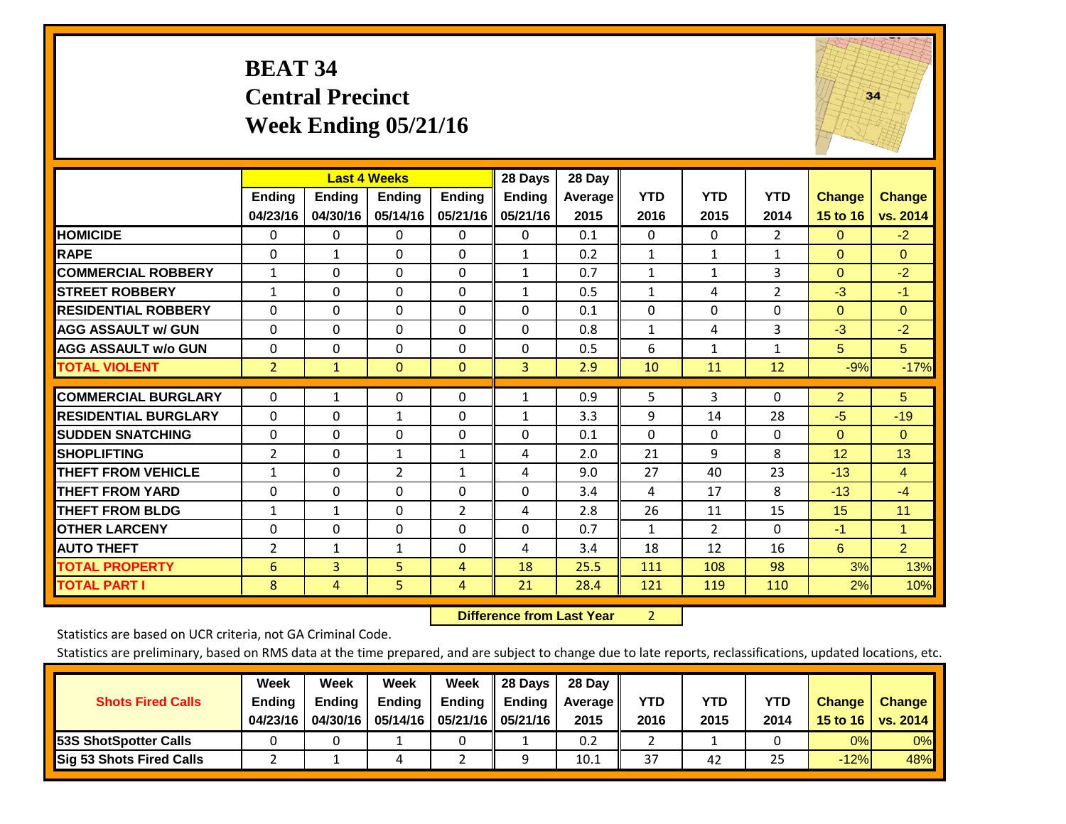# BEAT 34
## Central Precinct
## Week Ending 05/21/16

| | Last 4 Weeks | | | | 28 Days | 28 Day | | | | | |
|---|---|---|---|---|---|---|---|---|---|---|---|
| | Ending 04/23/16 | Ending 04/30/16 | Ending 05/14/16 | Ending 05/21/16 | Ending 05/21/16 | Average 2015 | YTD 2016 | YTD 2015 | YTD 2014 | Change 15 to 16 | Change vs. 2014 |
| HOMICIDE | 0 | 0 | 0 | 0 | 0 | 0.1 | 0 | 0 | 2 | 0 | -2 |
| RAPE | 0 | 1 | 0 | 0 | 1 | 0.2 | 1 | 1 | 1 | 0 | 0 |
| COMMERCIAL ROBBERY | 1 | 0 | 0 | 0 | 1 | 0.7 | 1 | 1 | 3 | 0 | -2 |
| STREET ROBBERY | 1 | 0 | 0 | 0 | 1 | 0.5 | 1 | 4 | 2 | -3 | -1 |
| RESIDENTIAL ROBBERY | 0 | 0 | 0 | 0 | 0 | 0.1 | 0 | 0 | 0 | 0 | 0 |
| AGG ASSAULT w/ GUN | 0 | 0 | 0 | 0 | 0 | 0.8 | 1 | 4 | 3 | -3 | -2 |
| AGG ASSAULT w/o GUN | 0 | 0 | 0 | 0 | 0 | 0.5 | 6 | 1 | 1 | 5 | 5 |
| TOTAL VIOLENT | 2 | 1 | 0 | 0 | 3 | 2.9 | 10 | 11 | 12 | -9% | -17% |
| COMMERCIAL BURGLARY | 0 | 1 | 0 | 0 | 1 | 0.9 | 5 | 3 | 0 | 2 | 5 |
| RESIDENTIAL BURGLARY | 0 | 0 | 1 | 0 | 1 | 3.3 | 9 | 14 | 28 | -5 | -19 |
| SUDDEN SNATCHING | 0 | 0 | 0 | 0 | 0 | 0.1 | 0 | 0 | 0 | 0 | 0 |
| SHOPLIFTING | 2 | 0 | 1 | 1 | 4 | 2.0 | 21 | 9 | 8 | 12 | 13 |
| THEFT FROM VEHICLE | 1 | 0 | 2 | 1 | 4 | 9.0 | 27 | 40 | 23 | -13 | 4 |
| THEFT FROM YARD | 0 | 0 | 0 | 0 | 0 | 3.4 | 4 | 17 | 8 | -13 | -4 |
| THEFT FROM BLDG | 1 | 1 | 0 | 2 | 4 | 2.8 | 26 | 11 | 15 | 15 | 11 |
| OTHER LARCENY | 0 | 0 | 0 | 0 | 0 | 0.7 | 1 | 2 | 0 | -1 | 1 |
| AUTO THEFT | 2 | 1 | 1 | 0 | 4 | 3.4 | 18 | 12 | 16 | 6 | 2 |
| TOTAL PROPERTY | 6 | 3 | 5 | 4 | 18 | 25.5 | 111 | 108 | 98 | 3% | 13% |
| TOTAL PART I | 8 | 4 | 5 | 4 | 21 | 28.4 | 121 | 119 | 110 | 2% | 10% |

**Difference from Last Year** 2

Statistics are based on UCR criteria, not GA Criminal Code.

Statistics are preliminary, based on RMS data at the time prepared, and are subject to change due to late reports, reclassifications, updated locations, etc.

| Shots Fired Calls | Week Ending 04/23/16 | Week Ending 04/30/16 | Week Ending 05/14/16 | Week Ending 05/21/16 | 28 Days Ending 05/21/16 | 28 Day Average 2015 | YTD 2016 | YTD 2015 | YTD 2014 | Change 15 to 16 | Change vs. 2014 |
|---|---|---|---|---|---|---|---|---|---|---|---|
| 53S ShotSpotter Calls | 0 | 0 | 1 | 0 | 1 | 0.2 | 2 | 1 | 0 | 0% | 0% |
| Sig 53 Shots Fired Calls | 2 | 1 | 4 | 2 | 9 | 10.1 | 37 | 42 | 25 | -12% | 48% |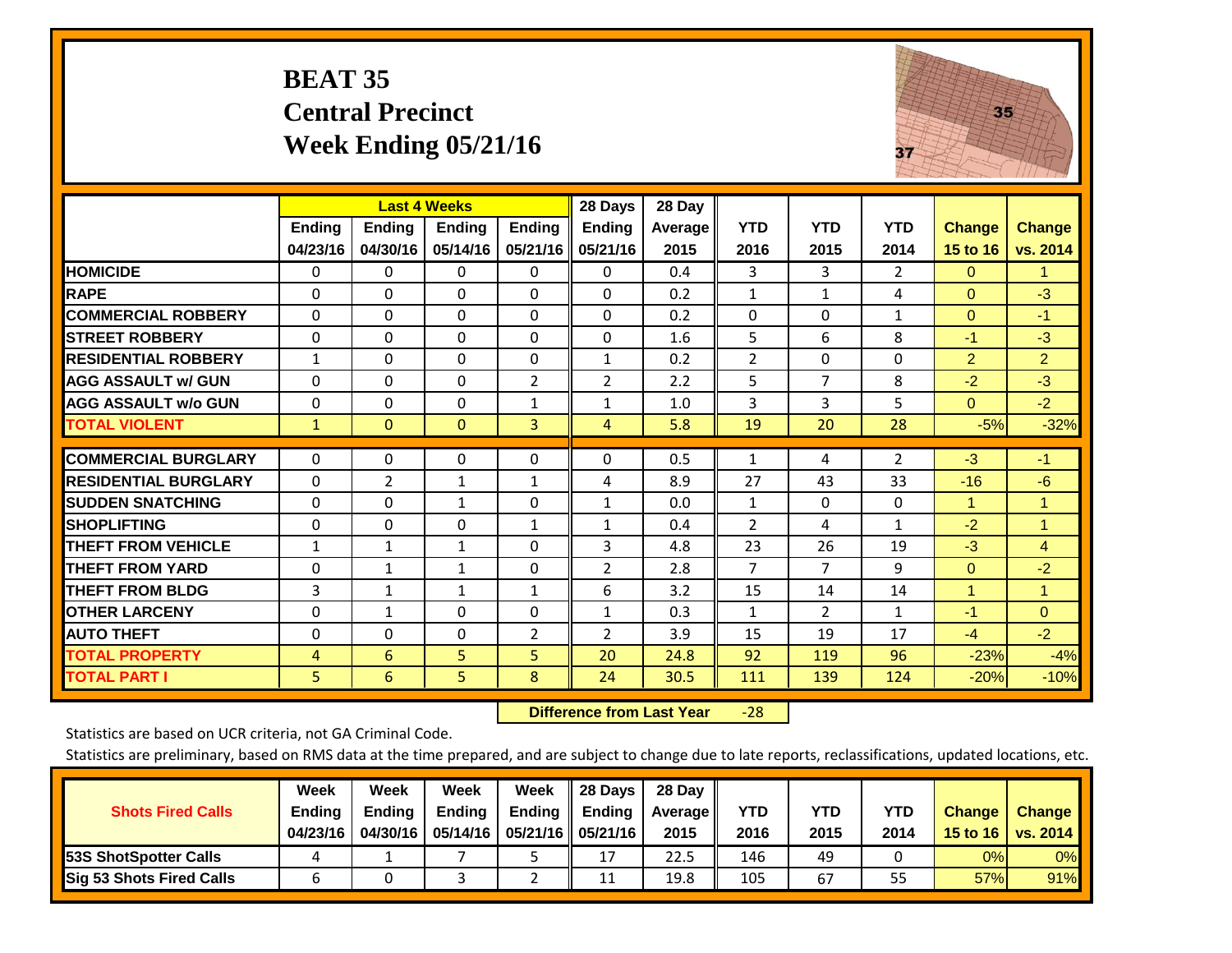# BEAT 35
## Central Precinct
## Week Ending 05/21/16

| | Last 4 Weeks | | | | 28 Days | 28 Day | | | | | |
|---|---|---|---|---|---|---|---|---|---|---|---|
| | Ending 04/23/16 | Ending 04/30/16 | Ending 05/14/16 | Ending 05/21/16 | Ending 05/21/16 | Average 2015 | YTD 2016 | YTD 2015 | YTD 2014 | Change 15 to 16 | Change vs. 2014 |
| **HOMICIDE** | 0 | 0 | 0 | 0 | 0 | 0.4 | 3 | 3 | 2 | 0 | 1 |
| **RAPE** | 0 | 0 | 0 | 0 | 0 | 0.2 | 1 | 1 | 4 | 0 | -3 |
| **COMMERCIAL ROBBERY** | 0 | 0 | 0 | 0 | 0 | 0.2 | 0 | 0 | 1 | 0 | -1 |
| **STREET ROBBERY** | 0 | 0 | 0 | 0 | 0 | 1.6 | 5 | 6 | 8 | -1 | -3 |
| **RESIDENTIAL ROBBERY** | 1 | 0 | 0 | 0 | 1 | 0.2 | 2 | 0 | 0 | 2 | 2 |
| **AGG ASSAULT w/ GUN** | 0 | 0 | 0 | 2 | 2 | 2.2 | 5 | 7 | 8 | -2 | -3 |
| **AGG ASSAULT w/o GUN** | 0 | 0 | 0 | 1 | 1 | 1.0 | 3 | 3 | 5 | 0 | -2 |
| **TOTAL VIOLENT** | 1 | 0 | 0 | 3 | 4 | 5.8 | 19 | 20 | 28 | -5% | -32% |
| **COMMERCIAL BURGLARY** | 0 | 0 | 0 | 0 | 0 | 0.5 | 1 | 4 | 2 | -3 | -1 |
| **RESIDENTIAL BURGLARY** | 0 | 2 | 1 | 1 | 4 | 8.9 | 27 | 43 | 33 | -16 | -6 |
| **SUDDEN SNATCHING** | 0 | 0 | 1 | 0 | 1 | 0.0 | 1 | 0 | 0 | 1 | 1 |
| **SHOPLIFTING** | 0 | 0 | 0 | 1 | 1 | 0.4 | 2 | 4 | 1 | -2 | 1 |
| **THEFT FROM VEHICLE** | 1 | 1 | 1 | 0 | 3 | 4.8 | 23 | 26 | 19 | -3 | 4 |
| **THEFT FROM YARD** | 0 | 1 | 1 | 0 | 2 | 2.8 | 7 | 7 | 9 | 0 | -2 |
| **THEFT FROM BLDG** | 3 | 1 | 1 | 1 | 6 | 3.2 | 15 | 14 | 14 | 1 | 1 |
| **OTHER LARCENY** | 0 | 1 | 0 | 0 | 1 | 0.3 | 1 | 2 | 1 | -1 | 0 |
| **AUTO THEFT** | 0 | 0 | 0 | 2 | 2 | 3.9 | 15 | 19 | 17 | -4 | -2 |
| **TOTAL PROPERTY** | 4 | 6 | 5 | 5 | 20 | 24.8 | 92 | 119 | 96 | -23% | -4% |
| **TOTAL PART I** | 5 | 6 | 5 | 8 | 24 | 30.5 | 111 | 139 | 124 | -20% | -10% |

**Difference from Last Year** -28

Statistics are based on UCR criteria, not GA Criminal Code.

Statistics are preliminary, based on RMS data at the time prepared, and are subject to change due to late reports, reclassifications, updated locations, etc.

| Shots Fired Calls | Week Ending 04/23/16 | Week Ending 04/30/16 | Week Ending 05/14/16 | Week Ending 05/21/16 | 28 Days Ending 05/21/16 | 28 Day Average 2015 | YTD 2016 | YTD 2015 | YTD 2014 | Change 15 to 16 | Change vs. 2014 |
|---|---|---|---|---|---|---|---|---|---|---|---|
| **53S ShotSpotter Calls** | 4 | 1 | 7 | 5 | 17 | 22.5 | 146 | 49 | 0 | 0% | 0% |
| **Sig 53 Shots Fired Calls** | 6 | 0 | 3 | 2 | 11 | 19.8 | 105 | 67 | 55 | 57% | 91% |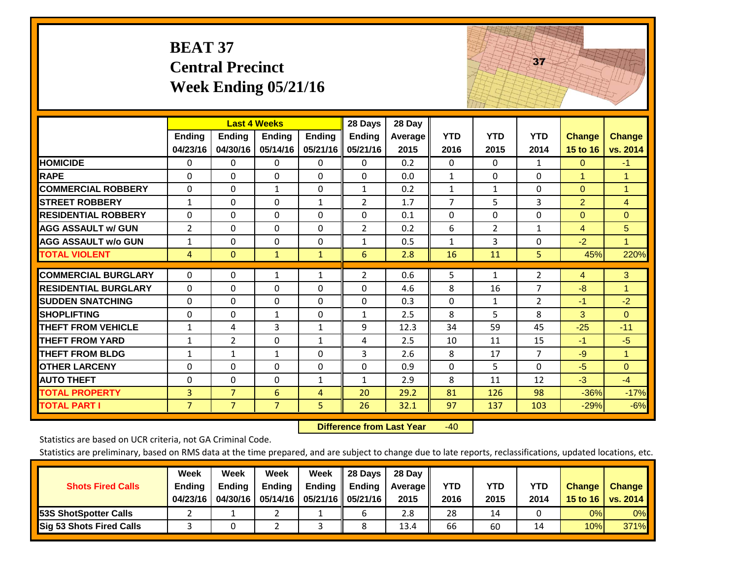# BEAT 37
## Central Precinct
## Week Ending 05/21/16

| | Last 4 Weeks | | | | 28 Days | 28 Day | | | | | |
|---|---|---|---|---|---|---|---|---|---|---|---|
| | Ending 04/23/16 | Ending 04/30/16 | Ending 05/14/16 | Ending 05/21/16 | Ending 05/21/16 | Average 2015 | YTD 2016 | YTD 2015 | YTD 2014 | Change 15 to 16 | Change vs. 2014 |
| HOMICIDE | 0 | 0 | 0 | 0 | 0 | 0.2 | 0 | 0 | 1 | 0 | -1 |
| RAPE | 0 | 0 | 0 | 0 | 0 | 0.0 | 1 | 0 | 0 | 1 | 1 |
| COMMERCIAL ROBBERY | 0 | 0 | 1 | 0 | 1 | 0.2 | 1 | 1 | 0 | 0 | 1 |
| STREET ROBBERY | 1 | 0 | 0 | 1 | 2 | 1.7 | 7 | 5 | 3 | 2 | 4 |
| RESIDENTIAL ROBBERY | 0 | 0 | 0 | 0 | 0 | 0.1 | 0 | 0 | 0 | 0 | 0 |
| AGG ASSAULT w/ GUN | 2 | 0 | 0 | 0 | 2 | 0.2 | 6 | 2 | 1 | 4 | 5 |
| AGG ASSAULT w/o GUN | 1 | 0 | 0 | 0 | 1 | 0.5 | 1 | 3 | 0 | -2 | 1 |
| TOTAL VIOLENT | 4 | 0 | 1 | 1 | 6 | 2.8 | 16 | 11 | 5 | 45% | 220% |
| COMMERCIAL BURGLARY | 0 | 0 | 1 | 1 | 2 | 0.6 | 5 | 1 | 2 | 4 | 3 |
| RESIDENTIAL BURGLARY | 0 | 0 | 0 | 0 | 0 | 4.6 | 8 | 16 | 7 | -8 | 1 |
| SUDDEN SNATCHING | 0 | 0 | 0 | 0 | 0 | 0.3 | 0 | 1 | 2 | -1 | -2 |
| SHOPLIFTING | 0 | 0 | 1 | 0 | 1 | 2.5 | 8 | 5 | 8 | 3 | 0 |
| THEFT FROM VEHICLE | 1 | 4 | 3 | 1 | 9 | 12.3 | 34 | 59 | 45 | -25 | -11 |
| THEFT FROM YARD | 1 | 2 | 0 | 1 | 4 | 2.5 | 10 | 11 | 15 | -1 | -5 |
| THEFT FROM BLDG | 1 | 1 | 1 | 0 | 3 | 2.6 | 8 | 17 | 7 | -9 | 1 |
| OTHER LARCENY | 0 | 0 | 0 | 0 | 0 | 0.9 | 0 | 5 | 0 | -5 | 0 |
| AUTO THEFT | 0 | 0 | 0 | 1 | 1 | 2.9 | 8 | 11 | 12 | -3 | -4 |
| TOTAL PROPERTY | 3 | 7 | 6 | 4 | 20 | 29.2 | 81 | 126 | 98 | -36% | -17% |
| TOTAL PART I | 7 | 7 | 7 | 5 | 26 | 32.1 | 97 | 137 | 103 | -29% | -6% |

**Difference from Last Year** -40

Statistics are based on UCR criteria, not GA Criminal Code.

Statistics are preliminary, based on RMS data at the time prepared, and are subject to change due to late reports, reclassifications, updated locations, etc.

| Shots Fired Calls | Week Ending 04/23/16 | Week Ending 04/30/16 | Week Ending 05/14/16 | Week Ending 05/21/16 | 28 Days Ending 05/21/16 | 28 Day Average 2015 | YTD 2016 | YTD 2015 | YTD 2014 | Change 15 to 16 | Change vs. 2014 |
|---|---|---|---|---|---|---|---|---|---|---|---|
| 53S ShotSpotter Calls | 2 | 1 | 2 | 1 | 6 | 2.8 | 28 | 14 | 0 | 0% | 0% |
| Sig 53 Shots Fired Calls | 3 | 0 | 2 | 3 | 8 | 13.4 | 66 | 60 | 14 | 10% | 371% |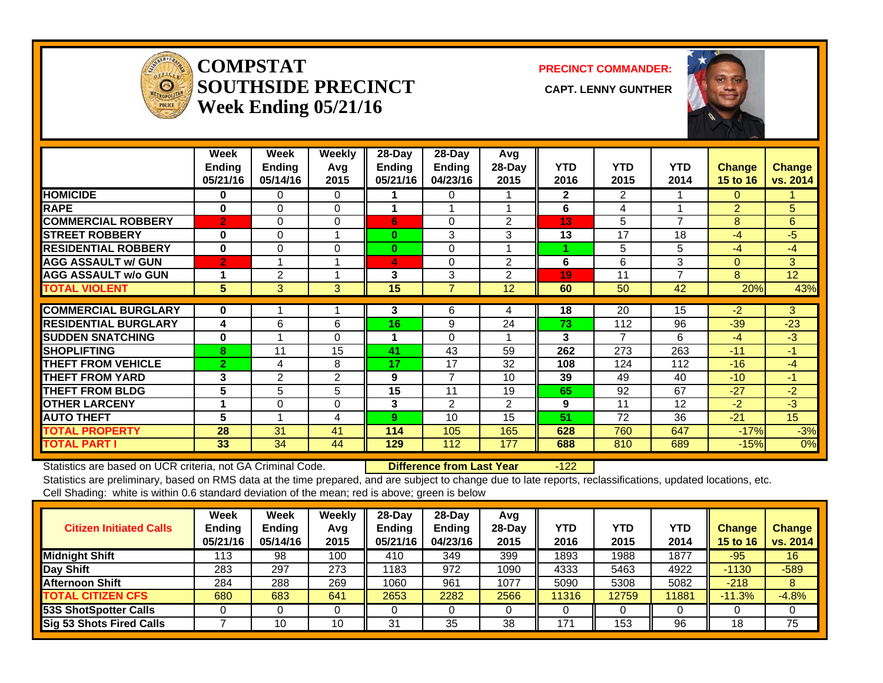# COMPSTAT
# SOUTHSIDE PRECINCT
## Week Ending 05/21/16

**PRECINCT COMMANDER:**

**CAPT. LENNY GUNTHER**

| | Week Ending 05/21/16 | Week Ending 05/14/16 | Weekly Avg 2015 | 28-Day Ending 05/21/16 | 28-Day Ending 04/23/16 | Avg 28-Day 2015 | YTD 2016 | YTD 2015 | YTD 2014 | Change 15 to 16 | Change vs. 2014 |
|---|---|---|---|---|---|---|---|---|---|---|---|
| HOMICIDE | 0 | 0 | 0 | 1 | 0 | 1 | 2 | 2 | 1 | 0 | 1 |
| RAPE | 0 | 0 | 0 | 1 | 1 | 1 | 6 | 4 | 1 | 2 | 5 |
| COMMERCIAL ROBBERY | 2 | 0 | 0 | 6 | 0 | 2 | 13 | 5 | 7 | 8 | 6 |
| STREET ROBBERY | 0 | 0 | 1 | 0 | 3 | 3 | 13 | 17 | 18 | -4 | -5 |
| RESIDENTIAL ROBBERY | 0 | 0 | 0 | 0 | 0 | 1 | 1 | 5 | 5 | -4 | -4 |
| AGG ASSAULT w/ GUN | 2 | 1 | 1 | 4 | 0 | 2 | 6 | 6 | 3 | 0 | 3 |
| AGG ASSAULT w/o GUN | 1 | 2 | 1 | 3 | 3 | 2 | 19 | 11 | 7 | 8 | 12 |
| TOTAL VIOLENT | 5 | 3 | 3 | 15 | 7 | 12 | 60 | 50 | 42 | 20% | 43% |
| COMMERCIAL BURGLARY | 0 | 1 | 1 | 3 | 6 | 4 | 18 | 20 | 15 | -2 | 3 |
| RESIDENTIAL BURGLARY | 4 | 6 | 6 | 16 | 9 | 24 | 73 | 112 | 96 | -39 | -23 |
| SUDDEN SNATCHING | 0 | 1 | 0 | 1 | 0 | 1 | 3 | 7 | 6 | -4 | -3 |
| SHOPLIFTING | 8 | 11 | 15 | 41 | 43 | 59 | 262 | 273 | 263 | -11 | -1 |
| THEFT FROM VEHICLE | 2 | 4 | 8 | 17 | 17 | 32 | 108 | 124 | 112 | -16 | -4 |
| THEFT FROM YARD | 3 | 2 | 2 | 9 | 7 | 10 | 39 | 49 | 40 | -10 | -1 |
| THEFT FROM BLDG | 5 | 5 | 5 | 15 | 11 | 19 | 65 | 92 | 67 | -27 | -2 |
| OTHER LARCENY | 1 | 0 | 0 | 3 | 2 | 2 | 9 | 11 | 12 | -2 | -3 |
| AUTO THEFT | 5 | 1 | 4 | 9 | 10 | 15 | 51 | 72 | 36 | -21 | 15 |
| TOTAL PROPERTY | 28 | 31 | 41 | 114 | 105 | 165 | 628 | 760 | 647 | -17% | -3% |
| TOTAL PART I | 33 | 34 | 44 | 129 | 112 | 177 | 688 | 810 | 689 | -15% | 0% |

Statistics are based on UCR criteria, not GA Criminal Code. **Difference from Last Year** -122

Statistics are preliminary, based on RMS data at the time prepared, and are subject to change due to late reports, reclassifications, updated locations, etc.

Cell Shading: white is within 0.6 standard deviation of the mean; red is above; green is below

| Citizen Initiated Calls | Week Ending 05/21/16 | Week Ending 05/14/16 | Weekly Avg 2015 | 28-Day Ending 05/21/16 | 28-Day Ending 04/23/16 | Avg 28-Day 2015 | YTD 2016 | YTD 2015 | YTD 2014 | Change 15 to 16 | Change vs. 2014 |
|---|---|---|---|---|---|---|---|---|---|---|---|
| Midnight Shift | 113 | 98 | 100 | 410 | 349 | 399 | 1893 | 1988 | 1877 | -95 | 16 |
| Day Shift | 283 | 297 | 273 | 1183 | 972 | 1090 | 4333 | 5463 | 4922 | -1130 | -589 |
| Afternoon Shift | 284 | 288 | 269 | 1060 | 961 | 1077 | 5090 | 5308 | 5082 | -218 | 8 |
| TOTAL CITIZEN CFS | 680 | 683 | 641 | 2653 | 2282 | 2566 | 11316 | 12759 | 11881 | -11.3% | -4.8% |
| 53S ShotSpotter Calls | 0 | 0 | 0 | 0 | 0 | 0 | 0 | 0 | 0 | 0 | 0 |
| Sig 53 Shots Fired Calls | 7 | 10 | 10 | 31 | 35 | 38 | 171 | 153 | 96 | 18 | 75 |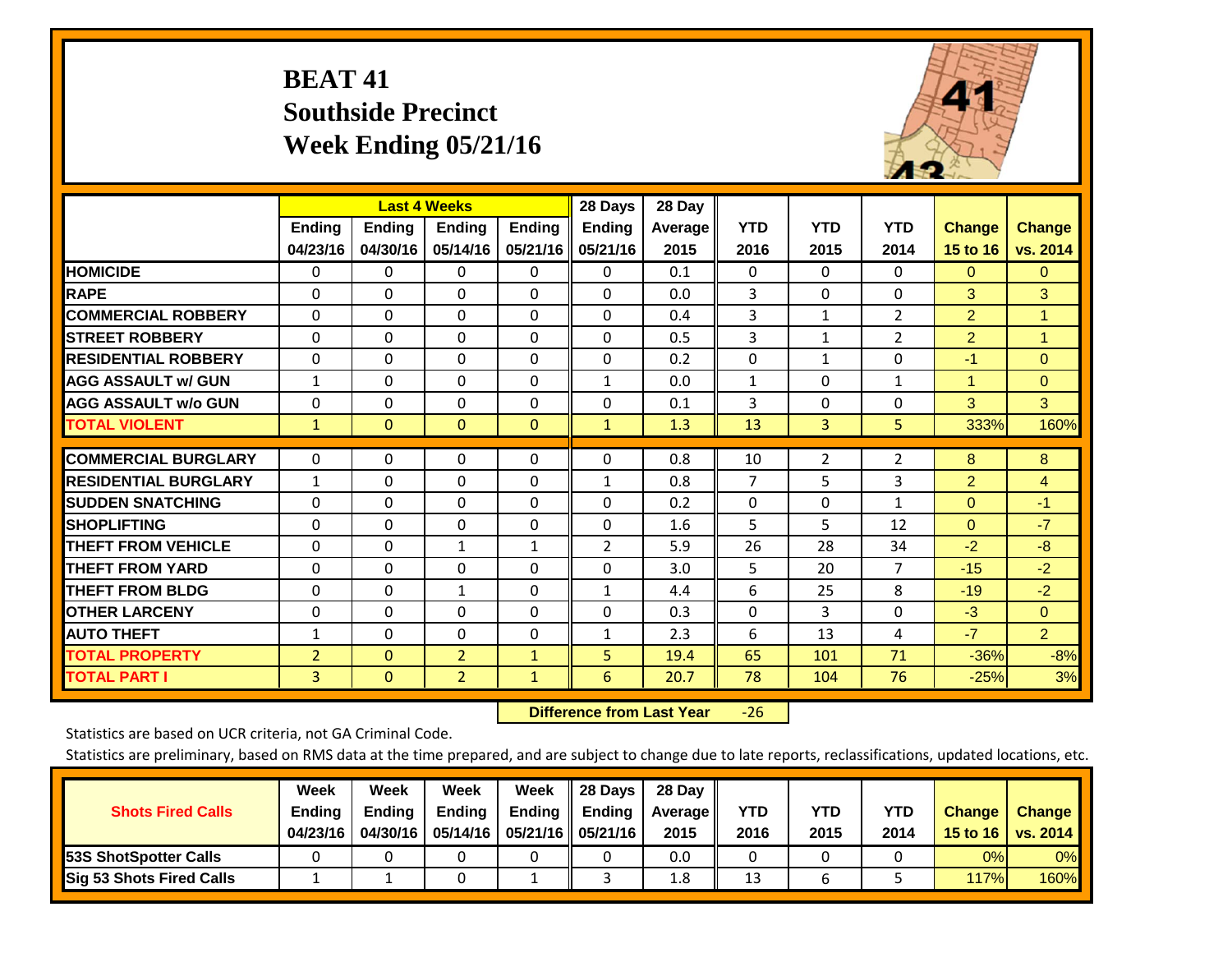# BEAT 41
# Southside Precinct
# Week Ending 05/21/16

| | Last 4 Weeks | | | | 28 Days | 28 Day | | | | | |
|---|---|---|---|---|---|---|---|---|---|---|---|
| | Ending 04/23/16 | Ending 04/30/16 | Ending 05/14/16 | Ending 05/21/16 | Ending 05/21/16 | Average 2015 | YTD 2016 | YTD 2015 | YTD 2014 | Change 15 to 16 | Change vs. 2014 |
| HOMICIDE | 0 | 0 | 0 | 0 | 0 | 0.1 | 0 | 0 | 0 | 0 | 0 |
| RAPE | 0 | 0 | 0 | 0 | 0 | 0.0 | 3 | 0 | 0 | 3 | 3 |
| COMMERCIAL ROBBERY | 0 | 0 | 0 | 0 | 0 | 0.4 | 3 | 1 | 2 | 2 | 1 |
| STREET ROBBERY | 0 | 0 | 0 | 0 | 0 | 0.5 | 3 | 1 | 2 | 2 | 1 |
| RESIDENTIAL ROBBERY | 0 | 0 | 0 | 0 | 0 | 0.2 | 0 | 1 | 0 | -1 | 0 |
| AGG ASSAULT w/ GUN | 1 | 0 | 0 | 0 | 1 | 0.0 | 1 | 0 | 1 | 1 | 0 |
| AGG ASSAULT w/o GUN | 0 | 0 | 0 | 0 | 0 | 0.1 | 3 | 0 | 0 | 3 | 3 |
| TOTAL VIOLENT | 1 | 0 | 0 | 0 | 1 | 1.3 | 13 | 3 | 5 | 333% | 160% |
| COMMERCIAL BURGLARY | 0 | 0 | 0 | 0 | 0 | 0.8 | 10 | 2 | 2 | 8 | 8 |
| RESIDENTIAL BURGLARY | 1 | 0 | 0 | 0 | 1 | 0.8 | 7 | 5 | 3 | 2 | 4 |
| SUDDEN SNATCHING | 0 | 0 | 0 | 0 | 0 | 0.2 | 0 | 0 | 1 | 0 | -1 |
| SHOPLIFTING | 0 | 0 | 0 | 0 | 0 | 1.6 | 5 | 5 | 12 | 0 | -7 |
| THEFT FROM VEHICLE | 0 | 0 | 1 | 1 | 2 | 5.9 | 26 | 28 | 34 | -2 | -8 |
| THEFT FROM YARD | 0 | 0 | 0 | 0 | 0 | 3.0 | 5 | 20 | 7 | -15 | -2 |
| THEFT FROM BLDG | 0 | 0 | 1 | 0 | 1 | 4.4 | 6 | 25 | 8 | -19 | -2 |
| OTHER LARCENY | 0 | 0 | 0 | 0 | 0 | 0.3 | 0 | 3 | 0 | -3 | 0 |
| AUTO THEFT | 1 | 0 | 0 | 0 | 1 | 2.3 | 6 | 13 | 4 | -7 | 2 |
| TOTAL PROPERTY | 2 | 0 | 2 | 1 | 5 | 19.4 | 65 | 101 | 71 | -36% | -8% |
| TOTAL PART I | 3 | 0 | 2 | 1 | 6 | 20.7 | 78 | 104 | 76 | -25% | 3% |

**Difference from Last Year** -26

Statistics are based on UCR criteria, not GA Criminal Code.

Statistics are preliminary, based on RMS data at the time prepared, and are subject to change due to late reports, reclassifications, updated locations, etc.

| Shots Fired Calls | Week Ending 04/23/16 | Week Ending 04/30/16 | Week Ending 05/14/16 | Week Ending 05/21/16 | 28 Days Ending 05/21/16 | 28 Day Average 2015 | YTD 2016 | YTD 2015 | YTD 2014 | Change 15 to 16 | Change vs. 2014 |
|---|---|---|---|---|---|---|---|---|---|---|---|
| 53S ShotSpotter Calls | 0 | 0 | 0 | 0 | 0 | 0.0 | 0 | 0 | 0 | 0% | 0% |
| Sig 53 Shots Fired Calls | 1 | 1 | 0 | 1 | 3 | 1.8 | 13 | 6 | 5 | 117% | 160% |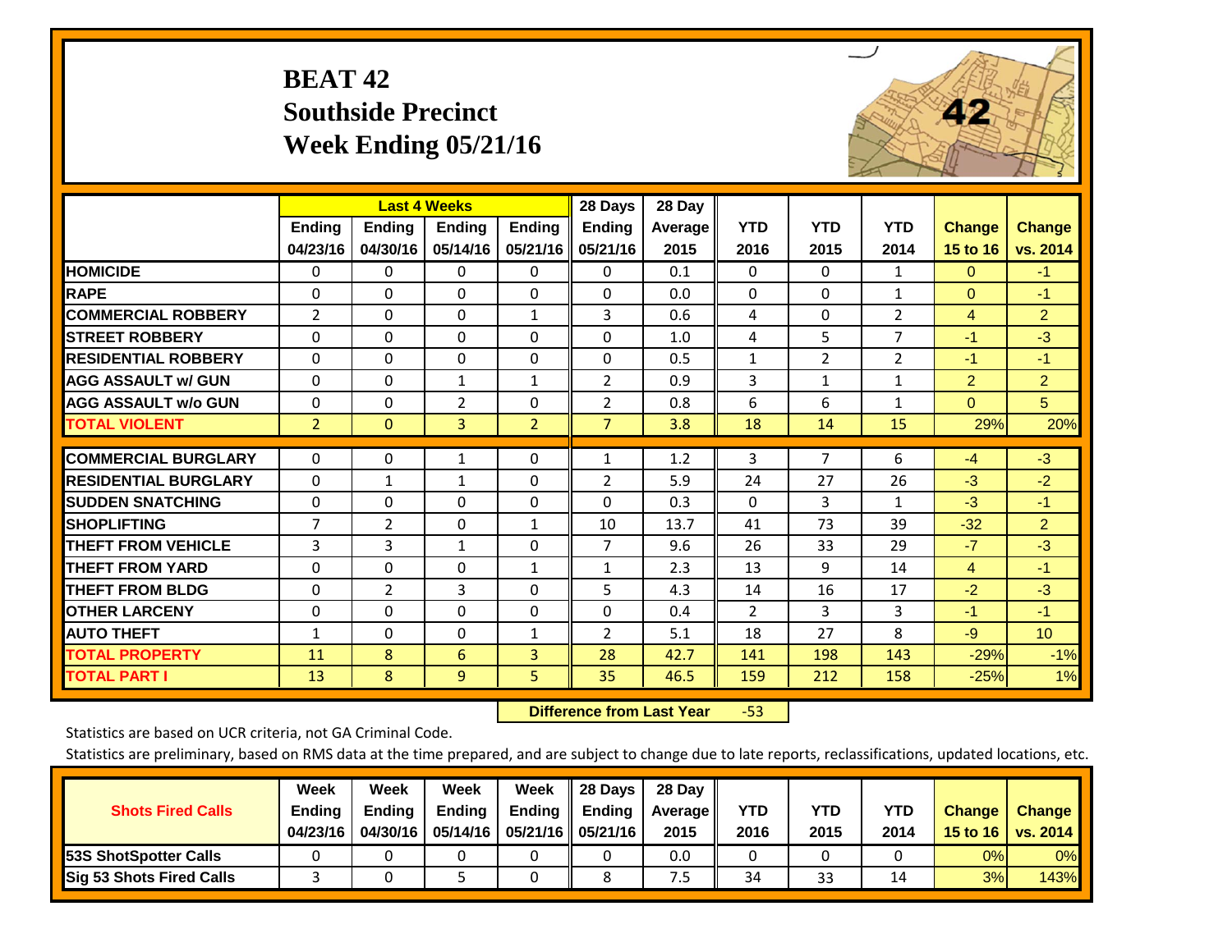# BEAT 42
## Southside Precinct
## Week Ending 05/21/16

| | Last 4 Weeks | | | | 28 Days | 28 Day | | | | | |
|---|---|---|---|---|---|---|---|---|---|---|---|
| | Ending 04/23/16 | Ending 04/30/16 | Ending 05/14/16 | Ending 05/21/16 | Ending 05/21/16 | Average 2015 | YTD 2016 | YTD 2015 | YTD 2014 | Change 15 to 16 | Change vs. 2014 |
| **HOMICIDE** | 0 | 0 | 0 | 0 | 0 | 0.1 | 0 | 0 | 1 | 0 | -1 |
| **RAPE** | 0 | 0 | 0 | 0 | 0 | 0.0 | 0 | 0 | 1 | 0 | -1 |
| **COMMERCIAL ROBBERY** | 2 | 0 | 0 | 1 | 3 | 0.6 | 4 | 0 | 2 | 4 | 2 |
| **STREET ROBBERY** | 0 | 0 | 0 | 0 | 0 | 1.0 | 4 | 5 | 7 | -1 | -3 |
| **RESIDENTIAL ROBBERY** | 0 | 0 | 0 | 0 | 0 | 0.5 | 1 | 2 | 2 | -1 | -1 |
| **AGG ASSAULT w/ GUN** | 0 | 0 | 1 | 1 | 2 | 0.9 | 3 | 1 | 1 | 2 | 2 |
| **AGG ASSAULT w/o GUN** | 0 | 0 | 2 | 0 | 2 | 0.8 | 6 | 6 | 1 | 0 | 5 |
| **TOTAL VIOLENT** | 2 | 0 | 3 | 2 | 7 | 3.8 | 18 | 14 | 15 | 29% | 20% |
| **COMMERCIAL BURGLARY** | 0 | 0 | 1 | 0 | 1 | 1.2 | 3 | 7 | 6 | -4 | -3 |
| **RESIDENTIAL BURGLARY** | 0 | 1 | 1 | 0 | 2 | 5.9 | 24 | 27 | 26 | -3 | -2 |
| **SUDDEN SNATCHING** | 0 | 0 | 0 | 0 | 0 | 0.3 | 0 | 3 | 1 | -3 | -1 |
| **SHOPLIFTING** | 7 | 2 | 0 | 1 | 10 | 13.7 | 41 | 73 | 39 | -32 | 2 |
| **THEFT FROM VEHICLE** | 3 | 3 | 1 | 0 | 7 | 9.6 | 26 | 33 | 29 | -7 | -3 |
| **THEFT FROM YARD** | 0 | 0 | 0 | 1 | 1 | 2.3 | 13 | 9 | 14 | 4 | -1 |
| **THEFT FROM BLDG** | 0 | 2 | 3 | 0 | 5 | 4.3 | 14 | 16 | 17 | -2 | -3 |
| **OTHER LARCENY** | 0 | 0 | 0 | 0 | 0 | 0.4 | 2 | 3 | 3 | -1 | -1 |
| **AUTO THEFT** | 1 | 0 | 0 | 1 | 2 | 5.1 | 18 | 27 | 8 | -9 | 10 |
| **TOTAL PROPERTY** | 11 | 8 | 6 | 3 | 28 | 42.7 | 141 | 198 | 143 | -29% | -1% |
| **TOTAL PART I** | 13 | 8 | 9 | 5 | 35 | 46.5 | 159 | 212 | 158 | -25% | 1% |

**Difference from Last Year** -53

Statistics are based on UCR criteria, not GA Criminal Code.

Statistics are preliminary, based on RMS data at the time prepared, and are subject to change due to late reports, reclassifications, updated locations, etc.

| Shots Fired Calls | Week Ending 04/23/16 | Week Ending 04/30/16 | Week Ending 05/14/16 | Week Ending 05/21/16 | 28 Days Ending 05/21/16 | 28 Day Average 2015 | YTD 2016 | YTD 2015 | YTD 2014 | Change 15 to 16 | Change vs. 2014 |
|---|---|---|---|---|---|---|---|---|---|---|---|
| **53S ShotSpotter Calls** | 0 | 0 | 0 | 0 | 0 | 0.0 | 0 | 0 | 0 | 0% | 0% |
| **Sig 53 Shots Fired Calls** | 3 | 0 | 5 | 0 | 8 | 7.5 | 34 | 33 | 14 | 3% | 143% |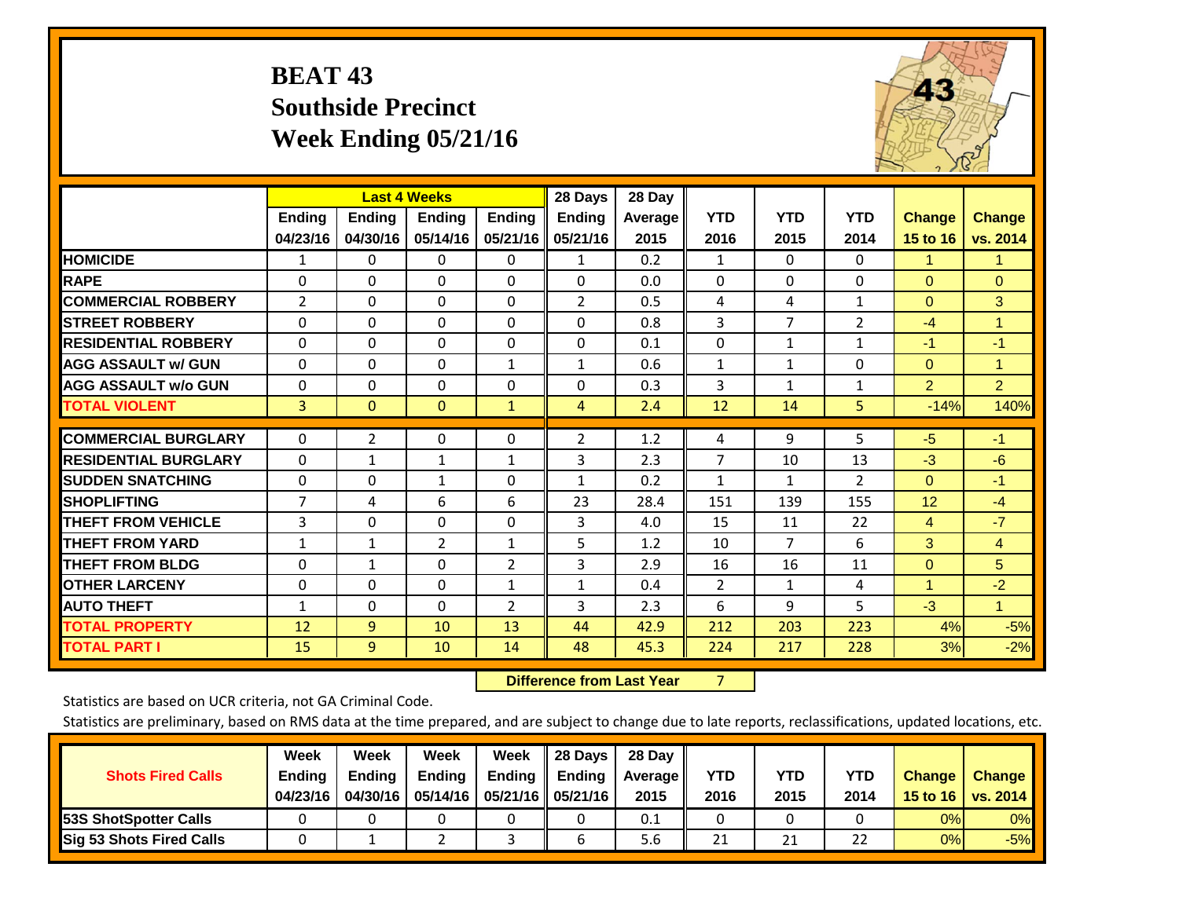# BEAT 43
## Southside Precinct
## Week Ending 05/21/16

| | Last 4 Weeks | | | | 28 Days | 28 Day | | | | | |
|---|---|---|---|---|---|---|---|---|---|---|---|
| | Ending 04/23/16 | Ending 04/30/16 | Ending 05/14/16 | Ending 05/21/16 | Ending 05/21/16 | Average 2015 | YTD 2016 | YTD 2015 | YTD 2014 | Change 15 to 16 | Change vs. 2014 |
| HOMICIDE | 1 | 0 | 0 | 0 | 1 | 0.2 | 1 | 0 | 0 | 1 | 1 |
| RAPE | 0 | 0 | 0 | 0 | 0 | 0.0 | 0 | 0 | 0 | 0 | 0 |
| COMMERCIAL ROBBERY | 2 | 0 | 0 | 0 | 2 | 0.5 | 4 | 4 | 1 | 0 | 3 |
| STREET ROBBERY | 0 | 0 | 0 | 0 | 0 | 0.8 | 3 | 7 | 2 | -4 | 1 |
| RESIDENTIAL ROBBERY | 0 | 0 | 0 | 0 | 0 | 0.1 | 0 | 1 | 1 | -1 | -1 |
| AGG ASSAULT w/ GUN | 0 | 0 | 0 | 1 | 1 | 0.6 | 1 | 1 | 0 | 0 | 1 |
| AGG ASSAULT w/o GUN | 0 | 0 | 0 | 0 | 0 | 0.3 | 3 | 1 | 1 | 2 | 2 |
| TOTAL VIOLENT | 3 | 0 | 0 | 1 | 4 | 2.4 | 12 | 14 | 5 | -14% | 140% |
| COMMERCIAL BURGLARY | 0 | 2 | 0 | 0 | 2 | 1.2 | 4 | 9 | 5 | -5 | -1 |
| RESIDENTIAL BURGLARY | 0 | 1 | 1 | 1 | 3 | 2.3 | 7 | 10 | 13 | -3 | -6 |
| SUDDEN SNATCHING | 0 | 0 | 1 | 0 | 1 | 0.2 | 1 | 1 | 2 | 0 | -1 |
| SHOPLIFTING | 7 | 4 | 6 | 6 | 23 | 28.4 | 151 | 139 | 155 | 12 | -4 |
| THEFT FROM VEHICLE | 3 | 0 | 0 | 0 | 3 | 4.0 | 15 | 11 | 22 | 4 | -7 |
| THEFT FROM YARD | 1 | 1 | 2 | 1 | 5 | 1.2 | 10 | 7 | 6 | 3 | 4 |
| THEFT FROM BLDG | 0 | 1 | 0 | 2 | 3 | 2.9 | 16 | 16 | 11 | 0 | 5 |
| OTHER LARCENY | 0 | 0 | 0 | 1 | 1 | 0.4 | 2 | 1 | 4 | 1 | -2 |
| AUTO THEFT | 1 | 0 | 0 | 2 | 3 | 2.3 | 6 | 9 | 5 | -3 | 1 |
| TOTAL PROPERTY | 12 | 9 | 10 | 13 | 44 | 42.9 | 212 | 203 | 223 | 4% | -5% |
| TOTAL PART I | 15 | 9 | 10 | 14 | 48 | 45.3 | 224 | 217 | 228 | 3% | -2% |

**Difference from Last Year** 7

Statistics are based on UCR criteria, not GA Criminal Code.

Statistics are preliminary, based on RMS data at the time prepared, and are subject to change due to late reports, reclassifications, updated locations, etc.

| Shots Fired Calls | Week Ending 04/23/16 | Week Ending 04/30/16 | Week Ending 05/14/16 | Week Ending 05/21/16 | 28 Days Ending 05/21/16 | 28 Day Average 2015 | YTD 2016 | YTD 2015 | YTD 2014 | Change 15 to 16 | Change vs. 2014 |
|---|---|---|---|---|---|---|---|---|---|---|---|
| 53S ShotSpotter Calls | 0 | 0 | 0 | 0 | 0 | 0.1 | 0 | 0 | 0 | 0% | 0% |
| Sig 53 Shots Fired Calls | 0 | 1 | 2 | 3 | 6 | 5.6 | 21 | 21 | 22 | 0% | -5% |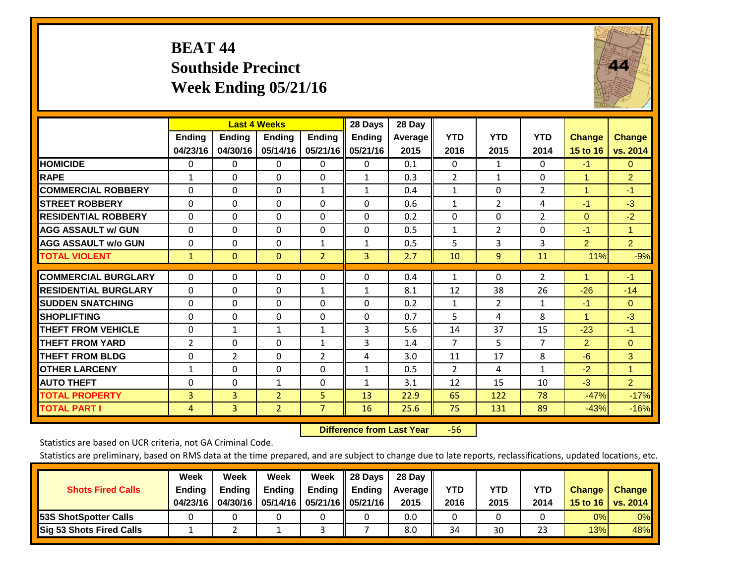# BEAT 44
## Southside Precinct
## Week Ending 05/21/16

| | Last 4 Weeks | | | | 28 Days | 28 Day | | | | | |
|---|---|---|---|---|---|---|---|---|---|---|---|
| | Ending 04/23/16 | Ending 04/30/16 | Ending 05/14/16 | Ending 05/21/16 | Ending 05/21/16 | Average 2015 | YTD 2016 | YTD 2015 | YTD 2014 | Change 15 to 16 | Change vs. 2014 |
| HOMICIDE | 0 | 0 | 0 | 0 | 0 | 0.1 | 0 | 1 | 0 | -1 | 0 |
| RAPE | 1 | 0 | 0 | 0 | 1 | 0.3 | 2 | 1 | 0 | 1 | 2 |
| COMMERCIAL ROBBERY | 0 | 0 | 0 | 1 | 1 | 0.4 | 1 | 0 | 2 | 1 | -1 |
| STREET ROBBERY | 0 | 0 | 0 | 0 | 0 | 0.6 | 1 | 2 | 4 | -1 | -3 |
| RESIDENTIAL ROBBERY | 0 | 0 | 0 | 0 | 0 | 0.2 | 0 | 0 | 2 | 0 | -2 |
| AGG ASSAULT w/ GUN | 0 | 0 | 0 | 0 | 0 | 0.5 | 1 | 2 | 0 | -1 | 1 |
| AGG ASSAULT w/o GUN | 0 | 0 | 0 | 1 | 1 | 0.5 | 5 | 3 | 3 | 2 | 2 |
| TOTAL VIOLENT | 1 | 0 | 0 | 2 | 3 | 2.7 | 10 | 9 | 11 | 11% | -9% |
| COMMERCIAL BURGLARY | 0 | 0 | 0 | 0 | 0 | 0.4 | 1 | 0 | 2 | 1 | -1 |
| RESIDENTIAL BURGLARY | 0 | 0 | 0 | 1 | 1 | 8.1 | 12 | 38 | 26 | -26 | -14 |
| SUDDEN SNATCHING | 0 | 0 | 0 | 0 | 0 | 0.2 | 1 | 2 | 1 | -1 | 0 |
| SHOPLIFTING | 0 | 0 | 0 | 0 | 0 | 0.7 | 5 | 4 | 8 | 1 | -3 |
| THEFT FROM VEHICLE | 0 | 1 | 1 | 1 | 3 | 5.6 | 14 | 37 | 15 | -23 | -1 |
| THEFT FROM YARD | 2 | 0 | 0 | 1 | 3 | 1.4 | 7 | 5 | 7 | 2 | 0 |
| THEFT FROM BLDG | 0 | 2 | 0 | 2 | 4 | 3.0 | 11 | 17 | 8 | -6 | 3 |
| OTHER LARCENY | 1 | 0 | 0 | 0 | 1 | 0.5 | 2 | 4 | 1 | -2 | 1 |
| AUTO THEFT | 0 | 0 | 1 | 0 | 1 | 3.1 | 12 | 15 | 10 | -3 | 2 |
| TOTAL PROPERTY | 3 | 3 | 2 | 5 | 13 | 22.9 | 65 | 122 | 78 | -47% | -17% |
| TOTAL PART I | 4 | 3 | 2 | 7 | 16 | 25.6 | 75 | 131 | 89 | -43% | -16% |

**Difference from Last Year** -56

Statistics are based on UCR criteria, not GA Criminal Code.

Statistics are preliminary, based on RMS data at the time prepared, and are subject to change due to late reports, reclassifications, updated locations, etc.

| Shots Fired Calls | Week Ending 04/23/16 | Week Ending 04/30/16 | Week Ending 05/14/16 | Week Ending 05/21/16 | 28 Days Ending 05/21/16 | 28 Day Average 2015 | YTD 2016 | YTD 2015 | YTD 2014 | Change 15 to 16 | Change vs. 2014 |
|---|---|---|---|---|---|---|---|---|---|---|---|
| 53S ShotSpotter Calls | 0 | 0 | 0 | 0 | 0 | 0.0 | 0 | 0 | 0 | 0% | 0% |
| Sig 53 Shots Fired Calls | 1 | 2 | 1 | 3 | 7 | 8.0 | 34 | 30 | 23 | 13% | 48% |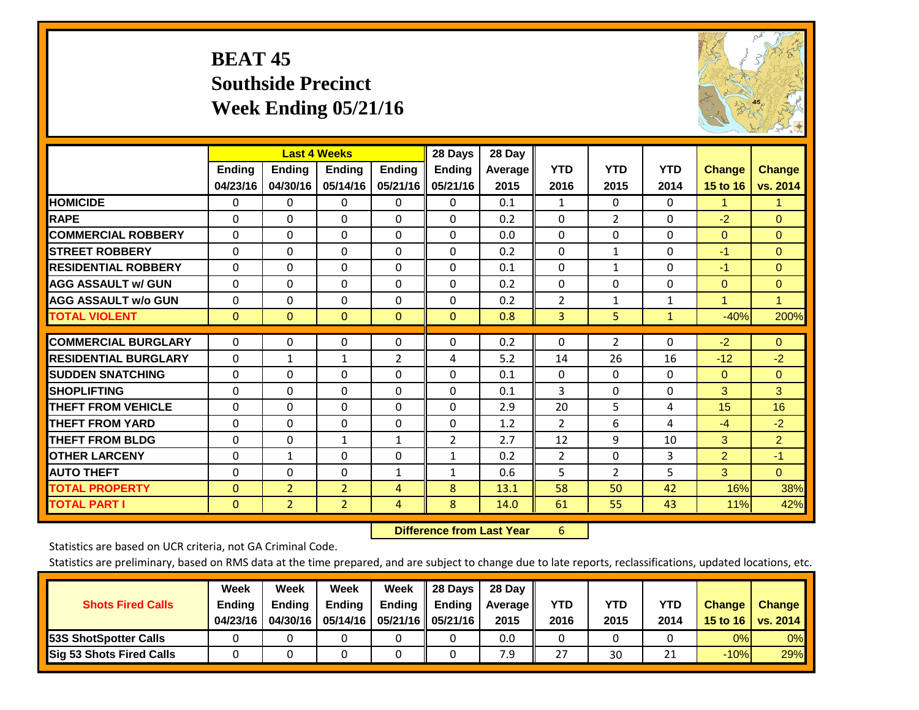# BEAT 45
## Southside Precinct
## Week Ending 05/21/16

| | Last 4 Weeks Ending 04/23/16 | Ending 04/30/16 | Ending 05/14/16 | Ending 05/21/16 | 28 Days Ending 05/21/16 | 28 Day Average 2015 | YTD 2016 | YTD 2015 | YTD 2014 | Change 15 to 16 | Change vs. 2014 |
|---|---|---|---|---|---|---|---|---|---|---|---|
| HOMICIDE | 0 | 0 | 0 | 0 | 0 | 0.1 | 1 | 0 | 0 | 1 | 1 |
| RAPE | 0 | 0 | 0 | 0 | 0 | 0.2 | 0 | 2 | 0 | -2 | 0 |
| COMMERCIAL ROBBERY | 0 | 0 | 0 | 0 | 0 | 0.0 | 0 | 0 | 0 | 0 | 0 |
| STREET ROBBERY | 0 | 0 | 0 | 0 | 0 | 0.2 | 0 | 1 | 0 | -1 | 0 |
| RESIDENTIAL ROBBERY | 0 | 0 | 0 | 0 | 0 | 0.1 | 0 | 1 | 0 | -1 | 0 |
| AGG ASSAULT w/ GUN | 0 | 0 | 0 | 0 | 0 | 0.2 | 0 | 0 | 0 | 0 | 0 |
| AGG ASSAULT w/o GUN | 0 | 0 | 0 | 0 | 0 | 0.2 | 2 | 1 | 1 | 1 | 1 |
| TOTAL VIOLENT | 0 | 0 | 0 | 0 | 0 | 0.8 | 3 | 5 | 1 | -40% | 200% |
| COMMERCIAL BURGLARY | 0 | 0 | 0 | 0 | 0 | 0.2 | 0 | 2 | 0 | -2 | 0 |
| RESIDENTIAL BURGLARY | 0 | 1 | 1 | 2 | 4 | 5.2 | 14 | 26 | 16 | -12 | -2 |
| SUDDEN SNATCHING | 0 | 0 | 0 | 0 | 0 | 0.1 | 0 | 0 | 0 | 0 | 0 |
| SHOPLIFTING | 0 | 0 | 0 | 0 | 0 | 0.1 | 3 | 0 | 0 | 3 | 3 |
| THEFT FROM VEHICLE | 0 | 0 | 0 | 0 | 0 | 2.9 | 20 | 5 | 4 | 15 | 16 |
| THEFT FROM YARD | 0 | 0 | 0 | 0 | 0 | 1.2 | 2 | 6 | 4 | -4 | -2 |
| THEFT FROM BLDG | 0 | 0 | 1 | 1 | 2 | 2.7 | 12 | 9 | 10 | 3 | 2 |
| OTHER LARCENY | 0 | 1 | 0 | 0 | 1 | 0.2 | 2 | 0 | 3 | 2 | -1 |
| AUTO THEFT | 0 | 0 | 0 | 1 | 1 | 0.6 | 5 | 2 | 5 | 3 | 0 |
| TOTAL PROPERTY | 0 | 2 | 2 | 4 | 8 | 13.1 | 58 | 50 | 42 | 16% | 38% |
| TOTAL PART I | 0 | 2 | 2 | 4 | 8 | 14.0 | 61 | 55 | 43 | 11% | 42% |

**Difference from Last Year** 6

Statistics are based on UCR criteria, not GA Criminal Code.

Statistics are preliminary, based on RMS data at the time prepared, and are subject to change due to late reports, reclassifications, updated locations, etc.

| Shots Fired Calls | Week Ending 04/23/16 | Week Ending 04/30/16 | Week Ending 05/14/16 | Week Ending 05/21/16 | 28 Days Ending 05/21/16 | 28 Day Average 2015 | YTD 2016 | YTD 2015 | YTD 2014 | Change 15 to 16 | Change vs. 2014 |
|---|---|---|---|---|---|---|---|---|---|---|---|
| 53S ShotSpotter Calls | 0 | 0 | 0 | 0 | 0 | 0.0 | 0 | 0 | 0 | 0% | 0% |
| Sig 53 Shots Fired Calls | 0 | 0 | 0 | 0 | 0 | 7.9 | 27 | 30 | 21 | -10% | 29% |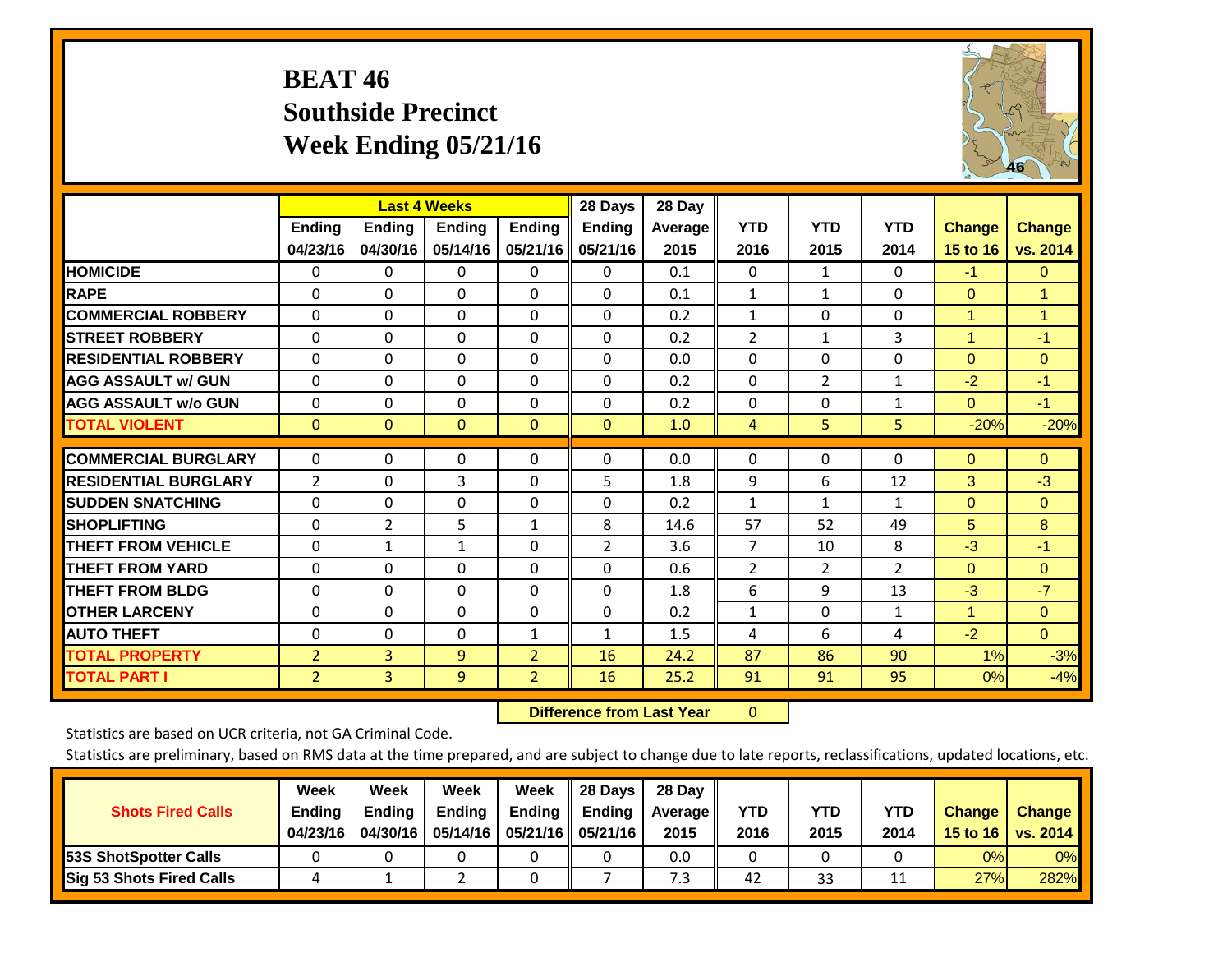# BEAT 46
## Southside Precinct
## Week Ending 05/21/16

| | Last 4 Weeks | | | | 28 Days | 28 Day | | | | | |
|---|---|---|---|---|---|---|---|---|---|---|---|
| | Ending 04/23/16 | Ending 04/30/16 | Ending 05/14/16 | Ending 05/21/16 | Ending 05/21/16 | Average 2015 | YTD 2016 | YTD 2015 | YTD 2014 | Change 15 to 16 | Change vs. 2014 |
| HOMICIDE | 0 | 0 | 0 | 0 | 0 | 0.1 | 0 | 1 | 0 | -1 | 0 |
| RAPE | 0 | 0 | 0 | 0 | 0 | 0.1 | 1 | 1 | 0 | 0 | 1 |
| COMMERCIAL ROBBERY | 0 | 0 | 0 | 0 | 0 | 0.2 | 1 | 0 | 0 | 1 | 1 |
| STREET ROBBERY | 0 | 0 | 0 | 0 | 0 | 0.2 | 2 | 1 | 3 | 1 | -1 |
| RESIDENTIAL ROBBERY | 0 | 0 | 0 | 0 | 0 | 0.0 | 0 | 0 | 0 | 0 | 0 |
| AGG ASSAULT w/ GUN | 0 | 0 | 0 | 0 | 0 | 0.2 | 0 | 2 | 1 | -2 | -1 |
| AGG ASSAULT w/o GUN | 0 | 0 | 0 | 0 | 0 | 0.2 | 0 | 0 | 1 | 0 | -1 |
| TOTAL VIOLENT | 0 | 0 | 0 | 0 | 0 | 1.0 | 4 | 5 | 5 | -20% | -20% |
| COMMERCIAL BURGLARY | 0 | 0 | 0 | 0 | 0 | 0.0 | 0 | 0 | 0 | 0 | 0 |
| RESIDENTIAL BURGLARY | 2 | 0 | 3 | 0 | 5 | 1.8 | 9 | 6 | 12 | 3 | -3 |
| SUDDEN SNATCHING | 0 | 0 | 0 | 0 | 0 | 0.2 | 1 | 1 | 1 | 0 | 0 |
| SHOPLIFTING | 0 | 2 | 5 | 1 | 8 | 14.6 | 57 | 52 | 49 | 5 | 8 |
| THEFT FROM VEHICLE | 0 | 1 | 1 | 0 | 2 | 3.6 | 7 | 10 | 8 | -3 | -1 |
| THEFT FROM YARD | 0 | 0 | 0 | 0 | 0 | 0.6 | 2 | 2 | 2 | 0 | 0 |
| THEFT FROM BLDG | 0 | 0 | 0 | 0 | 0 | 1.8 | 6 | 9 | 13 | -3 | -7 |
| OTHER LARCENY | 0 | 0 | 0 | 0 | 0 | 0.2 | 1 | 0 | 1 | 1 | 0 |
| AUTO THEFT | 0 | 0 | 0 | 1 | 1 | 1.5 | 4 | 6 | 4 | -2 | 0 |
| TOTAL PROPERTY | 2 | 3 | 9 | 2 | 16 | 24.2 | 87 | 86 | 90 | 1% | -3% |
| TOTAL PART I | 2 | 3 | 9 | 2 | 16 | 25.2 | 91 | 91 | 95 | 0% | -4% |

**Difference from Last Year** 0

Statistics are based on UCR criteria, not GA Criminal Code.

Statistics are preliminary, based on RMS data at the time prepared, and are subject to change due to late reports, reclassifications, updated locations, etc.

| Shots Fired Calls | Week Ending 04/23/16 | Week Ending 04/30/16 | Week Ending 05/14/16 | Week Ending 05/21/16 | 28 Days Ending 05/21/16 | 28 Day Average 2015 | YTD 2016 | YTD 2015 | YTD 2014 | Change 15 to 16 | Change vs. 2014 |
|---|---|---|---|---|---|---|---|---|---|---|---|
| 53S ShotSpotter Calls | 0 | 0 | 0 | 0 | 0 | 0.0 | 0 | 0 | 0 | 0% | 0% |
| Sig 53 Shots Fired Calls | 4 | 1 | 2 | 0 | 7 | 7.3 | 42 | 33 | 11 | 27% | 282% |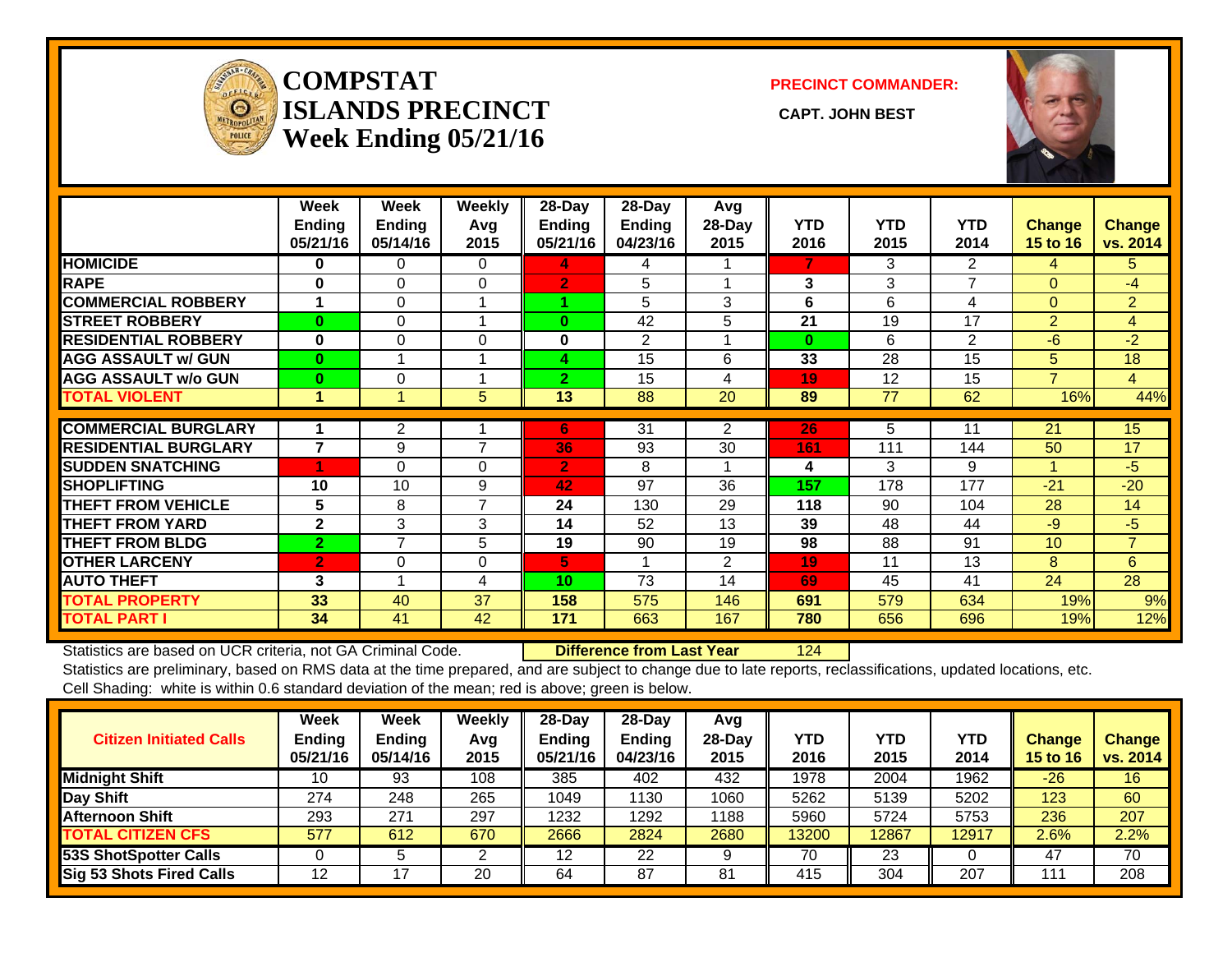# COMPSTAT ISLANDS PRECINCT Week Ending 05/21/16

**PRECINCT COMMANDER:**

**CAPT. JOHN BEST**

| | Week Ending 05/21/16 | Week Ending 05/14/16 | Weekly Avg 2015 | 28-Day Ending 05/21/16 | 28-Day Ending 04/23/16 | Avg 28-Day 2015 | YTD 2016 | YTD 2015 | YTD 2014 | Change 15 to 16 | Change vs. 2014 |
|---|---|---|---|---|---|---|---|---|---|---|---|
| HOMICIDE | 0 | 0 | 0 | 4 | 4 | 1 | 7 | 3 | 2 | 4 | 5 |
| RAPE | 0 | 0 | 0 | 2 | 5 | 1 | 3 | 3 | 7 | 0 | -4 |
| COMMERCIAL ROBBERY | 1 | 0 | 1 | 1 | 5 | 3 | 6 | 6 | 4 | 0 | 2 |
| STREET ROBBERY | 0 | 0 | 1 | 0 | 42 | 5 | 21 | 19 | 17 | 2 | 4 |
| RESIDENTIAL ROBBERY | 0 | 0 | 0 | 0 | 2 | 1 | 0 | 6 | 2 | -6 | -2 |
| AGG ASSAULT w/ GUN | 0 | 1 | 1 | 4 | 15 | 6 | 33 | 28 | 15 | 5 | 18 |
| AGG ASSAULT w/o GUN | 0 | 0 | 1 | 2 | 15 | 4 | 19 | 12 | 15 | 7 | 4 |
| TOTAL VIOLENT | 1 | 1 | 5 | 13 | 88 | 20 | 89 | 77 | 62 | 16% | 44% |
| COMMERCIAL BURGLARY | 1 | 2 | 1 | 6 | 31 | 2 | 26 | 5 | 11 | 21 | 15 |
| RESIDENTIAL BURGLARY | 7 | 9 | 7 | 36 | 93 | 30 | 161 | 111 | 144 | 50 | 17 |
| SUDDEN SNATCHING | 1 | 0 | 0 | 2 | 8 | 1 | 4 | 3 | 9 | 1 | -5 |
| SHOPLIFTING | 10 | 10 | 9 | 42 | 97 | 36 | 157 | 178 | 177 | -21 | -20 |
| THEFT FROM VEHICLE | 5 | 8 | 7 | 24 | 130 | 29 | 118 | 90 | 104 | 28 | 14 |
| THEFT FROM YARD | 2 | 3 | 3 | 14 | 52 | 13 | 39 | 48 | 44 | -9 | -5 |
| THEFT FROM BLDG | 2 | 7 | 5 | 19 | 90 | 19 | 98 | 88 | 91 | 10 | 7 |
| OTHER LARCENY | 2 | 0 | 0 | 5 | 1 | 2 | 19 | 11 | 13 | 8 | 6 |
| AUTO THEFT | 3 | 1 | 4 | 10 | 73 | 14 | 69 | 45 | 41 | 24 | 28 |
| TOTAL PROPERTY | 33 | 40 | 37 | 158 | 575 | 146 | 691 | 579 | 634 | 19% | 9% |
| TOTAL PART I | 34 | 41 | 42 | 171 | 663 | 167 | 780 | 656 | 696 | 19% | 12% |

Statistics are based on UCR criteria, not GA Criminal Code. **Difference from Last Year** 124

Statistics are preliminary, based on RMS data at the time prepared, and are subject to change due to late reports, reclassifications, updated locations, etc.

Cell Shading: white is within 0.6 standard deviation of the mean; red is above; green is below.

| Citizen Initiated Calls | Week Ending 05/21/16 | Week Ending 05/14/16 | Weekly Avg 2015 | 28-Day Ending 05/21/16 | 28-Day Ending 04/23/16 | Avg 28-Day 2015 | YTD 2016 | YTD 2015 | YTD 2014 | Change 15 to 16 | Change vs. 2014 |
|---|---|---|---|---|---|---|---|---|---|---|---|
| Midnight Shift | 10 | 93 | 108 | 385 | 402 | 432 | 1978 | 2004 | 1962 | -26 | 16 |
| Day Shift | 274 | 248 | 265 | 1049 | 1130 | 1060 | 5262 | 5139 | 5202 | 123 | 60 |
| Afternoon Shift | 293 | 271 | 297 | 1232 | 1292 | 1188 | 5960 | 5724 | 5753 | 236 | 207 |
| TOTAL CITIZEN CFS | 577 | 612 | 670 | 2666 | 2824 | 2680 | 13200 | 12867 | 12917 | 2.6% | 2.2% |
| 53S ShotSpotter Calls | 0 | 5 | 2 | 12 | 22 | 9 | 70 | 23 | 0 | 47 | 70 |
| Sig 53 Shots Fired Calls | 12 | 17 | 20 | 64 | 87 | 81 | 415 | 304 | 207 | 111 | 208 |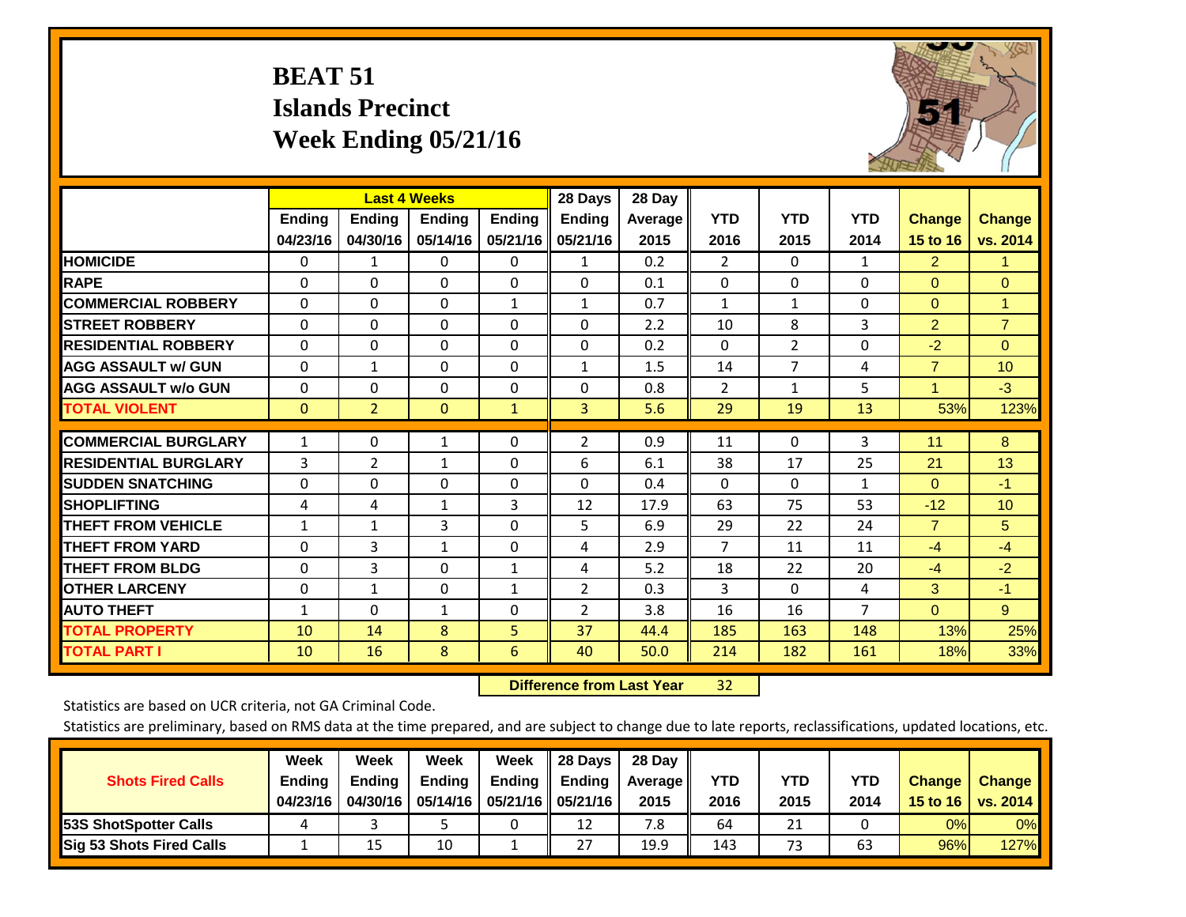# BEAT 51
## Islands Precinct
## Week Ending 05/21/16

| | Last 4 Weeks | | | | 28 Days | 28 Day | | | | | |
|---|---|---|---|---|---|---|---|---|---|---|---|
| | Ending 04/23/16 | Ending 04/30/16 | Ending 05/14/16 | Ending 05/21/16 | Ending 05/21/16 | Average 2015 | YTD 2016 | YTD 2015 | YTD 2014 | Change 15 to 16 | Change vs. 2014 |
| HOMICIDE | 0 | 1 | 0 | 0 | 1 | 0.2 | 2 | 0 | 1 | 2 | 1 |
| RAPE | 0 | 0 | 0 | 0 | 0 | 0.1 | 0 | 0 | 0 | 0 | 0 |
| COMMERCIAL ROBBERY | 0 | 0 | 0 | 1 | 1 | 0.7 | 1 | 1 | 0 | 0 | 1 |
| STREET ROBBERY | 0 | 0 | 0 | 0 | 0 | 2.2 | 10 | 8 | 3 | 2 | 7 |
| RESIDENTIAL ROBBERY | 0 | 0 | 0 | 0 | 0 | 0.2 | 0 | 2 | 0 | -2 | 0 |
| AGG ASSAULT w/ GUN | 0 | 1 | 0 | 0 | 1 | 1.5 | 14 | 7 | 4 | 7 | 10 |
| AGG ASSAULT w/o GUN | 0 | 0 | 0 | 0 | 0 | 0.8 | 2 | 1 | 5 | 1 | -3 |
| TOTAL VIOLENT | 0 | 2 | 0 | 1 | 3 | 5.6 | 29 | 19 | 13 | 53% | 123% |
| COMMERCIAL BURGLARY | 1 | 0 | 1 | 0 | 2 | 0.9 | 11 | 0 | 3 | 11 | 8 |
| RESIDENTIAL BURGLARY | 3 | 2 | 1 | 0 | 6 | 6.1 | 38 | 17 | 25 | 21 | 13 |
| SUDDEN SNATCHING | 0 | 0 | 0 | 0 | 0 | 0.4 | 0 | 0 | 1 | 0 | -1 |
| SHOPLIFTING | 4 | 4 | 1 | 3 | 12 | 17.9 | 63 | 75 | 53 | -12 | 10 |
| THEFT FROM VEHICLE | 1 | 1 | 3 | 0 | 5 | 6.9 | 29 | 22 | 24 | 7 | 5 |
| THEFT FROM YARD | 0 | 3 | 1 | 0 | 4 | 2.9 | 7 | 11 | 11 | -4 | -4 |
| THEFT FROM BLDG | 0 | 3 | 0 | 1 | 4 | 5.2 | 18 | 22 | 20 | -4 | -2 |
| OTHER LARCENY | 0 | 1 | 0 | 1 | 2 | 0.3 | 3 | 0 | 4 | 3 | -1 |
| AUTO THEFT | 1 | 0 | 1 | 0 | 2 | 3.8 | 16 | 16 | 7 | 0 | 9 |
| TOTAL PROPERTY | 10 | 14 | 8 | 5 | 37 | 44.4 | 185 | 163 | 148 | 13% | 25% |
| TOTAL PART I | 10 | 16 | 8 | 6 | 40 | 50.0 | 214 | 182 | 161 | 18% | 33% |

**Difference from Last Year** 32

Statistics are based on UCR criteria, not GA Criminal Code.

Statistics are preliminary, based on RMS data at the time prepared, and are subject to change due to late reports, reclassifications, updated locations, etc.

| Shots Fired Calls | Week Ending 04/23/16 | Week Ending 04/30/16 | Week Ending 05/14/16 | Week Ending 05/21/16 | 28 Days Ending 05/21/16 | 28 Day Average 2015 | YTD 2016 | YTD 2015 | YTD 2014 | Change 15 to 16 | Change vs. 2014 |
|---|---|---|---|---|---|---|---|---|---|---|---|
| 53S ShotSpotter Calls | 4 | 3 | 5 | 0 | 12 | 7.8 | 64 | 21 | 0 | 0% | 0% |
| Sig 53 Shots Fired Calls | 1 | 15 | 10 | 1 | 27 | 19.9 | 143 | 73 | 63 | 96% | 127% |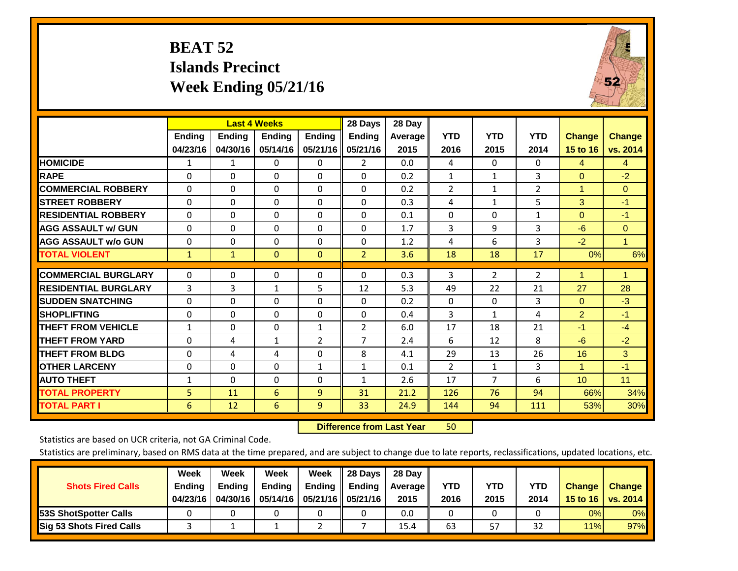# BEAT 52
# Islands Precinct
# Week Ending 05/21/16

| | Last 4 Weeks | | | | 28 Days | 28 Day | | | | | |
|---|---|---|---|---|---|---|---|---|---|---|---|
| | Ending 04/23/16 | Ending 04/30/16 | Ending 05/14/16 | Ending 05/21/16 | Ending 05/21/16 | Average 2015 | YTD 2016 | YTD 2015 | YTD 2014 | Change 15 to 16 | Change vs. 2014 |
| **HOMICIDE** | 1 | 1 | 0 | 0 | 2 | 0.0 | 4 | 0 | 0 | 4 | 4 |
| **RAPE** | 0 | 0 | 0 | 0 | 0 | 0.2 | 1 | 1 | 3 | 0 | -2 |
| **COMMERCIAL ROBBERY** | 0 | 0 | 0 | 0 | 0 | 0.2 | 2 | 1 | 2 | 1 | 0 |
| **STREET ROBBERY** | 0 | 0 | 0 | 0 | 0 | 0.3 | 4 | 1 | 5 | 3 | -1 |
| **RESIDENTIAL ROBBERY** | 0 | 0 | 0 | 0 | 0 | 0.1 | 0 | 0 | 1 | 0 | -1 |
| **AGG ASSAULT w/ GUN** | 0 | 0 | 0 | 0 | 0 | 1.7 | 3 | 9 | 3 | -6 | 0 |
| **AGG ASSAULT w/o GUN** | 0 | 0 | 0 | 0 | 0 | 1.2 | 4 | 6 | 3 | -2 | 1 |
| **TOTAL VIOLENT** | 1 | 1 | 0 | 0 | 2 | 3.6 | 18 | 18 | 17 | 0% | 6% |
| **COMMERCIAL BURGLARY** | 0 | 0 | 0 | 0 | 0 | 0.3 | 3 | 2 | 2 | 1 | 1 |
| **RESIDENTIAL BURGLARY** | 3 | 3 | 1 | 5 | 12 | 5.3 | 49 | 22 | 21 | 27 | 28 |
| **SUDDEN SNATCHING** | 0 | 0 | 0 | 0 | 0 | 0.2 | 0 | 0 | 3 | 0 | -3 |
| **SHOPLIFTING** | 0 | 0 | 0 | 0 | 0 | 0.4 | 3 | 1 | 4 | 2 | -1 |
| **THEFT FROM VEHICLE** | 1 | 0 | 0 | 1 | 2 | 6.0 | 17 | 18 | 21 | -1 | -4 |
| **THEFT FROM YARD** | 0 | 4 | 1 | 2 | 7 | 2.4 | 6 | 12 | 8 | -6 | -2 |
| **THEFT FROM BLDG** | 0 | 4 | 4 | 0 | 8 | 4.1 | 29 | 13 | 26 | 16 | 3 |
| **OTHER LARCENY** | 0 | 0 | 0 | 1 | 1 | 0.1 | 2 | 1 | 3 | 1 | -1 |
| **AUTO THEFT** | 1 | 0 | 0 | 0 | 1 | 2.6 | 17 | 7 | 6 | 10 | 11 |
| **TOTAL PROPERTY** | 5 | 11 | 6 | 9 | 31 | 21.2 | 126 | 76 | 94 | 66% | 34% |
| **TOTAL PART I** | 6 | 12 | 6 | 9 | 33 | 24.9 | 144 | 94 | 111 | 53% | 30% |

**Difference from Last Year** 50

Statistics are based on UCR criteria, not GA Criminal Code.

Statistics are preliminary, based on RMS data at the time prepared, and are subject to change due to late reports, reclassifications, updated locations, etc.

| Shots Fired Calls | Week Ending 04/23/16 | Week Ending 04/30/16 | Week Ending 05/14/16 | Week Ending 05/21/16 | 28 Days Ending 05/21/16 | 28 Day Average 2015 | YTD 2016 | YTD 2015 | YTD 2014 | Change 15 to 16 | Change vs. 2014 |
|---|---|---|---|---|---|---|---|---|---|---|---|
| **53S ShotSpotter Calls** | 0 | 0 | 0 | 0 | 0 | 0.0 | 0 | 0 | 0 | 0% | 0% |
| **Sig 53 Shots Fired Calls** | 3 | 1 | 1 | 2 | 7 | 15.4 | 63 | 57 | 32 | 11% | 97% |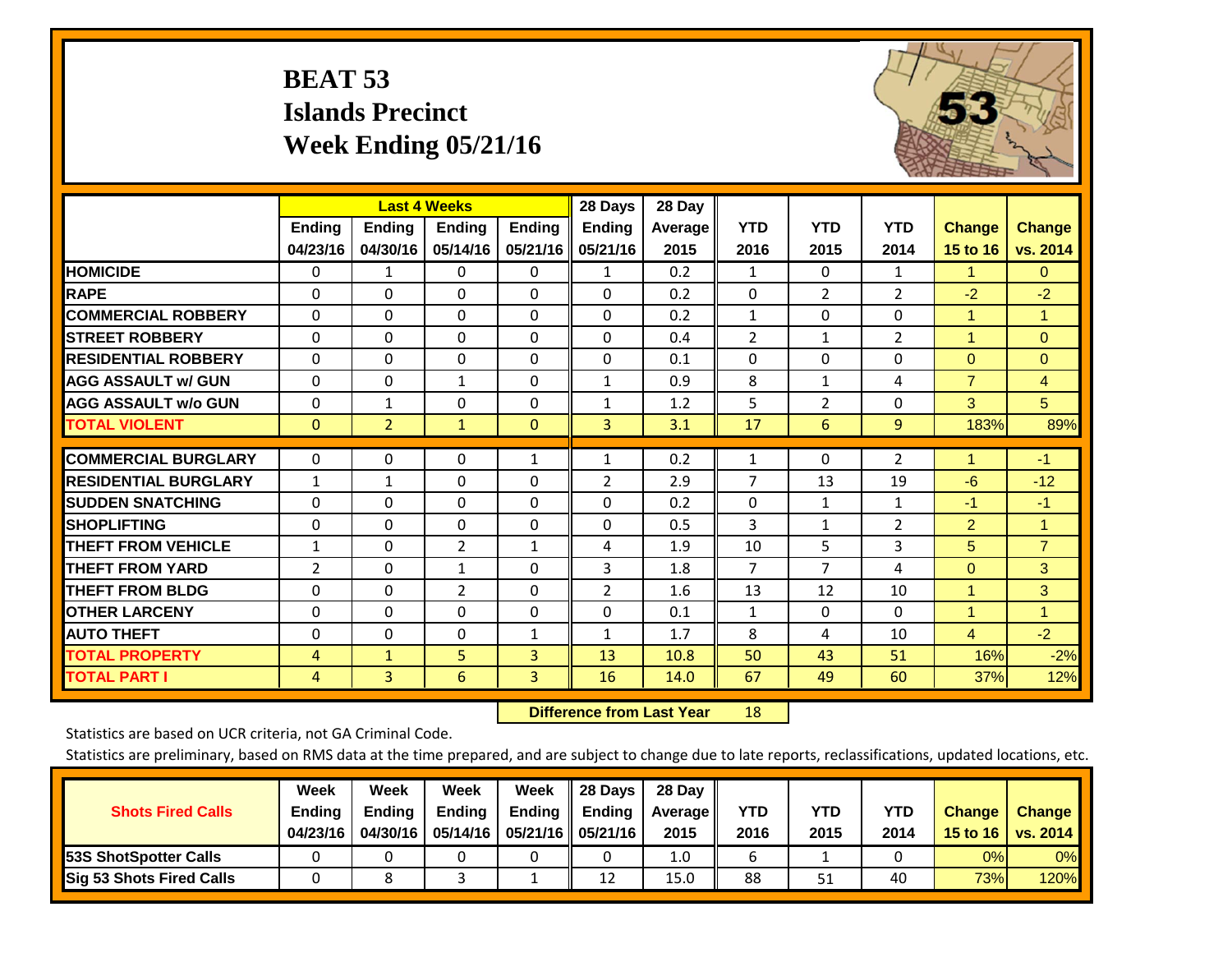# BEAT 53
## Islands Precinct
## Week Ending 05/21/16

| | Last 4 Weeks | | | | 28 Days | 28 Day | | | | | |
|---|---|---|---|---|---|---|---|---|---|---|---|
| | Ending 04/23/16 | Ending 04/30/16 | Ending 05/14/16 | Ending 05/21/16 | Ending 05/21/16 | Average 2015 | YTD 2016 | YTD 2015 | YTD 2014 | Change 15 to 16 | Change vs. 2014 |
| HOMICIDE | 0 | 1 | 0 | 0 | 1 | 0.2 | 1 | 0 | 1 | 1 | 0 |
| RAPE | 0 | 0 | 0 | 0 | 0 | 0.2 | 0 | 2 | 2 | -2 | -2 |
| COMMERCIAL ROBBERY | 0 | 0 | 0 | 0 | 0 | 0.2 | 1 | 0 | 0 | 1 | 1 |
| STREET ROBBERY | 0 | 0 | 0 | 0 | 0 | 0.4 | 2 | 1 | 2 | 1 | 0 |
| RESIDENTIAL ROBBERY | 0 | 0 | 0 | 0 | 0 | 0.1 | 0 | 0 | 0 | 0 | 0 |
| AGG ASSAULT w/ GUN | 0 | 0 | 1 | 0 | 1 | 0.9 | 8 | 1 | 4 | 7 | 4 |
| AGG ASSAULT w/o GUN | 0 | 1 | 0 | 0 | 1 | 1.2 | 5 | 2 | 0 | 3 | 5 |
| TOTAL VIOLENT | 0 | 2 | 1 | 0 | 3 | 3.1 | 17 | 6 | 9 | 183% | 89% |
| COMMERCIAL BURGLARY | 0 | 0 | 0 | 1 | 1 | 0.2 | 1 | 0 | 2 | 1 | -1 |
| RESIDENTIAL BURGLARY | 1 | 1 | 0 | 0 | 2 | 2.9 | 7 | 13 | 19 | -6 | -12 |
| SUDDEN SNATCHING | 0 | 0 | 0 | 0 | 0 | 0.2 | 0 | 1 | 1 | -1 | -1 |
| SHOPLIFTING | 0 | 0 | 0 | 0 | 0 | 0.5 | 3 | 1 | 2 | 2 | 1 |
| THEFT FROM VEHICLE | 1 | 0 | 2 | 1 | 4 | 1.9 | 10 | 5 | 3 | 5 | 7 |
| THEFT FROM YARD | 2 | 0 | 1 | 0 | 3 | 1.8 | 7 | 7 | 4 | 0 | 3 |
| THEFT FROM BLDG | 0 | 0 | 2 | 0 | 2 | 1.6 | 13 | 12 | 10 | 1 | 3 |
| OTHER LARCENY | 0 | 0 | 0 | 0 | 0 | 0.1 | 1 | 0 | 0 | 1 | 1 |
| AUTO THEFT | 0 | 0 | 0 | 1 | 1 | 1.7 | 8 | 4 | 10 | 4 | -2 |
| TOTAL PROPERTY | 4 | 1 | 5 | 3 | 13 | 10.8 | 50 | 43 | 51 | 16% | -2% |
| TOTAL PART I | 4 | 3 | 6 | 3 | 16 | 14.0 | 67 | 49 | 60 | 37% | 12% |

**Difference from Last Year** 18

Statistics are based on UCR criteria, not GA Criminal Code.

Statistics are preliminary, based on RMS data at the time prepared, and are subject to change due to late reports, reclassifications, updated locations, etc.

| Shots Fired Calls | Week Ending 04/23/16 | Week Ending 04/30/16 | Week Ending 05/14/16 | Week Ending 05/21/16 | 28 Days Ending 05/21/16 | 28 Day Average 2015 | YTD 2016 | YTD 2015 | YTD 2014 | Change 15 to 16 | Change vs. 2014 |
|---|---|---|---|---|---|---|---|---|---|---|---|
| 53S ShotSpotter Calls | 0 | 0 | 0 | 0 | 0 | 1.0 | 6 | 1 | 0 | 0% | 0% |
| Sig 53 Shots Fired Calls | 0 | 8 | 3 | 1 | 12 | 15.0 | 88 | 51 | 40 | 73% | 120% |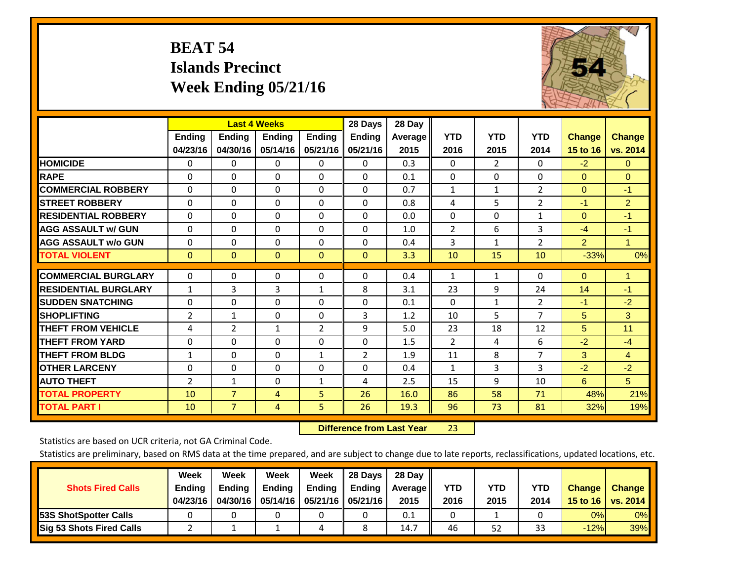# BEAT 54
## Islands Precinct
## Week Ending 05/21/16

| | Last 4 Weeks | | | | 28 Days | 28 Day | | | | | |
|---|---|---|---|---|---|---|---|---|---|---|---|
| | Ending 04/23/16 | Ending 04/30/16 | Ending 05/14/16 | Ending 05/21/16 | Ending 05/21/16 | Average 2015 | YTD 2016 | YTD 2015 | YTD 2014 | Change 15 to 16 | Change vs. 2014 |
| HOMICIDE | 0 | 0 | 0 | 0 | 0 | 0.3 | 0 | 2 | 0 | -2 | 0 |
| RAPE | 0 | 0 | 0 | 0 | 0 | 0.1 | 0 | 0 | 0 | 0 | 0 |
| COMMERCIAL ROBBERY | 0 | 0 | 0 | 0 | 0 | 0.7 | 1 | 1 | 2 | 0 | -1 |
| STREET ROBBERY | 0 | 0 | 0 | 0 | 0 | 0.8 | 4 | 5 | 2 | -1 | 2 |
| RESIDENTIAL ROBBERY | 0 | 0 | 0 | 0 | 0 | 0.0 | 0 | 0 | 1 | 0 | -1 |
| AGG ASSAULT w/ GUN | 0 | 0 | 0 | 0 | 0 | 1.0 | 2 | 6 | 3 | -4 | -1 |
| AGG ASSAULT w/o GUN | 0 | 0 | 0 | 0 | 0 | 0.4 | 3 | 1 | 2 | 2 | 1 |
| TOTAL VIOLENT | 0 | 0 | 0 | 0 | 0 | 3.3 | 10 | 15 | 10 | -33% | 0% |
| COMMERCIAL BURGLARY | 0 | 0 | 0 | 0 | 0 | 0.4 | 1 | 1 | 0 | 0 | 1 |
| RESIDENTIAL BURGLARY | 1 | 3 | 3 | 1 | 8 | 3.1 | 23 | 9 | 24 | 14 | -1 |
| SUDDEN SNATCHING | 0 | 0 | 0 | 0 | 0 | 0.1 | 0 | 1 | 2 | -1 | -2 |
| SHOPLIFTING | 2 | 1 | 0 | 0 | 3 | 1.2 | 10 | 5 | 7 | 5 | 3 |
| THEFT FROM VEHICLE | 4 | 2 | 1 | 2 | 9 | 5.0 | 23 | 18 | 12 | 5 | 11 |
| THEFT FROM YARD | 0 | 0 | 0 | 0 | 0 | 1.5 | 2 | 4 | 6 | -2 | -4 |
| THEFT FROM BLDG | 1 | 0 | 0 | 1 | 2 | 1.9 | 11 | 8 | 7 | 3 | 4 |
| OTHER LARCENY | 0 | 0 | 0 | 0 | 0 | 0.4 | 1 | 3 | 3 | -2 | -2 |
| AUTO THEFT | 2 | 1 | 0 | 1 | 4 | 2.5 | 15 | 9 | 10 | 6 | 5 |
| TOTAL PROPERTY | 10 | 7 | 4 | 5 | 26 | 16.0 | 86 | 58 | 71 | 48% | 21% |
| TOTAL PART I | 10 | 7 | 4 | 5 | 26 | 19.3 | 96 | 73 | 81 | 32% | 19% |

**Difference from Last Year** 23

Statistics are based on UCR criteria, not GA Criminal Code.

Statistics are preliminary, based on RMS data at the time prepared, and are subject to change due to late reports, reclassifications, updated locations, etc.

| Shots Fired Calls | Week Ending 04/23/16 | Week Ending 04/30/16 | Week Ending 05/14/16 | Week Ending 05/21/16 | 28 Days Ending 05/21/16 | 28 Day Average 2015 | YTD 2016 | YTD 2015 | YTD 2014 | Change 15 to 16 | Change vs. 2014 |
|---|---|---|---|---|---|---|---|---|---|---|---|
| 53S ShotSpotter Calls | 0 | 0 | 0 | 0 | 0 | 0.1 | 0 | 1 | 0 | 0% | 0% |
| Sig 53 Shots Fired Calls | 2 | 1 | 1 | 4 | 8 | 14.7 | 46 | 52 | 33 | -12% | 39% |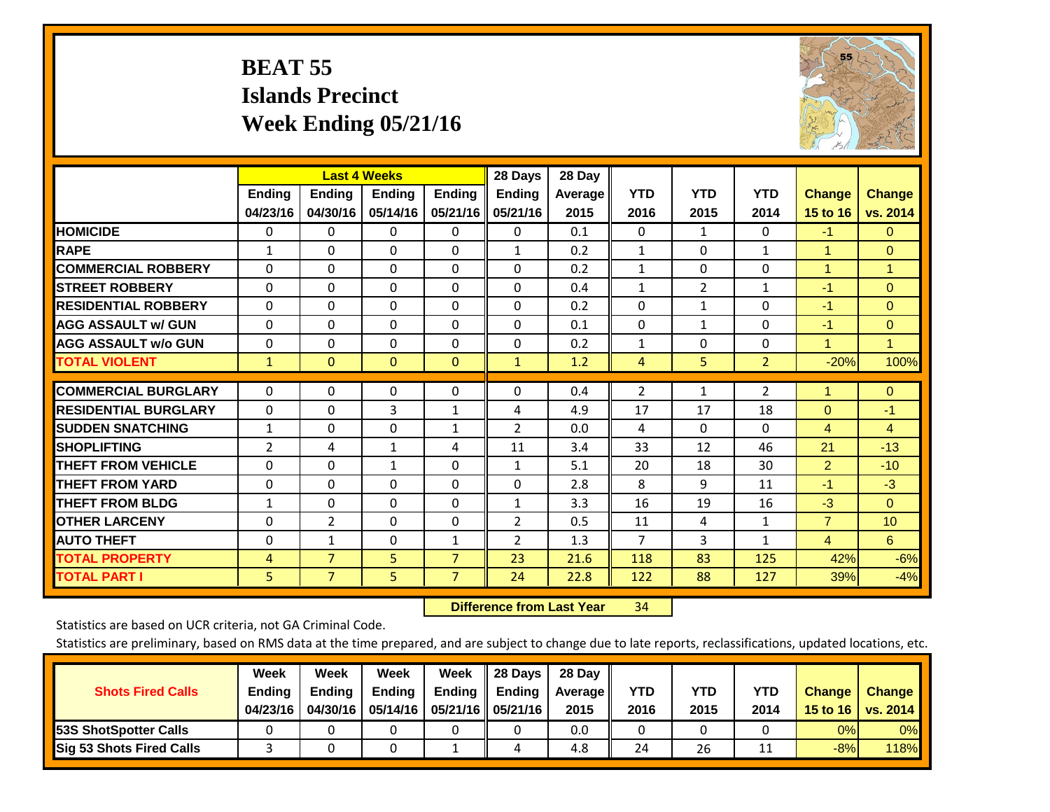# BEAT 55
## Islands Precinct
## Week Ending 05/21/16

| | Last 4 Weeks | | | | 28 Days | 28 Day | | | | | |
|---|---|---|---|---|---|---|---|---|---|---|---|
| | Ending 04/23/16 | Ending 04/30/16 | Ending 05/14/16 | Ending 05/21/16 | Ending 05/21/16 | Average 2015 | YTD 2016 | YTD 2015 | YTD 2014 | Change 15 to 16 | Change vs. 2014 |
| HOMICIDE | 0 | 0 | 0 | 0 | 0 | 0.1 | 0 | 1 | 0 | -1 | 0 |
| RAPE | 1 | 0 | 0 | 0 | 1 | 0.2 | 1 | 0 | 1 | 1 | 0 |
| COMMERCIAL ROBBERY | 0 | 0 | 0 | 0 | 0 | 0.2 | 1 | 0 | 0 | 1 | 1 |
| STREET ROBBERY | 0 | 0 | 0 | 0 | 0 | 0.4 | 1 | 2 | 1 | -1 | 0 |
| RESIDENTIAL ROBBERY | 0 | 0 | 0 | 0 | 0 | 0.2 | 0 | 1 | 0 | -1 | 0 |
| AGG ASSAULT w/ GUN | 0 | 0 | 0 | 0 | 0 | 0.1 | 0 | 1 | 0 | -1 | 0 |
| AGG ASSAULT w/o GUN | 0 | 0 | 0 | 0 | 0 | 0.2 | 1 | 0 | 0 | 1 | 1 |
| TOTAL VIOLENT | 1 | 0 | 0 | 0 | 1 | 1.2 | 4 | 5 | 2 | -20% | 100% |
| COMMERCIAL BURGLARY | 0 | 0 | 0 | 0 | 0 | 0.4 | 2 | 1 | 2 | 1 | 0 |
| RESIDENTIAL BURGLARY | 0 | 0 | 3 | 1 | 4 | 4.9 | 17 | 17 | 18 | 0 | -1 |
| SUDDEN SNATCHING | 1 | 0 | 0 | 1 | 2 | 0.0 | 4 | 0 | 0 | 4 | 4 |
| SHOPLIFTING | 2 | 4 | 1 | 4 | 11 | 3.4 | 33 | 12 | 46 | 21 | -13 |
| THEFT FROM VEHICLE | 0 | 0 | 1 | 0 | 1 | 5.1 | 20 | 18 | 30 | 2 | -10 |
| THEFT FROM YARD | 0 | 0 | 0 | 0 | 0 | 2.8 | 8 | 9 | 11 | -1 | -3 |
| THEFT FROM BLDG | 1 | 0 | 0 | 0 | 1 | 3.3 | 16 | 19 | 16 | -3 | 0 |
| OTHER LARCENY | 0 | 2 | 0 | 0 | 2 | 0.5 | 11 | 4 | 1 | 7 | 10 |
| AUTO THEFT | 0 | 1 | 0 | 1 | 2 | 1.3 | 7 | 3 | 1 | 4 | 6 |
| TOTAL PROPERTY | 4 | 7 | 5 | 7 | 23 | 21.6 | 118 | 83 | 125 | 42% | -6% |
| TOTAL PART I | 5 | 7 | 5 | 7 | 24 | 22.8 | 122 | 88 | 127 | 39% | -4% |

**Difference from Last Year** 34

Statistics are based on UCR criteria, not GA Criminal Code.

Statistics are preliminary, based on RMS data at the time prepared, and are subject to change due to late reports, reclassifications, updated locations, etc.

| Shots Fired Calls | Week Ending 04/23/16 | Week Ending 04/30/16 | Week Ending 05/14/16 | Week Ending 05/21/16 | 28 Days Ending 05/21/16 | 28 Day Average 2015 | YTD 2016 | YTD 2015 | YTD 2014 | Change 15 to 16 | Change vs. 2014 |
|---|---|---|---|---|---|---|---|---|---|---|---|
| 53S ShotSpotter Calls | 0 | 0 | 0 | 0 | 0 | 0.0 | 0 | 0 | 0 | 0% | 0% |
| Sig 53 Shots Fired Calls | 3 | 0 | 0 | 1 | 4 | 4.8 | 24 | 26 | 11 | -8% | 118% |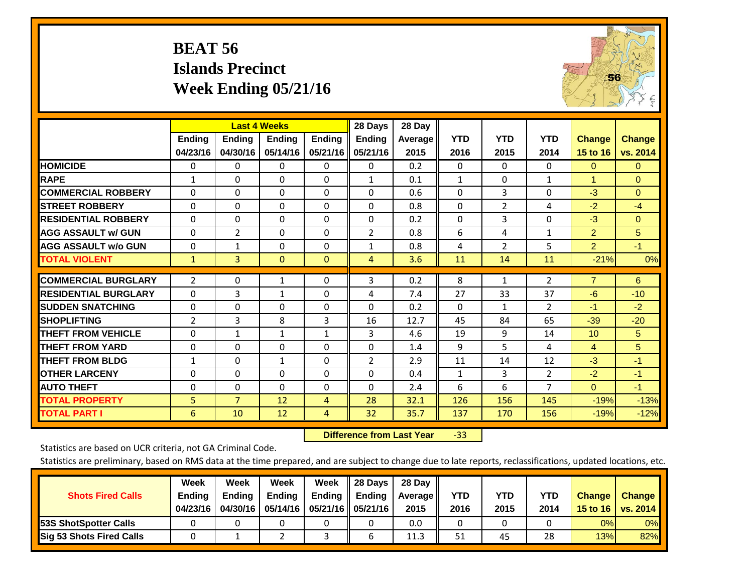# BEAT 56
## Islands Precinct
## Week Ending 05/21/16

| | Last 4 Weeks | | | | 28 Days | 28 Day | YTD | YTD | YTD | Change | Change |
|---|---|---|---|---|---|---|---|---|---|---|---|
| | Ending 04/23/16 | Ending 04/30/16 | Ending 05/14/16 | Ending 05/21/16 | Ending 05/21/16 | Average 2015 | 2016 | 2015 | 2014 | 15 to 16 | vs. 2014 |
| HOMICIDE | 0 | 0 | 0 | 0 | 0 | 0.2 | 0 | 0 | 0 | 0 | 0 |
| RAPE | 1 | 0 | 0 | 0 | 1 | 0.1 | 1 | 0 | 1 | 1 | 0 |
| COMMERCIAL ROBBERY | 0 | 0 | 0 | 0 | 0 | 0.6 | 0 | 3 | 0 | -3 | 0 |
| STREET ROBBERY | 0 | 0 | 0 | 0 | 0 | 0.8 | 0 | 2 | 4 | -2 | -4 |
| RESIDENTIAL ROBBERY | 0 | 0 | 0 | 0 | 0 | 0.2 | 0 | 3 | 0 | -3 | 0 |
| AGG ASSAULT w/ GUN | 0 | 2 | 0 | 0 | 2 | 0.8 | 6 | 4 | 1 | 2 | 5 |
| AGG ASSAULT w/o GUN | 0 | 1 | 0 | 0 | 1 | 0.8 | 4 | 2 | 5 | 2 | -1 |
| TOTAL VIOLENT | 1 | 3 | 0 | 0 | 4 | 3.6 | 11 | 14 | 11 | -21% | 0% |
| COMMERCIAL BURGLARY | 2 | 0 | 1 | 0 | 3 | 0.2 | 8 | 1 | 2 | 7 | 6 |
| RESIDENTIAL BURGLARY | 0 | 3 | 1 | 0 | 4 | 7.4 | 27 | 33 | 37 | -6 | -10 |
| SUDDEN SNATCHING | 0 | 0 | 0 | 0 | 0 | 0.2 | 0 | 1 | 2 | -1 | -2 |
| SHOPLIFTING | 2 | 3 | 8 | 3 | 16 | 12.7 | 45 | 84 | 65 | -39 | -20 |
| THEFT FROM VEHICLE | 0 | 1 | 1 | 1 | 3 | 4.6 | 19 | 9 | 14 | 10 | 5 |
| THEFT FROM YARD | 0 | 0 | 0 | 0 | 0 | 1.4 | 9 | 5 | 4 | 4 | 5 |
| THEFT FROM BLDG | 1 | 0 | 1 | 0 | 2 | 2.9 | 11 | 14 | 12 | -3 | -1 |
| OTHER LARCENY | 0 | 0 | 0 | 0 | 0 | 0.4 | 1 | 3 | 2 | -2 | -1 |
| AUTO THEFT | 0 | 0 | 0 | 0 | 0 | 2.4 | 6 | 6 | 7 | 0 | -1 |
| TOTAL PROPERTY | 5 | 7 | 12 | 4 | 28 | 32.1 | 126 | 156 | 145 | -19% | -13% |
| TOTAL PART I | 6 | 10 | 12 | 4 | 32 | 35.7 | 137 | 170 | 156 | -19% | -12% |

**Difference from Last Year** -33

Statistics are based on UCR criteria, not GA Criminal Code.

Statistics are preliminary, based on RMS data at the time prepared, and are subject to change due to late reports, reclassifications, updated locations, etc.

| Shots Fired Calls | Week Ending 04/23/16 | Week Ending 04/30/16 | Week Ending 05/14/16 | Week Ending 05/21/16 | 28 Days Ending 05/21/16 | 28 Day Average 2015 | YTD 2016 | YTD 2015 | YTD 2014 | Change 15 to 16 | Change vs. 2014 |
|---|---|---|---|---|---|---|---|---|---|---|---|
| 53S ShotSpotter Calls | 0 | 0 | 0 | 0 | 0 | 0.0 | 0 | 0 | 0 | 0% | 0% |
| Sig 53 Shots Fired Calls | 0 | 1 | 2 | 3 | 6 | 11.3 | 51 | 45 | 28 | 13% | 82% |